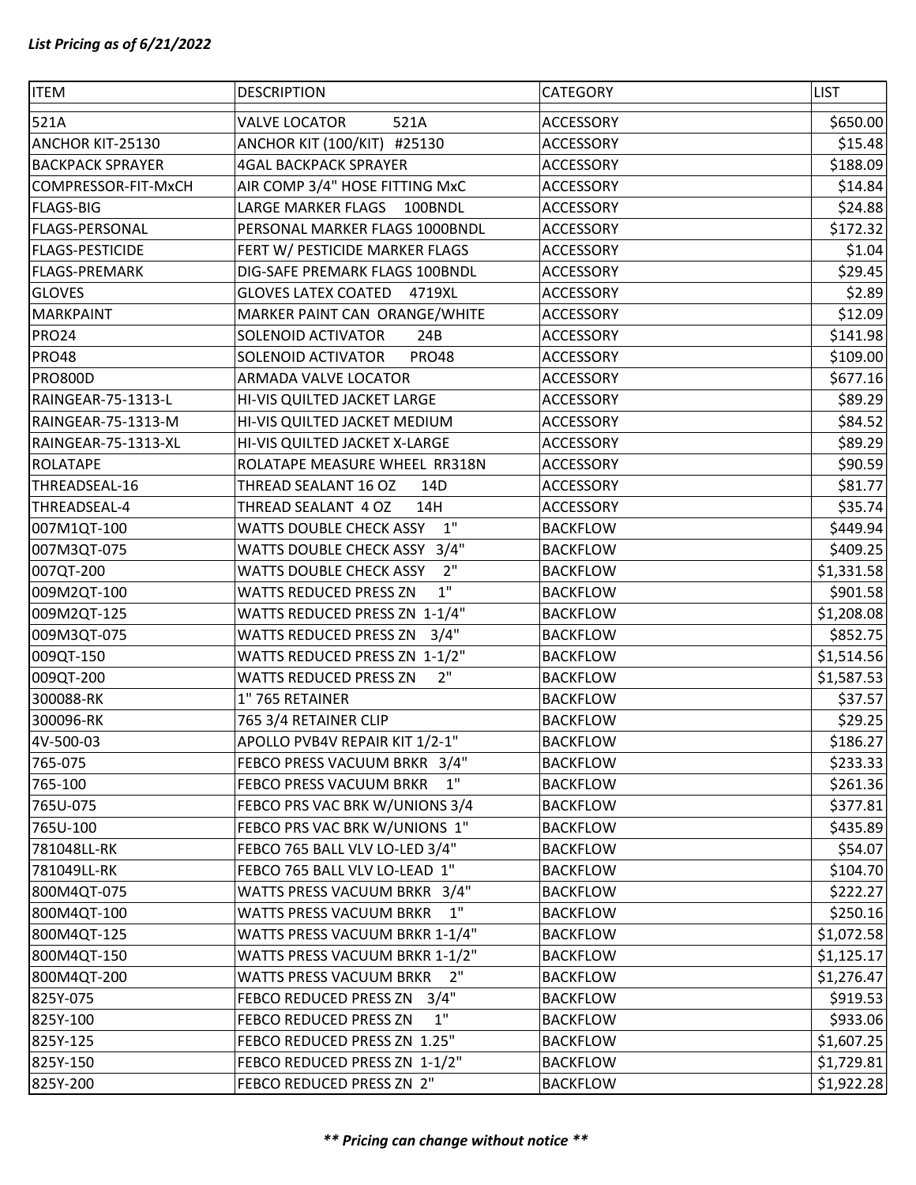*List Pricing as of 6/21/2022*

| ITEM | DESCRIPTION | CATEGORY | LIST |
|---|---|---|---|
| 521A | VALVE LOCATOR 521A | ACCESSORY | $650.00 |
| ANCHOR KIT-25130 | ANCHOR KIT (100/KIT) #25130 | ACCESSORY | $15.48 |
| BACKPACK SPRAYER | 4GAL BACKPACK SPRAYER | ACCESSORY | $188.09 |
| COMPRESSOR-FIT-MxCH | AIR COMP 3/4" HOSE FITTING MxC | ACCESSORY | $14.84 |
| FLAGS-BIG | LARGE MARKER FLAGS 100BNDL | ACCESSORY | $24.88 |
| FLAGS-PERSONAL | PERSONAL MARKER FLAGS 1000BNDL | ACCESSORY | $172.32 |
| FLAGS-PESTICIDE | FERT W/ PESTICIDE MARKER FLAGS | ACCESSORY | $1.04 |
| FLAGS-PREMARK | DIG-SAFE PREMARK FLAGS 100BNDL | ACCESSORY | $29.45 |
| GLOVES | GLOVES LATEX COATED 4719XL | ACCESSORY | $2.89 |
| MARKPAINT | MARKER PAINT CAN ORANGE/WHITE | ACCESSORY | $12.09 |
| PRO24 | SOLENOID ACTIVATOR 24B | ACCESSORY | $141.98 |
| PRO48 | SOLENOID ACTIVATOR PRO48 | ACCESSORY | $109.00 |
| PRO800D | ARMADA VALVE LOCATOR | ACCESSORY | $677.16 |
| RAINGEAR-75-1313-L | HI-VIS QUILTED JACKET LARGE | ACCESSORY | $89.29 |
| RAINGEAR-75-1313-M | HI-VIS QUILTED JACKET MEDIUM | ACCESSORY | $84.52 |
| RAINGEAR-75-1313-XL | HI-VIS QUILTED JACKET X-LARGE | ACCESSORY | $89.29 |
| ROLATAPE | ROLATAPE MEASURE WHEEL RR318N | ACCESSORY | $90.59 |
| THREADSEAL-16 | THREAD SEALANT 16 OZ 14D | ACCESSORY | $81.77 |
| THREADSEAL-4 | THREAD SEALANT 4 OZ 14H | ACCESSORY | $35.74 |
| 007M1QT-100 | WATTS DOUBLE CHECK ASSY 1" | BACKFLOW | $449.94 |
| 007M3QT-075 | WATTS DOUBLE CHECK ASSY 3/4" | BACKFLOW | $409.25 |
| 007QT-200 | WATTS DOUBLE CHECK ASSY 2" | BACKFLOW | $1,331.58 |
| 009M2QT-100 | WATTS REDUCED PRESS ZN 1" | BACKFLOW | $901.58 |
| 009M2QT-125 | WATTS REDUCED PRESS ZN 1-1/4" | BACKFLOW | $1,208.08 |
| 009M3QT-075 | WATTS REDUCED PRESS ZN 3/4" | BACKFLOW | $852.75 |
| 009QT-150 | WATTS REDUCED PRESS ZN 1-1/2" | BACKFLOW | $1,514.56 |
| 009QT-200 | WATTS REDUCED PRESS ZN 2" | BACKFLOW | $1,587.53 |
| 300088-RK | 1" 765 RETAINER | BACKFLOW | $37.57 |
| 300096-RK | 765 3/4 RETAINER CLIP | BACKFLOW | $29.25 |
| 4V-500-03 | APOLLO PVB4V REPAIR KIT 1/2-1" | BACKFLOW | $186.27 |
| 765-075 | FEBCO PRESS VACUUM BRKR 3/4" | BACKFLOW | $233.33 |
| 765-100 | FEBCO PRESS VACUUM BRKR 1" | BACKFLOW | $261.36 |
| 765U-075 | FEBCO PRS VAC BRK W/UNIONS 3/4 | BACKFLOW | $377.81 |
| 765U-100 | FEBCO PRS VAC BRK W/UNIONS 1" | BACKFLOW | $435.89 |
| 781048LL-RK | FEBCO 765 BALL VLV LO-LED 3/4" | BACKFLOW | $54.07 |
| 781049LL-RK | FEBCO 765 BALL VLV LO-LEAD 1" | BACKFLOW | $104.70 |
| 800M4QT-075 | WATTS PRESS VACUUM BRKR 3/4" | BACKFLOW | $222.27 |
| 800M4QT-100 | WATTS PRESS VACUUM BRKR 1" | BACKFLOW | $250.16 |
| 800M4QT-125 | WATTS PRESS VACUUM BRKR 1-1/4" | BACKFLOW | $1,072.58 |
| 800M4QT-150 | WATTS PRESS VACUUM BRKR 1-1/2" | BACKFLOW | $1,125.17 |
| 800M4QT-200 | WATTS PRESS VACUUM BRKR 2" | BACKFLOW | $1,276.47 |
| 825Y-075 | FEBCO REDUCED PRESS ZN 3/4" | BACKFLOW | $919.53 |
| 825Y-100 | FEBCO REDUCED PRESS ZN 1" | BACKFLOW | $933.06 |
| 825Y-125 | FEBCO REDUCED PRESS ZN 1.25" | BACKFLOW | $1,607.25 |
| 825Y-150 | FEBCO REDUCED PRESS ZN 1-1/2" | BACKFLOW | $1,729.81 |
| 825Y-200 | FEBCO REDUCED PRESS ZN 2" | BACKFLOW | $1,922.28 |

***\*\* Pricing can change without notice \*\****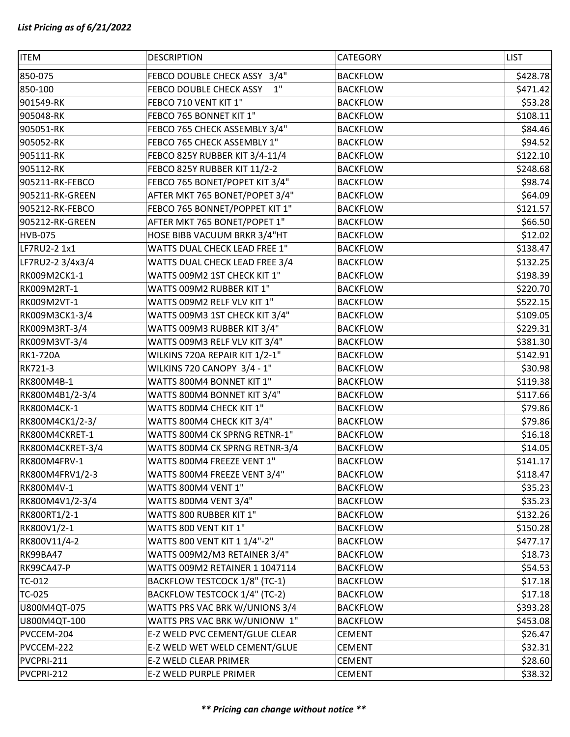*List Pricing as of 6/21/2022*

| ITEM | DESCRIPTION | CATEGORY | LIST |
|---|---|---|---|
| 850-075 | FEBCO DOUBLE CHECK ASSY 3/4" | BACKFLOW | $428.78 |
| 850-100 | FEBCO DOUBLE CHECK ASSY 1" | BACKFLOW | $471.42 |
| 901549-RK | FEBCO 710 VENT KIT 1" | BACKFLOW | $53.28 |
| 905048-RK | FEBCO 765 BONNET KIT 1" | BACKFLOW | $108.11 |
| 905051-RK | FEBCO 765 CHECK ASSEMBLY 3/4" | BACKFLOW | $84.46 |
| 905052-RK | FEBCO 765 CHECK ASSEMBLY 1" | BACKFLOW | $94.52 |
| 905111-RK | FEBCO 825Y RUBBER KIT 3/4-11/4 | BACKFLOW | $122.10 |
| 905112-RK | FEBCO 825Y RUBBER KIT 11/2-2 | BACKFLOW | $248.68 |
| 905211-RK-FEBCO | FEBCO 765 BONET/POPET KIT 3/4" | BACKFLOW | $98.74 |
| 905211-RK-GREEN | AFTER MKT 765 BONET/POPET 3/4" | BACKFLOW | $64.09 |
| 905212-RK-FEBCO | FEBCO 765 BONNET/POPPET KIT 1" | BACKFLOW | $121.57 |
| 905212-RK-GREEN | AFTER MKT 765 BONET/POPET 1" | BACKFLOW | $66.50 |
| HVB-075 | HOSE BIBB VACUUM BRKR 3/4"HT | BACKFLOW | $12.02 |
| LF7RU2-2 1x1 | WATTS DUAL CHECK LEAD FREE 1" | BACKFLOW | $138.47 |
| LF7RU2-2 3/4x3/4 | WATTS DUAL CHECK LEAD FREE 3/4 | BACKFLOW | $132.25 |
| RK009M2CK1-1 | WATTS 009M2 1ST CHECK KIT 1" | BACKFLOW | $198.39 |
| RK009M2RT-1 | WATTS 009M2 RUBBER KIT 1" | BACKFLOW | $220.70 |
| RK009M2VT-1 | WATTS 009M2 RELF VLV KIT 1" | BACKFLOW | $522.15 |
| RK009M3CK1-3/4 | WATTS 009M3 1ST CHECK KIT 3/4" | BACKFLOW | $109.05 |
| RK009M3RT-3/4 | WATTS 009M3 RUBBER KIT 3/4" | BACKFLOW | $229.31 |
| RK009M3VT-3/4 | WATTS 009M3 RELF VLV KIT 3/4" | BACKFLOW | $381.30 |
| RK1-720A | WILKINS 720A REPAIR KIT 1/2-1" | BACKFLOW | $142.91 |
| RK721-3 | WILKINS 720 CANOPY 3/4 - 1" | BACKFLOW | $30.98 |
| RK800M4B-1 | WATTS 800M4 BONNET KIT 1" | BACKFLOW | $119.38 |
| RK800M4B1/2-3/4 | WATTS 800M4 BONNET KIT 3/4" | BACKFLOW | $117.66 |
| RK800M4CK-1 | WATTS 800M4 CHECK KIT 1" | BACKFLOW | $79.86 |
| RK800M4CK1/2-3/ | WATTS 800M4 CHECK KIT 3/4" | BACKFLOW | $79.86 |
| RK800M4CKRET-1 | WATTS 800M4 CK SPRNG RETNR-1" | BACKFLOW | $16.18 |
| RK800M4CKRET-3/4 | WATTS 800M4 CK SPRNG RETNR-3/4 | BACKFLOW | $14.05 |
| RK800M4FRV-1 | WATTS 800M4 FREEZE VENT 1" | BACKFLOW | $141.17 |
| RK800M4FRV1/2-3 | WATTS 800M4 FREEZE VENT 3/4" | BACKFLOW | $118.47 |
| RK800M4V-1 | WATTS 800M4 VENT 1" | BACKFLOW | $35.23 |
| RK800M4V1/2-3/4 | WATTS 800M4 VENT 3/4" | BACKFLOW | $35.23 |
| RK800RT1/2-1 | WATTS 800 RUBBER KIT 1" | BACKFLOW | $132.26 |
| RK800V1/2-1 | WATTS 800 VENT KIT 1" | BACKFLOW | $150.28 |
| RK800V11/4-2 | WATTS 800 VENT KIT 1 1/4"-2" | BACKFLOW | $477.17 |
| RK99BA47 | WATTS 009M2/M3 RETAINER 3/4" | BACKFLOW | $18.73 |
| RK99CA47-P | WATTS 009M2 RETAINER 1 1047114 | BACKFLOW | $54.53 |
| TC-012 | BACKFLOW TESTCOCK 1/8" (TC-1) | BACKFLOW | $17.18 |
| TC-025 | BACKFLOW TESTCOCK 1/4" (TC-2) | BACKFLOW | $17.18 |
| U800M4QT-075 | WATTS PRS VAC BRK W/UNIONS 3/4 | BACKFLOW | $393.28 |
| U800M4QT-100 | WATTS PRS VAC BRK W/UNIONW 1" | BACKFLOW | $453.08 |
| PVCCEM-204 | E-Z WELD PVC CEMENT/GLUE CLEAR | CEMENT | $26.47 |
| PVCCEM-222 | E-Z WELD WET WELD CEMENT/GLUE | CEMENT | $32.31 |
| PVCPRI-211 | E-Z WELD CLEAR PRIMER | CEMENT | $28.60 |
| PVCPRI-212 | E-Z WELD PURPLE PRIMER | CEMENT | $38.32 |

***\*\* Pricing can change without notice \*\****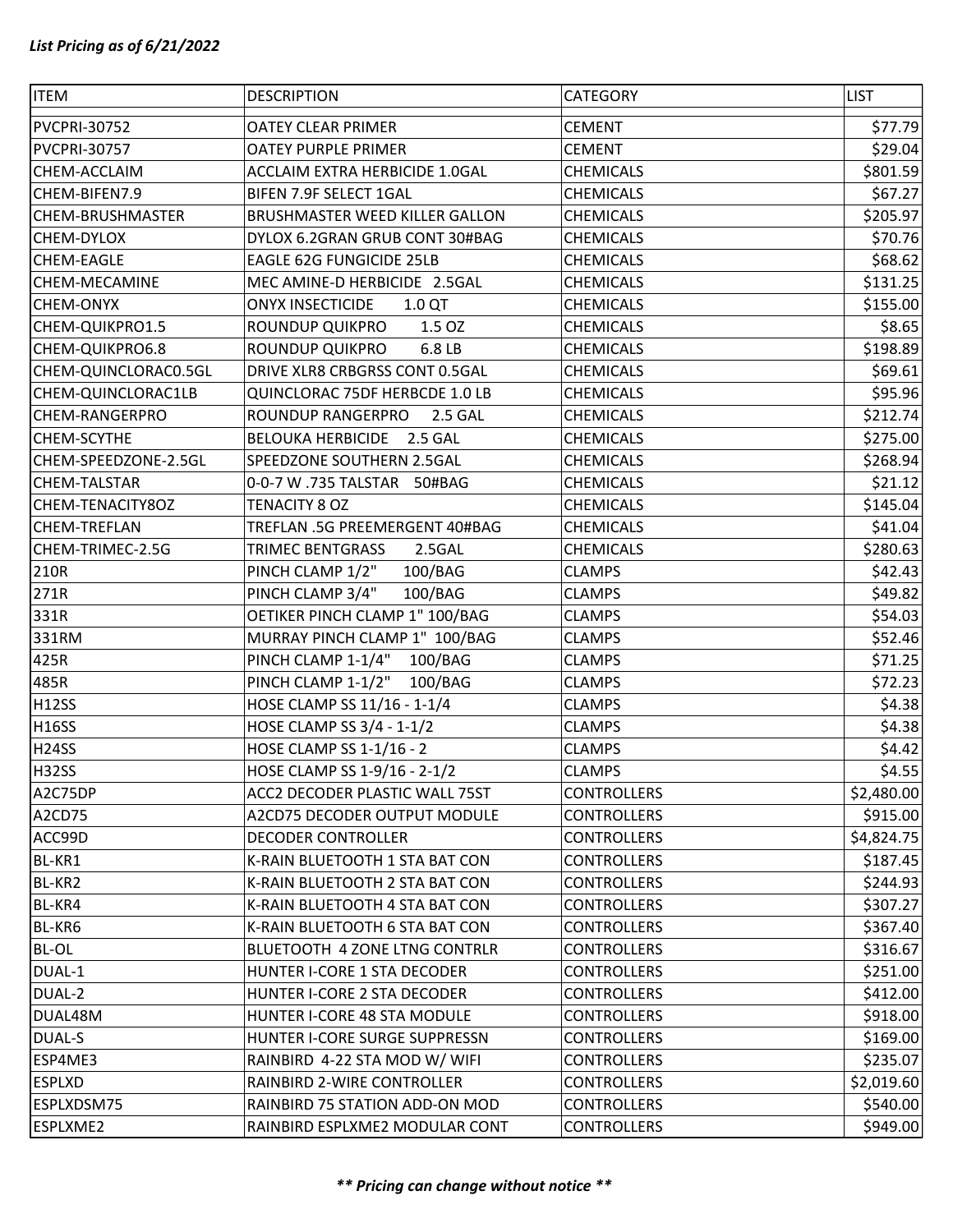***List Pricing as of 6/21/2022***

| ITEM | DESCRIPTION | CATEGORY | LIST |
|---|---|---|---|
| PVCPRI-30752 | OATEY CLEAR PRIMER | CEMENT | $77.79 |
| PVCPRI-30757 | OATEY PURPLE PRIMER | CEMENT | $29.04 |
| CHEM-ACCLAIM | ACCLAIM EXTRA HERBICIDE 1.0GAL | CHEMICALS | $801.59 |
| CHEM-BIFEN7.9 | BIFEN 7.9F SELECT 1GAL | CHEMICALS | $67.27 |
| CHEM-BRUSHMASTER | BRUSHMASTER WEED KILLER GALLON | CHEMICALS | $205.97 |
| CHEM-DYLOX | DYLOX 6.2GRAN GRUB CONT 30#BAG | CHEMICALS | $70.76 |
| CHEM-EAGLE | EAGLE 62G FUNGICIDE 25LB | CHEMICALS | $68.62 |
| CHEM-MECAMINE | MEC AMINE-D HERBICIDE 2.5GAL | CHEMICALS | $131.25 |
| CHEM-ONYX | ONYX INSECTICIDE 1.0 QT | CHEMICALS | $155.00 |
| CHEM-QUIKPRO1.5 | ROUNDUP QUIKPRO 1.5 OZ | CHEMICALS | $8.65 |
| CHEM-QUIKPRO6.8 | ROUNDUP QUIKPRO 6.8 LB | CHEMICALS | $198.89 |
| CHEM-QUINCLORAC0.5GL | DRIVE XLR8 CRBGRSS CONT 0.5GAL | CHEMICALS | $69.61 |
| CHEM-QUINCLORAC1LB | QUINCLORAC 75DF HERBCDE 1.0 LB | CHEMICALS | $95.96 |
| CHEM-RANGERPRO | ROUNDUP RANGERPRO 2.5 GAL | CHEMICALS | $212.74 |
| CHEM-SCYTHE | BELOUKA HERBICIDE 2.5 GAL | CHEMICALS | $275.00 |
| CHEM-SPEEDZONE-2.5GL | SPEEDZONE SOUTHERN 2.5GAL | CHEMICALS | $268.94 |
| CHEM-TALSTAR | 0-0-7 W .735 TALSTAR 50#BAG | CHEMICALS | $21.12 |
| CHEM-TENACITY8OZ | TENACITY 8 OZ | CHEMICALS | $145.04 |
| CHEM-TREFLAN | TREFLAN .5G PREEMERGENT 40#BAG | CHEMICALS | $41.04 |
| CHEM-TRIMEC-2.5G | TRIMEC BENTGRASS 2.5GAL | CHEMICALS | $280.63 |
| 210R | PINCH CLAMP 1/2" 100/BAG | CLAMPS | $42.43 |
| 271R | PINCH CLAMP 3/4" 100/BAG | CLAMPS | $49.82 |
| 331R | OETIKER PINCH CLAMP 1" 100/BAG | CLAMPS | $54.03 |
| 331RM | MURRAY PINCH CLAMP 1" 100/BAG | CLAMPS | $52.46 |
| 425R | PINCH CLAMP 1-1/4" 100/BAG | CLAMPS | $71.25 |
| 485R | PINCH CLAMP 1-1/2" 100/BAG | CLAMPS | $72.23 |
| H12SS | HOSE CLAMP SS 11/16 - 1-1/4 | CLAMPS | $4.38 |
| H16SS | HOSE CLAMP SS 3/4 - 1-1/2 | CLAMPS | $4.38 |
| H24SS | HOSE CLAMP SS 1-1/16 - 2 | CLAMPS | $4.42 |
| H32SS | HOSE CLAMP SS 1-9/16 - 2-1/2 | CLAMPS | $4.55 |
| A2C75DP | ACC2 DECODER PLASTIC WALL 75ST | CONTROLLERS | $2,480.00 |
| A2CD75 | A2CD75 DECODER OUTPUT MODULE | CONTROLLERS | $915.00 |
| ACC99D | DECODER CONTROLLER | CONTROLLERS | $4,824.75 |
| BL-KR1 | K-RAIN BLUETOOTH 1 STA BAT CON | CONTROLLERS | $187.45 |
| BL-KR2 | K-RAIN BLUETOOTH 2 STA BAT CON | CONTROLLERS | $244.93 |
| BL-KR4 | K-RAIN BLUETOOTH 4 STA BAT CON | CONTROLLERS | $307.27 |
| BL-KR6 | K-RAIN BLUETOOTH 6 STA BAT CON | CONTROLLERS | $367.40 |
| BL-OL | BLUETOOTH 4 ZONE LTNG CONTRLR | CONTROLLERS | $316.67 |
| DUAL-1 | HUNTER I-CORE 1 STA DECODER | CONTROLLERS | $251.00 |
| DUAL-2 | HUNTER I-CORE 2 STA DECODER | CONTROLLERS | $412.00 |
| DUAL48M | HUNTER I-CORE 48 STA MODULE | CONTROLLERS | $918.00 |
| DUAL-S | HUNTER I-CORE SURGE SUPPRESSN | CONTROLLERS | $169.00 |
| ESP4ME3 | RAINBIRD 4-22 STA MOD W/ WIFI | CONTROLLERS | $235.07 |
| ESPLXD | RAINBIRD 2-WIRE CONTROLLER | CONTROLLERS | $2,019.60 |
| ESPLXDSM75 | RAINBIRD 75 STATION ADD-ON MOD | CONTROLLERS | $540.00 |
| ESPLXME2 | RAINBIRD ESPLXME2 MODULAR CONT | CONTROLLERS | $949.00 |

***\*\* Pricing can change without notice \*\****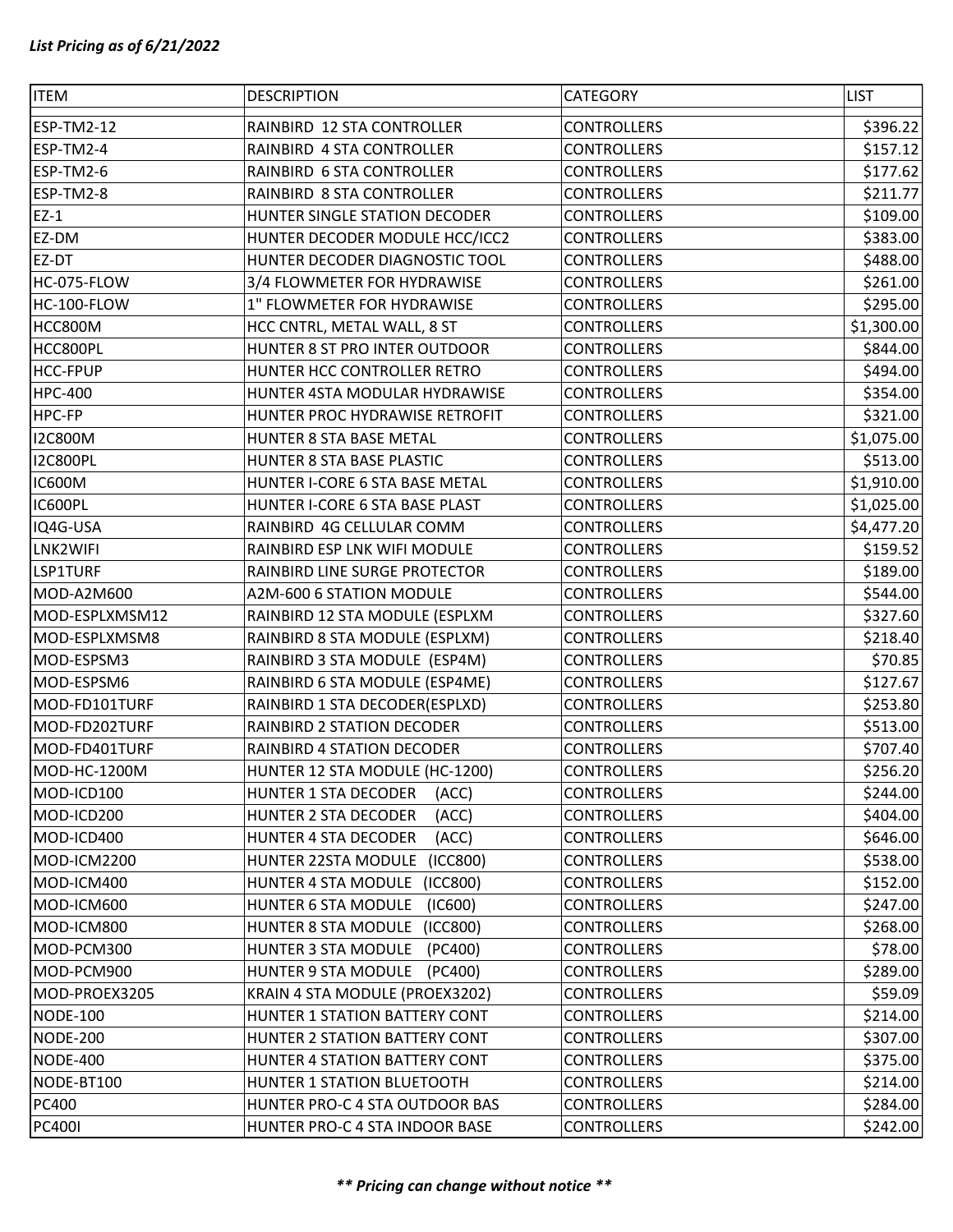*List Pricing as of 6/21/2022*

| ITEM | DESCRIPTION | CATEGORY | LIST |
|---|---|---|---|
| ESP-TM2-12 | RAINBIRD 12 STA CONTROLLER | CONTROLLERS | $396.22 |
| ESP-TM2-4 | RAINBIRD 4 STA CONTROLLER | CONTROLLERS | $157.12 |
| ESP-TM2-6 | RAINBIRD 6 STA CONTROLLER | CONTROLLERS | $177.62 |
| ESP-TM2-8 | RAINBIRD 8 STA CONTROLLER | CONTROLLERS | $211.77 |
| EZ-1 | HUNTER SINGLE STATION DECODER | CONTROLLERS | $109.00 |
| EZ-DM | HUNTER DECODER MODULE HCC/ICC2 | CONTROLLERS | $383.00 |
| EZ-DT | HUNTER DECODER DIAGNOSTIC TOOL | CONTROLLERS | $488.00 |
| HC-075-FLOW | 3/4 FLOWMETER FOR HYDRAWISE | CONTROLLERS | $261.00 |
| HC-100-FLOW | 1" FLOWMETER FOR HYDRAWISE | CONTROLLERS | $295.00 |
| HCC800M | HCC CNTRL, METAL WALL, 8 ST | CONTROLLERS | $1,300.00 |
| HCC800PL | HUNTER 8 ST PRO INTER OUTDOOR | CONTROLLERS | $844.00 |
| HCC-FPUP | HUNTER HCC CONTROLLER RETRO | CONTROLLERS | $494.00 |
| HPC-400 | HUNTER 4STA MODULAR HYDRAWISE | CONTROLLERS | $354.00 |
| HPC-FP | HUNTER PROC HYDRAWISE RETROFIT | CONTROLLERS | $321.00 |
| I2C800M | HUNTER 8 STA BASE METAL | CONTROLLERS | $1,075.00 |
| I2C800PL | HUNTER 8 STA BASE PLASTIC | CONTROLLERS | $513.00 |
| IC600M | HUNTER I-CORE 6 STA BASE METAL | CONTROLLERS | $1,910.00 |
| IC600PL | HUNTER I-CORE 6 STA BASE PLAST | CONTROLLERS | $1,025.00 |
| IQ4G-USA | RAINBIRD 4G CELLULAR COMM | CONTROLLERS | $4,477.20 |
| LNK2WIFI | RAINBIRD ESP LNK WIFI MODULE | CONTROLLERS | $159.52 |
| LSP1TURF | RAINBIRD LINE SURGE PROTECTOR | CONTROLLERS | $189.00 |
| MOD-A2M600 | A2M-600 6 STATION MODULE | CONTROLLERS | $544.00 |
| MOD-ESPLXMSM12 | RAINBIRD 12 STA MODULE (ESPLXM | CONTROLLERS | $327.60 |
| MOD-ESPLXMSM8 | RAINBIRD 8 STA MODULE (ESPLXM) | CONTROLLERS | $218.40 |
| MOD-ESPSM3 | RAINBIRD 3 STA MODULE (ESP4M) | CONTROLLERS | $70.85 |
| MOD-ESPSM6 | RAINBIRD 6 STA MODULE (ESP4ME) | CONTROLLERS | $127.67 |
| MOD-FD101TURF | RAINBIRD 1 STA DECODER(ESPLXD) | CONTROLLERS | $253.80 |
| MOD-FD202TURF | RAINBIRD 2 STATION DECODER | CONTROLLERS | $513.00 |
| MOD-FD401TURF | RAINBIRD 4 STATION DECODER | CONTROLLERS | $707.40 |
| MOD-HC-1200M | HUNTER 12 STA MODULE (HC-1200) | CONTROLLERS | $256.20 |
| MOD-ICD100 | HUNTER 1 STA DECODER (ACC) | CONTROLLERS | $244.00 |
| MOD-ICD200 | HUNTER 2 STA DECODER (ACC) | CONTROLLERS | $404.00 |
| MOD-ICD400 | HUNTER 4 STA DECODER (ACC) | CONTROLLERS | $646.00 |
| MOD-ICM2200 | HUNTER 22STA MODULE (ICC800) | CONTROLLERS | $538.00 |
| MOD-ICM400 | HUNTER 4 STA MODULE (ICC800) | CONTROLLERS | $152.00 |
| MOD-ICM600 | HUNTER 6 STA MODULE (IC600) | CONTROLLERS | $247.00 |
| MOD-ICM800 | HUNTER 8 STA MODULE (ICC800) | CONTROLLERS | $268.00 |
| MOD-PCM300 | HUNTER 3 STA MODULE (PC400) | CONTROLLERS | $78.00 |
| MOD-PCM900 | HUNTER 9 STA MODULE (PC400) | CONTROLLERS | $289.00 |
| MOD-PROEX3205 | KRAIN 4 STA MODULE (PROEX3202) | CONTROLLERS | $59.09 |
| NODE-100 | HUNTER 1 STATION BATTERY CONT | CONTROLLERS | $214.00 |
| NODE-200 | HUNTER 2 STATION BATTERY CONT | CONTROLLERS | $307.00 |
| NODE-400 | HUNTER 4 STATION BATTERY CONT | CONTROLLERS | $375.00 |
| NODE-BT100 | HUNTER 1 STATION BLUETOOTH | CONTROLLERS | $214.00 |
| PC400 | HUNTER PRO-C 4 STA OUTDOOR BAS | CONTROLLERS | $284.00 |
| PC400I | HUNTER PRO-C 4 STA INDOOR BASE | CONTROLLERS | $242.00 |

***** Pricing can change without notice *****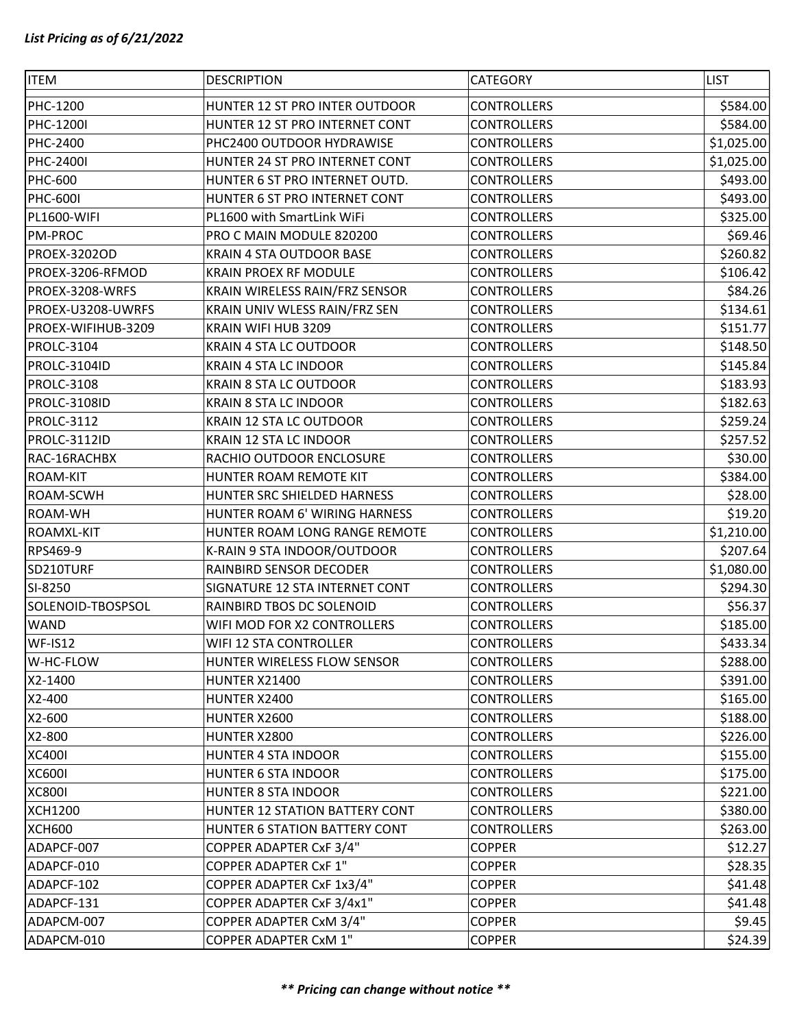*List Pricing as of 6/21/2022*

| ITEM | DESCRIPTION | CATEGORY | LIST |
|---|---|---|---|
| PHC-1200 | HUNTER 12 ST PRO INTER OUTDOOR | CONTROLLERS | $584.00 |
| PHC-1200I | HUNTER 12 ST PRO INTERNET CONT | CONTROLLERS | $584.00 |
| PHC-2400 | PHC2400 OUTDOOR HYDRAWISE | CONTROLLERS | $1,025.00 |
| PHC-2400I | HUNTER 24 ST PRO INTERNET CONT | CONTROLLERS | $1,025.00 |
| PHC-600 | HUNTER 6 ST PRO INTERNET OUTD. | CONTROLLERS | $493.00 |
| PHC-600I | HUNTER 6 ST PRO INTERNET CONT | CONTROLLERS | $493.00 |
| PL1600-WIFI | PL1600 with SmartLink WiFi | CONTROLLERS | $325.00 |
| PM-PROC | PRO C MAIN MODULE 820200 | CONTROLLERS | $69.46 |
| PROEX-3202OD | KRAIN 4 STA OUTDOOR BASE | CONTROLLERS | $260.82 |
| PROEX-3206-RFMOD | KRAIN PROEX RF MODULE | CONTROLLERS | $106.42 |
| PROEX-3208-WRFS | KRAIN WIRELESS RAIN/FRZ SENSOR | CONTROLLERS | $84.26 |
| PROEX-U3208-UWRFS | KRAIN UNIV WLESS RAIN/FRZ SEN | CONTROLLERS | $134.61 |
| PROEX-WIFIHUB-3209 | KRAIN WIFI HUB 3209 | CONTROLLERS | $151.77 |
| PROLC-3104 | KRAIN 4 STA LC OUTDOOR | CONTROLLERS | $148.50 |
| PROLC-3104ID | KRAIN 4 STA LC INDOOR | CONTROLLERS | $145.84 |
| PROLC-3108 | KRAIN 8 STA LC OUTDOOR | CONTROLLERS | $183.93 |
| PROLC-3108ID | KRAIN 8 STA LC INDOOR | CONTROLLERS | $182.63 |
| PROLC-3112 | KRAIN 12 STA LC OUTDOOR | CONTROLLERS | $259.24 |
| PROLC-3112ID | KRAIN 12 STA LC INDOOR | CONTROLLERS | $257.52 |
| RAC-16RACHBX | RACHIO OUTDOOR ENCLOSURE | CONTROLLERS | $30.00 |
| ROAM-KIT | HUNTER ROAM REMOTE KIT | CONTROLLERS | $384.00 |
| ROAM-SCWH | HUNTER SRC SHIELDED HARNESS | CONTROLLERS | $28.00 |
| ROAM-WH | HUNTER ROAM 6' WIRING HARNESS | CONTROLLERS | $19.20 |
| ROAMXL-KIT | HUNTER ROAM LONG RANGE REMOTE | CONTROLLERS | $1,210.00 |
| RPS469-9 | K-RAIN 9 STA INDOOR/OUTDOOR | CONTROLLERS | $207.64 |
| SD210TURF | RAINBIRD SENSOR DECODER | CONTROLLERS | $1,080.00 |
| SI-8250 | SIGNATURE 12 STA INTERNET CONT | CONTROLLERS | $294.30 |
| SOLENOID-TBOSPSOL | RAINBIRD TBOS DC SOLENOID | CONTROLLERS | $56.37 |
| WAND | WIFI MOD FOR X2 CONTROLLERS | CONTROLLERS | $185.00 |
| WF-IS12 | WIFI 12 STA CONTROLLER | CONTROLLERS | $433.34 |
| W-HC-FLOW | HUNTER WIRELESS FLOW SENSOR | CONTROLLERS | $288.00 |
| X2-1400 | HUNTER X21400 | CONTROLLERS | $391.00 |
| X2-400 | HUNTER X2400 | CONTROLLERS | $165.00 |
| X2-600 | HUNTER X2600 | CONTROLLERS | $188.00 |
| X2-800 | HUNTER X2800 | CONTROLLERS | $226.00 |
| XC400I | HUNTER 4 STA INDOOR | CONTROLLERS | $155.00 |
| XC600I | HUNTER 6 STA INDOOR | CONTROLLERS | $175.00 |
| XC800I | HUNTER 8 STA INDOOR | CONTROLLERS | $221.00 |
| XCH1200 | HUNTER 12 STATION BATTERY CONT | CONTROLLERS | $380.00 |
| XCH600 | HUNTER 6 STATION BATTERY CONT | CONTROLLERS | $263.00 |
| ADAPCF-007 | COPPER ADAPTER CxF 3/4" | COPPER | $12.27 |
| ADAPCF-010 | COPPER ADAPTER CxF 1" | COPPER | $28.35 |
| ADAPCF-102 | COPPER ADAPTER CxF 1x3/4" | COPPER | $41.48 |
| ADAPCF-131 | COPPER ADAPTER CxF 3/4x1" | COPPER | $41.48 |
| ADAPCM-007 | COPPER ADAPTER CxM 3/4" | COPPER | $9.45 |
| ADAPCM-010 | COPPER ADAPTER CxM 1" | COPPER | $24.39 |

***\*\* Pricing can change without notice \*\****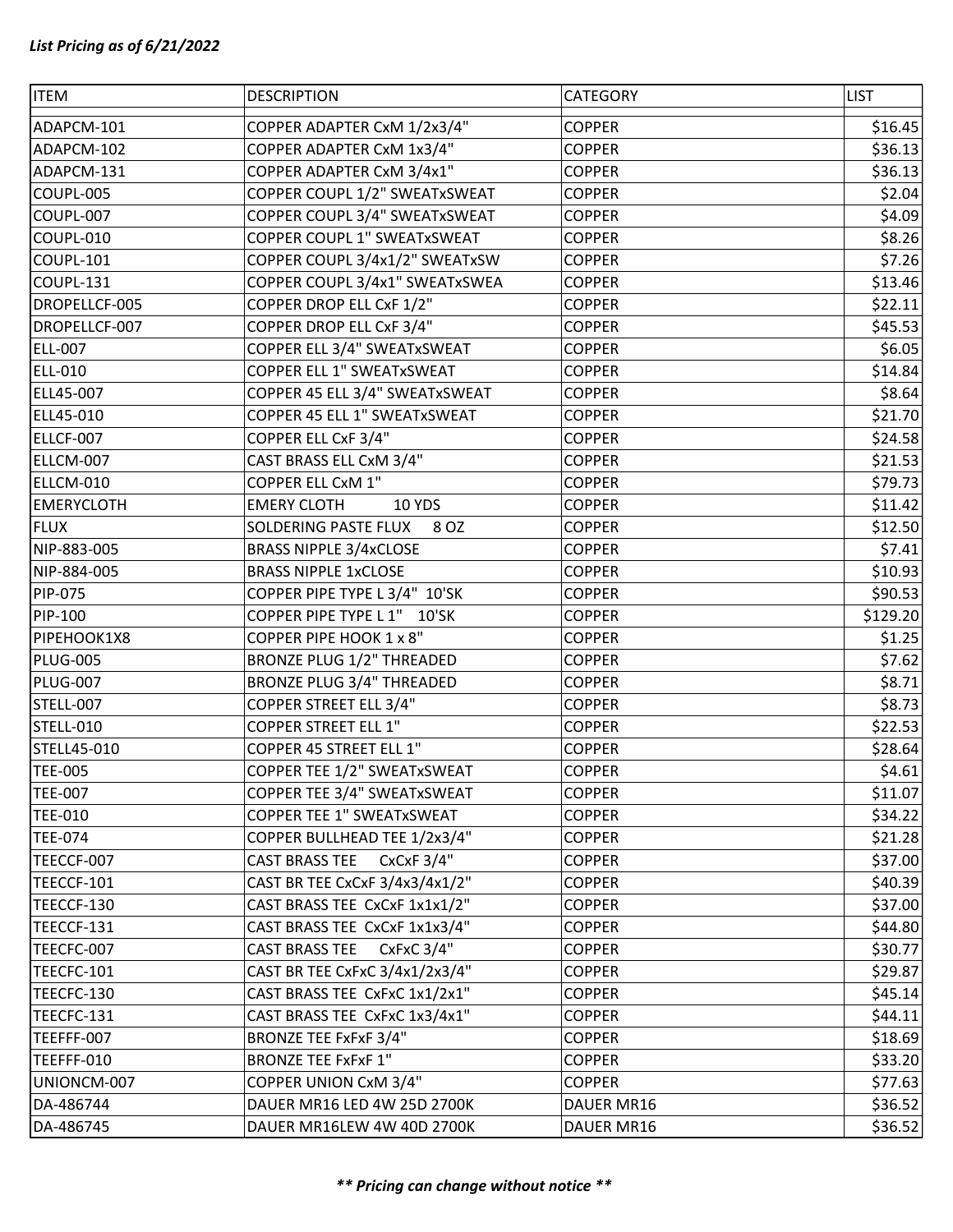*List Pricing as of 6/21/2022*

| ITEM | DESCRIPTION | CATEGORY | LIST |
|---|---|---|---|
| ADAPCM-101 | COPPER ADAPTER CxM 1/2x3/4" | COPPER | $16.45 |
| ADAPCM-102 | COPPER ADAPTER CxM 1x3/4" | COPPER | $36.13 |
| ADAPCM-131 | COPPER ADAPTER CxM 3/4x1" | COPPER | $36.13 |
| COUPL-005 | COPPER COUPL 1/2" SWEATxSWEAT | COPPER | $2.04 |
| COUPL-007 | COPPER COUPL 3/4" SWEATxSWEAT | COPPER | $4.09 |
| COUPL-010 | COPPER COUPL 1" SWEATxSWEAT | COPPER | $8.26 |
| COUPL-101 | COPPER COUPL 3/4x1/2" SWEATxSW | COPPER | $7.26 |
| COUPL-131 | COPPER COUPL 3/4x1" SWEATxSWEA | COPPER | $13.46 |
| DROPELLCF-005 | COPPER DROP ELL CxF 1/2" | COPPER | $22.11 |
| DROPELLCF-007 | COPPER DROP ELL CxF 3/4" | COPPER | $45.53 |
| ELL-007 | COPPER ELL 3/4" SWEATxSWEAT | COPPER | $6.05 |
| ELL-010 | COPPER ELL 1" SWEATxSWEAT | COPPER | $14.84 |
| ELL45-007 | COPPER 45 ELL 3/4" SWEATxSWEAT | COPPER | $8.64 |
| ELL45-010 | COPPER 45 ELL 1" SWEATxSWEAT | COPPER | $21.70 |
| ELLCF-007 | COPPER ELL CxF 3/4" | COPPER | $24.58 |
| ELLCM-007 | CAST BRASS ELL CxM 3/4" | COPPER | $21.53 |
| ELLCM-010 | COPPER ELL CxM 1" | COPPER | $79.73 |
| EMERYCLOTH | EMERY CLOTH 10 YDS | COPPER | $11.42 |
| FLUX | SOLDERING PASTE FLUX 8 OZ | COPPER | $12.50 |
| NIP-883-005 | BRASS NIPPLE 3/4xCLOSE | COPPER | $7.41 |
| NIP-884-005 | BRASS NIPPLE 1xCLOSE | COPPER | $10.93 |
| PIP-075 | COPPER PIPE TYPE L 3/4" 10'SK | COPPER | $90.53 |
| PIP-100 | COPPER PIPE TYPE L 1" 10'SK | COPPER | $129.20 |
| PIPEHOOK1X8 | COPPER PIPE HOOK 1 x 8" | COPPER | $1.25 |
| PLUG-005 | BRONZE PLUG 1/2" THREADED | COPPER | $7.62 |
| PLUG-007 | BRONZE PLUG 3/4" THREADED | COPPER | $8.71 |
| STELL-007 | COPPER STREET ELL 3/4" | COPPER | $8.73 |
| STELL-010 | COPPER STREET ELL 1" | COPPER | $22.53 |
| STELL45-010 | COPPER 45 STREET ELL 1" | COPPER | $28.64 |
| TEE-005 | COPPER TEE 1/2" SWEATxSWEAT | COPPER | $4.61 |
| TEE-007 | COPPER TEE 3/4" SWEATxSWEAT | COPPER | $11.07 |
| TEE-010 | COPPER TEE 1" SWEATxSWEAT | COPPER | $34.22 |
| TEE-074 | COPPER BULLHEAD TEE 1/2x3/4" | COPPER | $21.28 |
| TEECCF-007 | CAST BRASS TEE CxCxF 3/4" | COPPER | $37.00 |
| TEECCF-101 | CAST BR TEE CxCxF 3/4x3/4x1/2" | COPPER | $40.39 |
| TEECCF-130 | CAST BRASS TEE CxCxF 1x1x1/2" | COPPER | $37.00 |
| TEECCF-131 | CAST BRASS TEE CxCxF 1x1x3/4" | COPPER | $44.80 |
| TEECFC-007 | CAST BRASS TEE CxFxC 3/4" | COPPER | $30.77 |
| TEECFC-101 | CAST BR TEE CxFxC 3/4x1/2x3/4" | COPPER | $29.87 |
| TEECFC-130 | CAST BRASS TEE CxFxC 1x1/2x1" | COPPER | $45.14 |
| TEECFC-131 | CAST BRASS TEE CxFxC 1x3/4x1" | COPPER | $44.11 |
| TEEFFF-007 | BRONZE TEE FxFxF 3/4" | COPPER | $18.69 |
| TEEFFF-010 | BRONZE TEE FxFxF 1" | COPPER | $33.20 |
| UNIONCM-007 | COPPER UNION CxM 3/4" | COPPER | $77.63 |
| DA-486744 | DAUER MR16 LED 4W 25D 2700K | DAUER MR16 | $36.52 |
| DA-486745 | DAUER MR16LEW 4W 40D 2700K | DAUER MR16 | $36.52 |

***\*\* Pricing can change without notice \*\****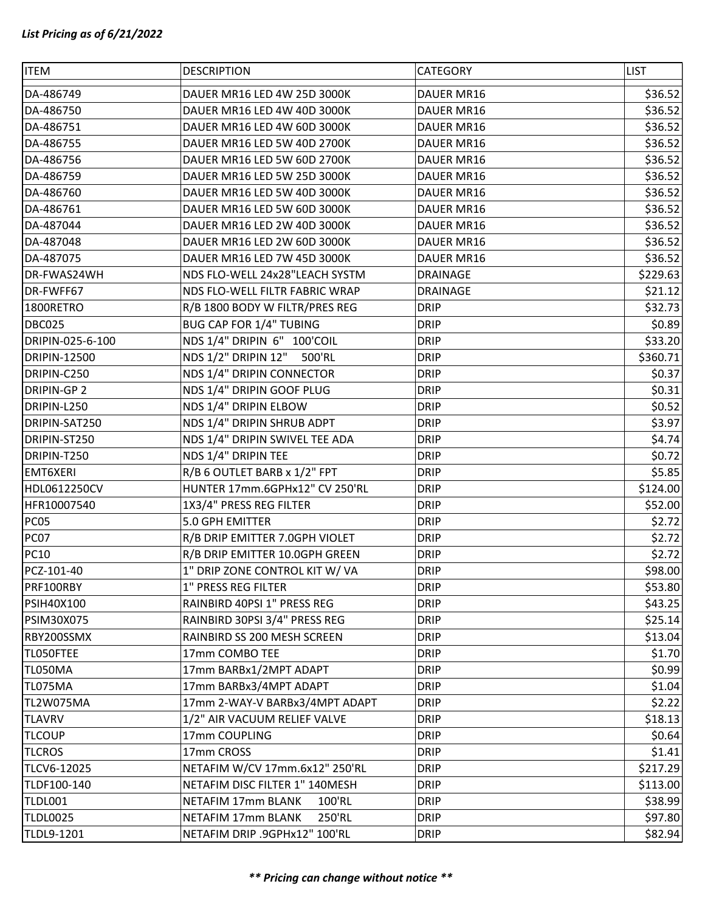*List Pricing as of 6/21/2022*

| ITEM | DESCRIPTION | CATEGORY | LIST |
|---|---|---|---|
| DA-486749 | DAUER MR16 LED 4W 25D 3000K | DAUER MR16 | $36.52 |
| DA-486750 | DAUER MR16 LED 4W 40D 3000K | DAUER MR16 | $36.52 |
| DA-486751 | DAUER MR16 LED 4W 60D 3000K | DAUER MR16 | $36.52 |
| DA-486755 | DAUER MR16 LED 5W 40D 2700K | DAUER MR16 | $36.52 |
| DA-486756 | DAUER MR16 LED 5W 60D 2700K | DAUER MR16 | $36.52 |
| DA-486759 | DAUER MR16 LED 5W 25D 3000K | DAUER MR16 | $36.52 |
| DA-486760 | DAUER MR16 LED 5W 40D 3000K | DAUER MR16 | $36.52 |
| DA-486761 | DAUER MR16 LED 5W 60D 3000K | DAUER MR16 | $36.52 |
| DA-487044 | DAUER MR16 LED 2W 40D 3000K | DAUER MR16 | $36.52 |
| DA-487048 | DAUER MR16 LED 2W 60D 3000K | DAUER MR16 | $36.52 |
| DA-487075 | DAUER MR16 LED 7W 45D 3000K | DAUER MR16 | $36.52 |
| DR-FWAS24WH | NDS FLO-WELL 24x28"LEACH SYSTM | DRAINAGE | $229.63 |
| DR-FWFF67 | NDS FLO-WELL FILTR FABRIC WRAP | DRAINAGE | $21.12 |
| 1800RETRO | R/B 1800 BODY W FILTR/PRES REG | DRIP | $32.73 |
| DBC025 | BUG CAP FOR 1/4" TUBING | DRIP | $0.89 |
| DRIPIN-025-6-100 | NDS 1/4" DRIPIN 6" 100'COIL | DRIP | $33.20 |
| DRIPIN-12500 | NDS 1/2" DRIPIN 12" 500'RL | DRIP | $360.71 |
| DRIPIN-C250 | NDS 1/4" DRIPIN CONNECTOR | DRIP | $0.37 |
| DRIPIN-GP 2 | NDS 1/4" DRIPIN GOOF PLUG | DRIP | $0.31 |
| DRIPIN-L250 | NDS 1/4" DRIPIN ELBOW | DRIP | $0.52 |
| DRIPIN-SAT250 | NDS 1/4" DRIPIN SHRUB ADPT | DRIP | $3.97 |
| DRIPIN-ST250 | NDS 1/4" DRIPIN SWIVEL TEE ADA | DRIP | $4.74 |
| DRIPIN-T250 | NDS 1/4" DRIPIN TEE | DRIP | $0.72 |
| EMT6XERI | R/B 6 OUTLET BARB x 1/2" FPT | DRIP | $5.85 |
| HDL0612250CV | HUNTER 17mm.6GPHx12" CV 250'RL | DRIP | $124.00 |
| HFR10007540 | 1X3/4" PRESS REG FILTER | DRIP | $52.00 |
| PC05 | 5.0 GPH EMITTER | DRIP | $2.72 |
| PC07 | R/B DRIP EMITTER 7.0GPH VIOLET | DRIP | $2.72 |
| PC10 | R/B DRIP EMITTER 10.0GPH GREEN | DRIP | $2.72 |
| PCZ-101-40 | 1" DRIP ZONE CONTROL KIT W/ VA | DRIP | $98.00 |
| PRF100RBY | 1" PRESS REG FILTER | DRIP | $53.80 |
| PSIH40X100 | RAINBIRD 40PSI 1" PRESS REG | DRIP | $43.25 |
| PSIM30X075 | RAINBIRD 30PSI 3/4" PRESS REG | DRIP | $25.14 |
| RBY200SSMX | RAINBIRD SS 200 MESH SCREEN | DRIP | $13.04 |
| TL050FTEE | 17mm COMBO TEE | DRIP | $1.70 |
| TL050MA | 17mm BARBx1/2MPT ADAPT | DRIP | $0.99 |
| TL075MA | 17mm BARBx3/4MPT ADAPT | DRIP | $1.04 |
| TL2W075MA | 17mm 2-WAY-V BARBx3/4MPT ADAPT | DRIP | $2.22 |
| TLAVRV | 1/2" AIR VACUUM RELIEF VALVE | DRIP | $18.13 |
| TLCOUP | 17mm COUPLING | DRIP | $0.64 |
| TLCROS | 17mm CROSS | DRIP | $1.41 |
| TLCV6-12025 | NETAFIM W/CV 17mm.6x12" 250'RL | DRIP | $217.29 |
| TLDF100-140 | NETAFIM DISC FILTER 1" 140MESH | DRIP | $113.00 |
| TLDL001 | NETAFIM 17mm BLANK 100'RL | DRIP | $38.99 |
| TLDL0025 | NETAFIM 17mm BLANK 250'RL | DRIP | $97.80 |
| TLDL9-1201 | NETAFIM DRIP .9GPHx12" 100'RL | DRIP | $82.94 |

***\*\* Pricing can change without notice \*\****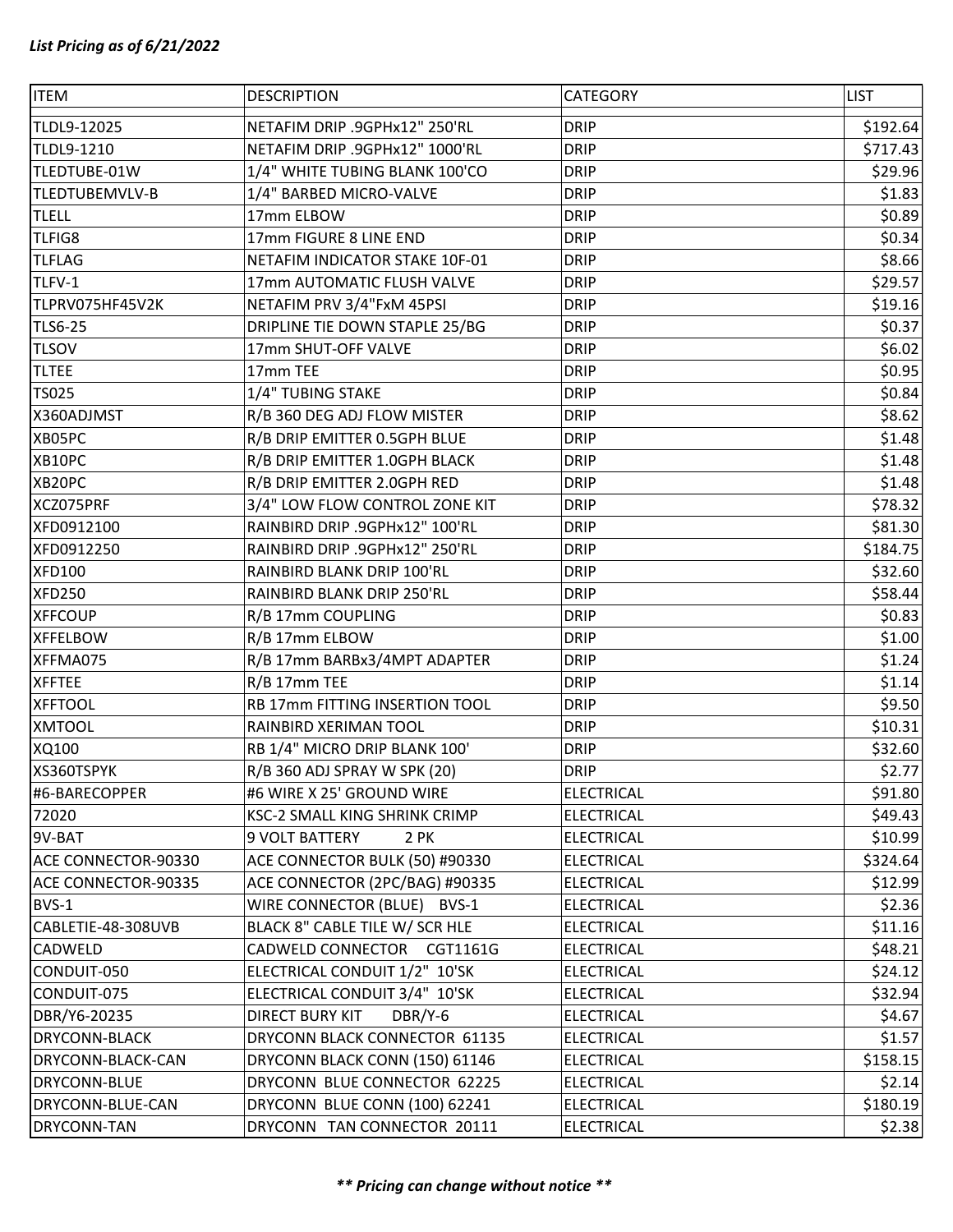*List Pricing as of 6/21/2022*

| ITEM | DESCRIPTION | CATEGORY | LIST |
| --- | --- | --- | --- |
| TLDL9-12025 | NETAFIM DRIP .9GPHx12" 250'RL | DRIP | $192.64 |
| TLDL9-1210 | NETAFIM DRIP .9GPHx12" 1000'RL | DRIP | $717.43 |
| TLEDTUBE-01W | 1/4" WHITE TUBING BLANK 100'CO | DRIP | $29.96 |
| TLEDTUBEMVLV-B | 1/4" BARBED MICRO-VALVE | DRIP | $1.83 |
| TLELL | 17mm ELBOW | DRIP | $0.89 |
| TLFIG8 | 17mm FIGURE 8 LINE END | DRIP | $0.34 |
| TLFLAG | NETAFIM INDICATOR STAKE 10F-01 | DRIP | $8.66 |
| TLFV-1 | 17mm AUTOMATIC FLUSH VALVE | DRIP | $29.57 |
| TLPRV075HF45V2K | NETAFIM PRV 3/4"FxM 45PSI | DRIP | $19.16 |
| TLS6-25 | DRIPLINE TIE DOWN STAPLE 25/BG | DRIP | $0.37 |
| TLSOV | 17mm SHUT-OFF VALVE | DRIP | $6.02 |
| TLTEE | 17mm TEE | DRIP | $0.95 |
| TS025 | 1/4" TUBING STAKE | DRIP | $0.84 |
| X360ADJMST | R/B 360 DEG ADJ FLOW MISTER | DRIP | $8.62 |
| XB05PC | R/B DRIP EMITTER 0.5GPH BLUE | DRIP | $1.48 |
| XB10PC | R/B DRIP EMITTER 1.0GPH BLACK | DRIP | $1.48 |
| XB20PC | R/B DRIP EMITTER 2.0GPH RED | DRIP | $1.48 |
| XCZ075PRF | 3/4" LOW FLOW CONTROL ZONE KIT | DRIP | $78.32 |
| XFD0912100 | RAINBIRD DRIP .9GPHx12" 100'RL | DRIP | $81.30 |
| XFD0912250 | RAINBIRD DRIP .9GPHx12" 250'RL | DRIP | $184.75 |
| XFD100 | RAINBIRD BLANK DRIP 100'RL | DRIP | $32.60 |
| XFD250 | RAINBIRD BLANK DRIP 250'RL | DRIP | $58.44 |
| XFFCOUP | R/B 17mm COUPLING | DRIP | $0.83 |
| XFFELBOW | R/B 17mm ELBOW | DRIP | $1.00 |
| XFFMA075 | R/B 17mm BARBx3/4MPT ADAPTER | DRIP | $1.24 |
| XFFTEE | R/B 17mm TEE | DRIP | $1.14 |
| XFFTOOL | RB 17mm FITTING INSERTION TOOL | DRIP | $9.50 |
| XMTOOL | RAINBIRD XERIMAN TOOL | DRIP | $10.31 |
| XQ100 | RB 1/4" MICRO DRIP BLANK 100' | DRIP | $32.60 |
| XS360TSPYK | R/B 360 ADJ SPRAY W SPK (20) | DRIP | $2.77 |
| #6-BARECOPPER | #6 WIRE X 25' GROUND WIRE | ELECTRICAL | $91.80 |
| 72020 | KSC-2 SMALL KING SHRINK CRIMP | ELECTRICAL | $49.43 |
| 9V-BAT | 9 VOLT BATTERY 2 PK | ELECTRICAL | $10.99 |
| ACE CONNECTOR-90330 | ACE CONNECTOR BULK (50) #90330 | ELECTRICAL | $324.64 |
| ACE CONNECTOR-90335 | ACE CONNECTOR (2PC/BAG) #90335 | ELECTRICAL | $12.99 |
| BVS-1 | WIRE CONNECTOR (BLUE) BVS-1 | ELECTRICAL | $2.36 |
| CABLETIE-48-308UVB | BLACK 8" CABLE TILE W/ SCR HLE | ELECTRICAL | $11.16 |
| CADWELD | CADWELD CONNECTOR CGT1161G | ELECTRICAL | $48.21 |
| CONDUIT-050 | ELECTRICAL CONDUIT 1/2" 10'SK | ELECTRICAL | $24.12 |
| CONDUIT-075 | ELECTRICAL CONDUIT 3/4" 10'SK | ELECTRICAL | $32.94 |
| DBR/Y6-20235 | DIRECT BURY KIT DBR/Y-6 | ELECTRICAL | $4.67 |
| DRYCONN-BLACK | DRYCONN BLACK CONNECTOR 61135 | ELECTRICAL | $1.57 |
| DRYCONN-BLACK-CAN | DRYCONN BLACK CONN (150) 61146 | ELECTRICAL | $158.15 |
| DRYCONN-BLUE | DRYCONN BLUE CONNECTOR 62225 | ELECTRICAL | $2.14 |
| DRYCONN-BLUE-CAN | DRYCONN BLUE CONN (100) 62241 | ELECTRICAL | $180.19 |
| DRYCONN-TAN | DRYCONN TAN CONNECTOR 20111 | ELECTRICAL | $2.38 |

***** Pricing can change without notice *****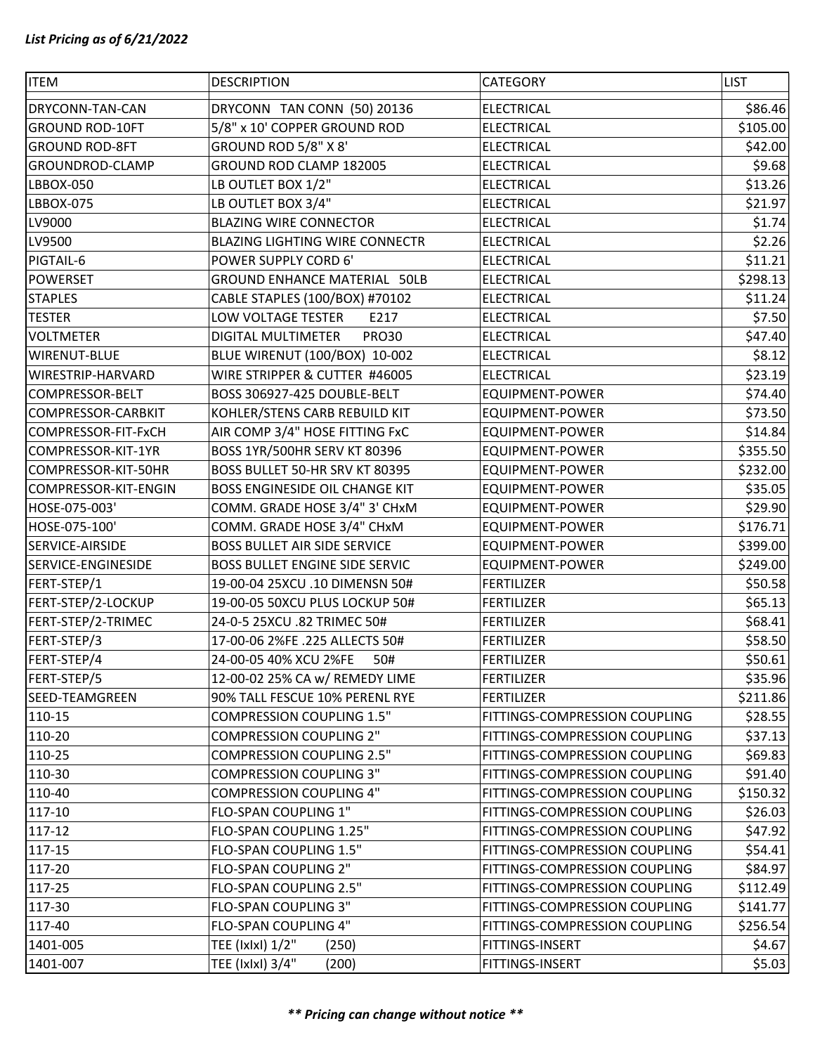*List Pricing as of 6/21/2022*

| ITEM | DESCRIPTION | CATEGORY | LIST |
| --- | --- | --- | --- |
| DRYCONN-TAN-CAN | DRYCONN TAN CONN (50) 20136 | ELECTRICAL | $86.46 |
| GROUND ROD-10FT | 5/8" x 10' COPPER GROUND ROD | ELECTRICAL | $105.00 |
| GROUND ROD-8FT | GROUND ROD 5/8" X 8' | ELECTRICAL | $42.00 |
| GROUNDROD-CLAMP | GROUND ROD CLAMP 182005 | ELECTRICAL | $9.68 |
| LBBOX-050 | LB OUTLET BOX 1/2" | ELECTRICAL | $13.26 |
| LBBOX-075 | LB OUTLET BOX 3/4" | ELECTRICAL | $21.97 |
| LV9000 | BLAZING WIRE CONNECTOR | ELECTRICAL | $1.74 |
| LV9500 | BLAZING LIGHTING WIRE CONNECTR | ELECTRICAL | $2.26 |
| PIGTAIL-6 | POWER SUPPLY CORD 6' | ELECTRICAL | $11.21 |
| POWERSET | GROUND ENHANCE MATERIAL 50LB | ELECTRICAL | $298.13 |
| STAPLES | CABLE STAPLES (100/BOX) #70102 | ELECTRICAL | $11.24 |
| TESTER | LOW VOLTAGE TESTER E217 | ELECTRICAL | $7.50 |
| VOLTMETER | DIGITAL MULTIMETER PRO30 | ELECTRICAL | $47.40 |
| WIRENUT-BLUE | BLUE WIRENUT (100/BOX) 10-002 | ELECTRICAL | $8.12 |
| WIRESTRIP-HARVARD | WIRE STRIPPER & CUTTER #46005 | ELECTRICAL | $23.19 |
| COMPRESSOR-BELT | BOSS 306927-425 DOUBLE-BELT | EQUIPMENT-POWER | $74.40 |
| COMPRESSOR-CARBKIT | KOHLER/STENS CARB REBUILD KIT | EQUIPMENT-POWER | $73.50 |
| COMPRESSOR-FIT-FxCH | AIR COMP 3/4" HOSE FITTING FxC | EQUIPMENT-POWER | $14.84 |
| COMPRESSOR-KIT-1YR | BOSS 1YR/500HR SERV KT 80396 | EQUIPMENT-POWER | $355.50 |
| COMPRESSOR-KIT-50HR | BOSS BULLET 50-HR SRV KT 80395 | EQUIPMENT-POWER | $232.00 |
| COMPRESSOR-KIT-ENGIN | BOSS ENGINESIDE OIL CHANGE KIT | EQUIPMENT-POWER | $35.05 |
| HOSE-075-003' | COMM. GRADE HOSE 3/4" 3' CHxM | EQUIPMENT-POWER | $29.90 |
| HOSE-075-100' | COMM. GRADE HOSE 3/4" CHxM | EQUIPMENT-POWER | $176.71 |
| SERVICE-AIRSIDE | BOSS BULLET AIR SIDE SERVICE | EQUIPMENT-POWER | $399.00 |
| SERVICE-ENGINESIDE | BOSS BULLET ENGINE SIDE SERVIC | EQUIPMENT-POWER | $249.00 |
| FERT-STEP/1 | 19-00-04 25XCU .10 DIMENSN 50# | FERTILIZER | $50.58 |
| FERT-STEP/2-LOCKUP | 19-00-05 50XCU PLUS LOCKUP 50# | FERTILIZER | $65.13 |
| FERT-STEP/2-TRIMEC | 24-0-5 25XCU .82 TRIMEC 50# | FERTILIZER | $68.41 |
| FERT-STEP/3 | 17-00-06 2%FE .225 ALLECTS 50# | FERTILIZER | $58.50 |
| FERT-STEP/4 | 24-00-05 40% XCU 2%FE 50# | FERTILIZER | $50.61 |
| FERT-STEP/5 | 12-00-02 25% CA w/ REMEDY LIME | FERTILIZER | $35.96 |
| SEED-TEAMGREEN | 90% TALL FESCUE 10% PERENL RYE | FERTILIZER | $211.86 |
| 110-15 | COMPRESSION COUPLING 1.5" | FITTINGS-COMPRESSION COUPLING | $28.55 |
| 110-20 | COMPRESSION COUPLING 2" | FITTINGS-COMPRESSION COUPLING | $37.13 |
| 110-25 | COMPRESSION COUPLING 2.5" | FITTINGS-COMPRESSION COUPLING | $69.83 |
| 110-30 | COMPRESSION COUPLING 3" | FITTINGS-COMPRESSION COUPLING | $91.40 |
| 110-40 | COMPRESSION COUPLING 4" | FITTINGS-COMPRESSION COUPLING | $150.32 |
| 117-10 | FLO-SPAN COUPLING 1" | FITTINGS-COMPRESSION COUPLING | $26.03 |
| 117-12 | FLO-SPAN COUPLING 1.25" | FITTINGS-COMPRESSION COUPLING | $47.92 |
| 117-15 | FLO-SPAN COUPLING 1.5" | FITTINGS-COMPRESSION COUPLING | $54.41 |
| 117-20 | FLO-SPAN COUPLING 2" | FITTINGS-COMPRESSION COUPLING | $84.97 |
| 117-25 | FLO-SPAN COUPLING 2.5" | FITTINGS-COMPRESSION COUPLING | $112.49 |
| 117-30 | FLO-SPAN COUPLING 3" | FITTINGS-COMPRESSION COUPLING | $141.77 |
| 117-40 | FLO-SPAN COUPLING 4" | FITTINGS-COMPRESSION COUPLING | $256.54 |
| 1401-005 | TEE (IxIxI) 1/2" (250) | FITTINGS-INSERT | $4.67 |
| 1401-007 | TEE (IxIxI) 3/4" (200) | FITTINGS-INSERT | $5.03 |

***\*\* Pricing can change without notice \*\****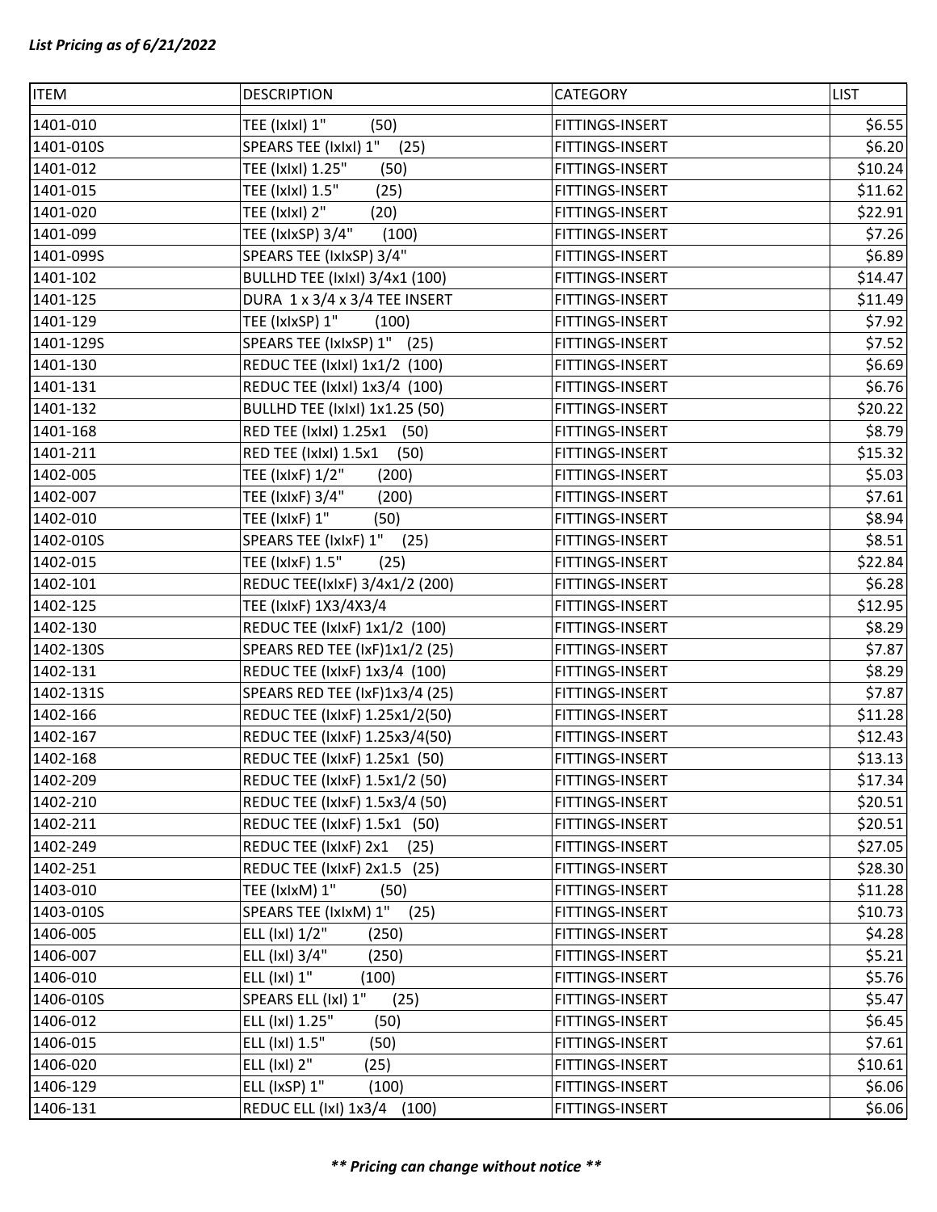***List Pricing as of 6/21/2022***

| ITEM | DESCRIPTION | CATEGORY | LIST |
|---|---|---|---|
| 1401-010 | TEE (IxIxI) 1" (50) | FITTINGS-INSERT | $6.55 |
| 1401-010S | SPEARS TEE (IxIxI) 1" (25) | FITTINGS-INSERT | $6.20 |
| 1401-012 | TEE (IxIxI) 1.25" (50) | FITTINGS-INSERT | $10.24 |
| 1401-015 | TEE (IxIxI) 1.5" (25) | FITTINGS-INSERT | $11.62 |
| 1401-020 | TEE (IxIxI) 2" (20) | FITTINGS-INSERT | $22.91 |
| 1401-099 | TEE (IxIxSP) 3/4" (100) | FITTINGS-INSERT | $7.26 |
| 1401-099S | SPEARS TEE (IxIxSP) 3/4" | FITTINGS-INSERT | $6.89 |
| 1401-102 | BULLHD TEE (IxIxI) 3/4x1 (100) | FITTINGS-INSERT | $14.47 |
| 1401-125 | DURA 1 x 3/4 x 3/4 TEE INSERT | FITTINGS-INSERT | $11.49 |
| 1401-129 | TEE (IxIxSP) 1" (100) | FITTINGS-INSERT | $7.92 |
| 1401-129S | SPEARS TEE (IxIxSP) 1" (25) | FITTINGS-INSERT | $7.52 |
| 1401-130 | REDUC TEE (IxIxI) 1x1/2 (100) | FITTINGS-INSERT | $6.69 |
| 1401-131 | REDUC TEE (IxIxI) 1x3/4 (100) | FITTINGS-INSERT | $6.76 |
| 1401-132 | BULLHD TEE (IxIxI) 1x1.25 (50) | FITTINGS-INSERT | $20.22 |
| 1401-168 | RED TEE (IxIxI) 1.25x1 (50) | FITTINGS-INSERT | $8.79 |
| 1401-211 | RED TEE (IxIxI) 1.5x1 (50) | FITTINGS-INSERT | $15.32 |
| 1402-005 | TEE (IxIxF) 1/2" (200) | FITTINGS-INSERT | $5.03 |
| 1402-007 | TEE (IxIxF) 3/4" (200) | FITTINGS-INSERT | $7.61 |
| 1402-010 | TEE (IxIxF) 1" (50) | FITTINGS-INSERT | $8.94 |
| 1402-010S | SPEARS TEE (IxIxF) 1" (25) | FITTINGS-INSERT | $8.51 |
| 1402-015 | TEE (IxIxF) 1.5" (25) | FITTINGS-INSERT | $22.84 |
| 1402-101 | REDUC TEE(IxIxF) 3/4x1/2 (200) | FITTINGS-INSERT | $6.28 |
| 1402-125 | TEE (IxIxF) 1X3/4X3/4 | FITTINGS-INSERT | $12.95 |
| 1402-130 | REDUC TEE (IxIxF) 1x1/2 (100) | FITTINGS-INSERT | $8.29 |
| 1402-130S | SPEARS RED TEE (IxF)1x1/2 (25) | FITTINGS-INSERT | $7.87 |
| 1402-131 | REDUC TEE (IxIxF) 1x3/4 (100) | FITTINGS-INSERT | $8.29 |
| 1402-131S | SPEARS RED TEE (IxF)1x3/4 (25) | FITTINGS-INSERT | $7.87 |
| 1402-166 | REDUC TEE (IxIxF) 1.25x1/2(50) | FITTINGS-INSERT | $11.28 |
| 1402-167 | REDUC TEE (IxIxF) 1.25x3/4(50) | FITTINGS-INSERT | $12.43 |
| 1402-168 | REDUC TEE (IxIxF) 1.25x1 (50) | FITTINGS-INSERT | $13.13 |
| 1402-209 | REDUC TEE (IxIxF) 1.5x1/2 (50) | FITTINGS-INSERT | $17.34 |
| 1402-210 | REDUC TEE (IxIxF) 1.5x3/4 (50) | FITTINGS-INSERT | $20.51 |
| 1402-211 | REDUC TEE (IxIxF) 1.5x1 (50) | FITTINGS-INSERT | $20.51 |
| 1402-249 | REDUC TEE (IxIxF) 2x1 (25) | FITTINGS-INSERT | $27.05 |
| 1402-251 | REDUC TEE (IxIxF) 2x1.5 (25) | FITTINGS-INSERT | $28.30 |
| 1403-010 | TEE (IxIxM) 1" (50) | FITTINGS-INSERT | $11.28 |
| 1403-010S | SPEARS TEE (IxIxM) 1" (25) | FITTINGS-INSERT | $10.73 |
| 1406-005 | ELL (IxI) 1/2" (250) | FITTINGS-INSERT | $4.28 |
| 1406-007 | ELL (IxI) 3/4" (250) | FITTINGS-INSERT | $5.21 |
| 1406-010 | ELL (IxI) 1" (100) | FITTINGS-INSERT | $5.76 |
| 1406-010S | SPEARS ELL (IxI) 1" (25) | FITTINGS-INSERT | $5.47 |
| 1406-012 | ELL (IxI) 1.25" (50) | FITTINGS-INSERT | $6.45 |
| 1406-015 | ELL (IxI) 1.5" (50) | FITTINGS-INSERT | $7.61 |
| 1406-020 | ELL (IxI) 2" (25) | FITTINGS-INSERT | $10.61 |
| 1406-129 | ELL (IxSP) 1" (100) | FITTINGS-INSERT | $6.06 |
| 1406-131 | REDUC ELL (IxI) 1x3/4 (100) | FITTINGS-INSERT | $6.06 |

***** Pricing can change without notice *****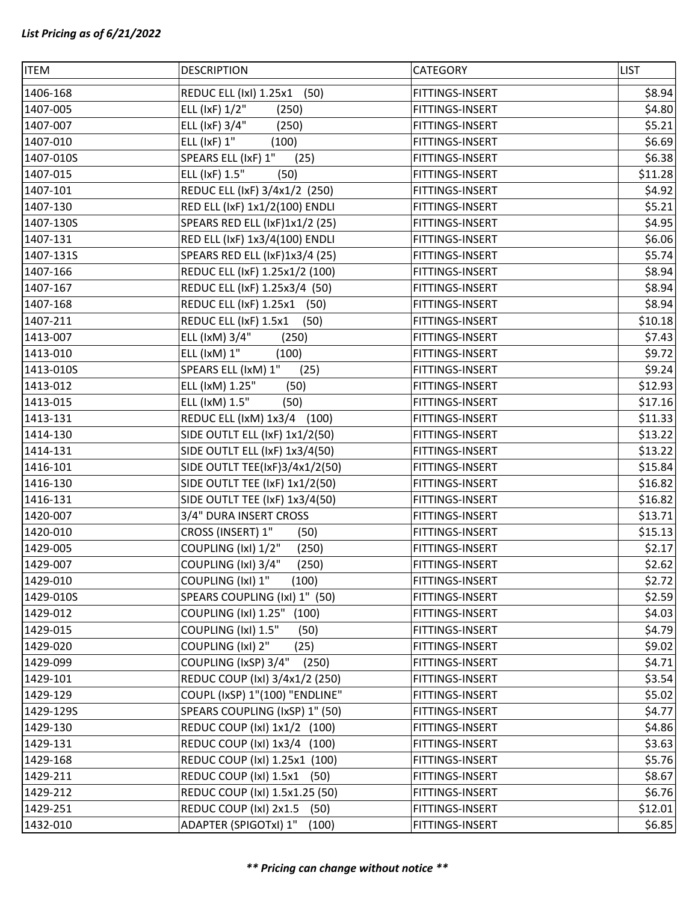***List Pricing as of 6/21/2022***

| ITEM | DESCRIPTION | CATEGORY | LIST |
|---|---|---|---|
| 1406-168 | REDUC ELL (IxI) 1.25x1 (50) | FITTINGS-INSERT | $8.94 |
| 1407-005 | ELL (IxF) 1/2" (250) | FITTINGS-INSERT | $4.80 |
| 1407-007 | ELL (IxF) 3/4" (250) | FITTINGS-INSERT | $5.21 |
| 1407-010 | ELL (IxF) 1" (100) | FITTINGS-INSERT | $6.69 |
| 1407-010S | SPEARS ELL (IxF) 1" (25) | FITTINGS-INSERT | $6.38 |
| 1407-015 | ELL (IxF) 1.5" (50) | FITTINGS-INSERT | $11.28 |
| 1407-101 | REDUC ELL (IxF) 3/4x1/2 (250) | FITTINGS-INSERT | $4.92 |
| 1407-130 | RED ELL (IxF) 1x1/2(100) ENDLI | FITTINGS-INSERT | $5.21 |
| 1407-130S | SPEARS RED ELL (IxF)1x1/2 (25) | FITTINGS-INSERT | $4.95 |
| 1407-131 | RED ELL (IxF) 1x3/4(100) ENDLI | FITTINGS-INSERT | $6.06 |
| 1407-131S | SPEARS RED ELL (IxF)1x3/4 (25) | FITTINGS-INSERT | $5.74 |
| 1407-166 | REDUC ELL (IxF) 1.25x1/2 (100) | FITTINGS-INSERT | $8.94 |
| 1407-167 | REDUC ELL (IxF) 1.25x3/4 (50) | FITTINGS-INSERT | $8.94 |
| 1407-168 | REDUC ELL (IxF) 1.25x1 (50) | FITTINGS-INSERT | $8.94 |
| 1407-211 | REDUC ELL (IxF) 1.5x1 (50) | FITTINGS-INSERT | $10.18 |
| 1413-007 | ELL (IxM) 3/4" (250) | FITTINGS-INSERT | $7.43 |
| 1413-010 | ELL (IxM) 1" (100) | FITTINGS-INSERT | $9.72 |
| 1413-010S | SPEARS ELL (IxM) 1" (25) | FITTINGS-INSERT | $9.24 |
| 1413-012 | ELL (IxM) 1.25" (50) | FITTINGS-INSERT | $12.93 |
| 1413-015 | ELL (IxM) 1.5" (50) | FITTINGS-INSERT | $17.16 |
| 1413-131 | REDUC ELL (IxM) 1x3/4 (100) | FITTINGS-INSERT | $11.33 |
| 1414-130 | SIDE OUTLT ELL (IxF) 1x1/2(50) | FITTINGS-INSERT | $13.22 |
| 1414-131 | SIDE OUTLT ELL (IxF) 1x3/4(50) | FITTINGS-INSERT | $13.22 |
| 1416-101 | SIDE OUTLT TEE(IxF)3/4x1/2(50) | FITTINGS-INSERT | $15.84 |
| 1416-130 | SIDE OUTLT TEE (IxF) 1x1/2(50) | FITTINGS-INSERT | $16.82 |
| 1416-131 | SIDE OUTLT TEE (IxF) 1x3/4(50) | FITTINGS-INSERT | $16.82 |
| 1420-007 | 3/4" DURA INSERT CROSS | FITTINGS-INSERT | $13.71 |
| 1420-010 | CROSS (INSERT) 1" (50) | FITTINGS-INSERT | $15.13 |
| 1429-005 | COUPLING (IxI) 1/2" (250) | FITTINGS-INSERT | $2.17 |
| 1429-007 | COUPLING (IxI) 3/4" (250) | FITTINGS-INSERT | $2.62 |
| 1429-010 | COUPLING (IxI) 1" (100) | FITTINGS-INSERT | $2.72 |
| 1429-010S | SPEARS COUPLING (IxI) 1" (50) | FITTINGS-INSERT | $2.59 |
| 1429-012 | COUPLING (IxI) 1.25" (100) | FITTINGS-INSERT | $4.03 |
| 1429-015 | COUPLING (IxI) 1.5" (50) | FITTINGS-INSERT | $4.79 |
| 1429-020 | COUPLING (IxI) 2" (25) | FITTINGS-INSERT | $9.02 |
| 1429-099 | COUPLING (IxSP) 3/4" (250) | FITTINGS-INSERT | $4.71 |
| 1429-101 | REDUC COUP (IxI) 3/4x1/2 (250) | FITTINGS-INSERT | $3.54 |
| 1429-129 | COUPL (IxSP) 1"(100) "ENDLINE" | FITTINGS-INSERT | $5.02 |
| 1429-129S | SPEARS COUPLING (IxSP) 1" (50) | FITTINGS-INSERT | $4.77 |
| 1429-130 | REDUC COUP (IxI) 1x1/2 (100) | FITTINGS-INSERT | $4.86 |
| 1429-131 | REDUC COUP (IxI) 1x3/4 (100) | FITTINGS-INSERT | $3.63 |
| 1429-168 | REDUC COUP (IxI) 1.25x1 (100) | FITTINGS-INSERT | $5.76 |
| 1429-211 | REDUC COUP (IxI) 1.5x1 (50) | FITTINGS-INSERT | $8.67 |
| 1429-212 | REDUC COUP (IxI) 1.5x1.25 (50) | FITTINGS-INSERT | $6.76 |
| 1429-251 | REDUC COUP (IxI) 2x1.5 (50) | FITTINGS-INSERT | $12.01 |
| 1432-010 | ADAPTER (SPIGOTxI) 1" (100) | FITTINGS-INSERT | $6.85 |

***\*\* Pricing can change without notice \*\****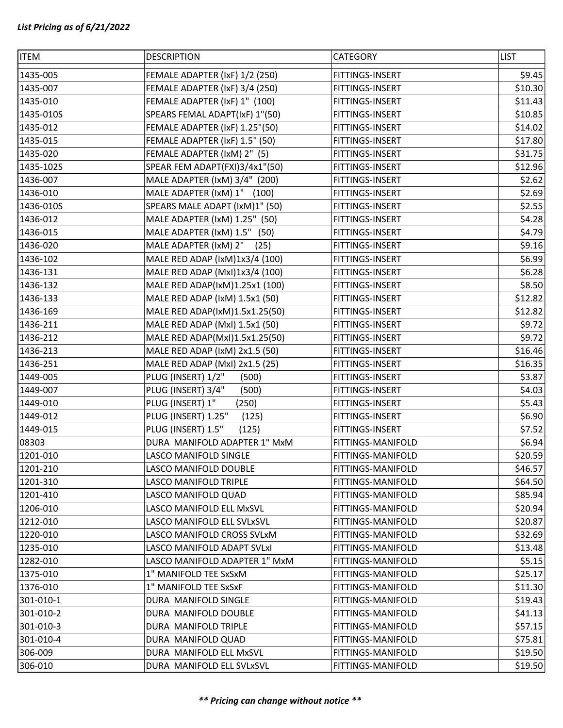*List Pricing as of 6/21/2022*

| ITEM | DESCRIPTION | CATEGORY | LIST |
|---|---|---|---|
| 1435-005 | FEMALE ADAPTER (IxF) 1/2 (250) | FITTINGS-INSERT | $9.45 |
| 1435-007 | FEMALE ADAPTER (IxF) 3/4 (250) | FITTINGS-INSERT | $10.30 |
| 1435-010 | FEMALE ADAPTER (IxF) 1" (100) | FITTINGS-INSERT | $11.43 |
| 1435-010S | SPEARS FEMAL ADAPT(IxF) 1"(50) | FITTINGS-INSERT | $10.85 |
| 1435-012 | FEMALE ADAPTER (IxF) 1.25"(50) | FITTINGS-INSERT | $14.02 |
| 1435-015 | FEMALE ADAPTER (IxF) 1.5" (50) | FITTINGS-INSERT | $17.80 |
| 1435-020 | FEMALE ADAPTER (IxM) 2" (5) | FITTINGS-INSERT | $31.75 |
| 1435-102S | SPEAR FEM ADAPT(FXI)3/4x1"(50) | FITTINGS-INSERT | $12.96 |
| 1436-007 | MALE ADAPTER (IxM) 3/4" (200) | FITTINGS-INSERT | $2.62 |
| 1436-010 | MALE ADAPTER (IxM) 1" (100) | FITTINGS-INSERT | $2.69 |
| 1436-010S | SPEARS MALE ADAPT (IxM)1" (50) | FITTINGS-INSERT | $2.55 |
| 1436-012 | MALE ADAPTER (IxM) 1.25" (50) | FITTINGS-INSERT | $4.28 |
| 1436-015 | MALE ADAPTER (IxM) 1.5" (50) | FITTINGS-INSERT | $4.79 |
| 1436-020 | MALE ADAPTER (IxM) 2" (25) | FITTINGS-INSERT | $9.16 |
| 1436-102 | MALE RED ADAP (IxM)1x3/4 (100) | FITTINGS-INSERT | $6.99 |
| 1436-131 | MALE RED ADAP (MxI)1x3/4 (100) | FITTINGS-INSERT | $6.28 |
| 1436-132 | MALE RED ADAP(IxM)1.25x1 (100) | FITTINGS-INSERT | $8.50 |
| 1436-133 | MALE RED ADAP (IxM) 1.5x1 (50) | FITTINGS-INSERT | $12.82 |
| 1436-169 | MALE RED ADAP(IxM)1.5x1.25(50) | FITTINGS-INSERT | $12.82 |
| 1436-211 | MALE RED ADAP (MxI) 1.5x1 (50) | FITTINGS-INSERT | $9.72 |
| 1436-212 | MALE RED ADAP(MxI)1.5x1.25(50) | FITTINGS-INSERT | $9.72 |
| 1436-213 | MALE RED ADAP (IxM) 2x1.5 (50) | FITTINGS-INSERT | $16.46 |
| 1436-251 | MALE RED ADAP (MxI) 2x1.5 (25) | FITTINGS-INSERT | $16.35 |
| 1449-005 | PLUG (INSERT) 1/2" (500) | FITTINGS-INSERT | $3.87 |
| 1449-007 | PLUG (INSERT) 3/4" (500) | FITTINGS-INSERT | $4.03 |
| 1449-010 | PLUG (INSERT) 1" (250) | FITTINGS-INSERT | $5.43 |
| 1449-012 | PLUG (INSERT) 1.25" (125) | FITTINGS-INSERT | $6.90 |
| 1449-015 | PLUG (INSERT) 1.5" (125) | FITTINGS-INSERT | $7.52 |
| 08303 | DURA MANIFOLD ADAPTER 1" MxM | FITTINGS-MANIFOLD | $6.94 |
| 1201-010 | LASCO MANIFOLD SINGLE | FITTINGS-MANIFOLD | $20.59 |
| 1201-210 | LASCO MANIFOLD DOUBLE | FITTINGS-MANIFOLD | $46.57 |
| 1201-310 | LASCO MANIFOLD TRIPLE | FITTINGS-MANIFOLD | $64.50 |
| 1201-410 | LASCO MANIFOLD QUAD | FITTINGS-MANIFOLD | $85.94 |
| 1206-010 | LASCO MANIFOLD ELL MxSVL | FITTINGS-MANIFOLD | $20.94 |
| 1212-010 | LASCO MANIFOLD ELL SVLxSVL | FITTINGS-MANIFOLD | $20.87 |
| 1220-010 | LASCO MANIFOLD CROSS SVLxM | FITTINGS-MANIFOLD | $32.69 |
| 1235-010 | LASCO MANIFOLD ADAPT SVLxI | FITTINGS-MANIFOLD | $13.48 |
| 1282-010 | LASCO MANIFOLD ADAPTER 1" MxM | FITTINGS-MANIFOLD | $5.15 |
| 1375-010 | 1" MANIFOLD TEE SxSxM | FITTINGS-MANIFOLD | $25.17 |
| 1376-010 | 1" MANIFOLD TEE SxSxF | FITTINGS-MANIFOLD | $11.30 |
| 301-010-1 | DURA MANIFOLD SINGLE | FITTINGS-MANIFOLD | $19.43 |
| 301-010-2 | DURA MANIFOLD DOUBLE | FITTINGS-MANIFOLD | $41.13 |
| 301-010-3 | DURA MANIFOLD TRIPLE | FITTINGS-MANIFOLD | $57.15 |
| 301-010-4 | DURA MANIFOLD QUAD | FITTINGS-MANIFOLD | $75.81 |
| 306-009 | DURA MANIFOLD ELL MxSVL | FITTINGS-MANIFOLD | $19.50 |
| 306-010 | DURA MANIFOLD ELL SVLxSVL | FITTINGS-MANIFOLD | $19.50 |

***** Pricing can change without notice *****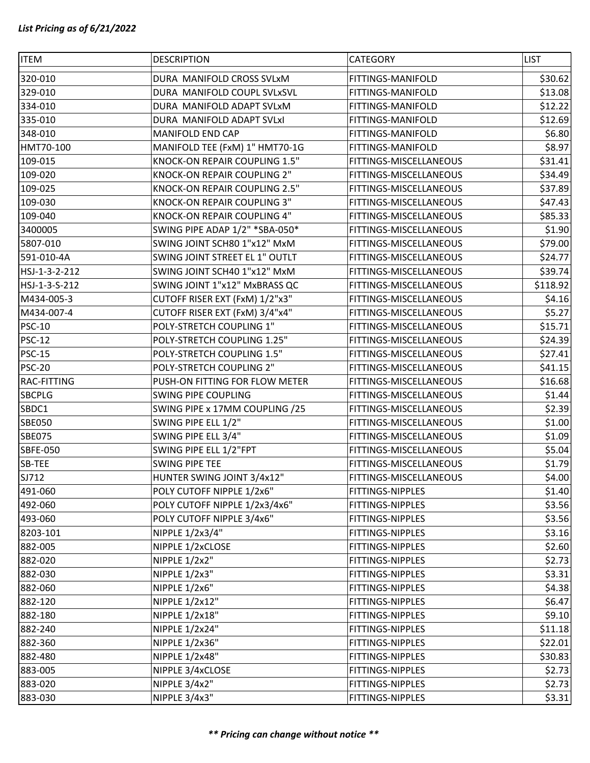*List Pricing as of 6/21/2022*

| ITEM | DESCRIPTION | CATEGORY | LIST |
|---|---|---|---|
| 320-010 | DURA MANIFOLD CROSS SVLxM | FITTINGS-MANIFOLD | $30.62 |
| 329-010 | DURA MANIFOLD COUPL SVLxSVL | FITTINGS-MANIFOLD | $13.08 |
| 334-010 | DURA MANIFOLD ADAPT SVLxM | FITTINGS-MANIFOLD | $12.22 |
| 335-010 | DURA MANIFOLD ADAPT SVLxI | FITTINGS-MANIFOLD | $12.69 |
| 348-010 | MANIFOLD END CAP | FITTINGS-MANIFOLD | $6.80 |
| HMT70-100 | MANIFOLD TEE (FxM) 1" HMT70-1G | FITTINGS-MANIFOLD | $8.97 |
| 109-015 | KNOCK-ON REPAIR COUPLING 1.5" | FITTINGS-MISCELLANEOUS | $31.41 |
| 109-020 | KNOCK-ON REPAIR COUPLING 2" | FITTINGS-MISCELLANEOUS | $34.49 |
| 109-025 | KNOCK-ON REPAIR COUPLING 2.5" | FITTINGS-MISCELLANEOUS | $37.89 |
| 109-030 | KNOCK-ON REPAIR COUPLING 3" | FITTINGS-MISCELLANEOUS | $47.43 |
| 109-040 | KNOCK-ON REPAIR COUPLING 4" | FITTINGS-MISCELLANEOUS | $85.33 |
| 3400005 | SWING PIPE ADAP 1/2" *SBA-050* | FITTINGS-MISCELLANEOUS | $1.90 |
| 5807-010 | SWING JOINT SCH80 1"x12" MxM | FITTINGS-MISCELLANEOUS | $79.00 |
| 591-010-4A | SWING JOINT STREET EL 1" OUTLT | FITTINGS-MISCELLANEOUS | $24.77 |
| HSJ-1-3-2-212 | SWING JOINT SCH40 1"x12" MxM | FITTINGS-MISCELLANEOUS | $39.74 |
| HSJ-1-3-S-212 | SWING JOINT 1"x12" MxBRASS QC | FITTINGS-MISCELLANEOUS | $118.92 |
| M434-005-3 | CUTOFF RISER EXT (FxM) 1/2"x3" | FITTINGS-MISCELLANEOUS | $4.16 |
| M434-007-4 | CUTOFF RISER EXT (FxM) 3/4"x4" | FITTINGS-MISCELLANEOUS | $5.27 |
| PSC-10 | POLY-STRETCH COUPLING 1" | FITTINGS-MISCELLANEOUS | $15.71 |
| PSC-12 | POLY-STRETCH COUPLING 1.25" | FITTINGS-MISCELLANEOUS | $24.39 |
| PSC-15 | POLY-STRETCH COUPLING 1.5" | FITTINGS-MISCELLANEOUS | $27.41 |
| PSC-20 | POLY-STRETCH COUPLING 2" | FITTINGS-MISCELLANEOUS | $41.15 |
| RAC-FITTING | PUSH-ON FITTING FOR FLOW METER | FITTINGS-MISCELLANEOUS | $16.68 |
| SBCPLG | SWING PIPE COUPLING | FITTINGS-MISCELLANEOUS | $1.44 |
| SBDC1 | SWING PIPE x 17MM COUPLING /25 | FITTINGS-MISCELLANEOUS | $2.39 |
| SBE050 | SWING PIPE ELL 1/2" | FITTINGS-MISCELLANEOUS | $1.00 |
| SBE075 | SWING PIPE ELL 3/4" | FITTINGS-MISCELLANEOUS | $1.09 |
| SBFE-050 | SWING PIPE ELL 1/2"FPT | FITTINGS-MISCELLANEOUS | $5.04 |
| SB-TEE | SWING PIPE TEE | FITTINGS-MISCELLANEOUS | $1.79 |
| SJ712 | HUNTER SWING JOINT 3/4x12" | FITTINGS-MISCELLANEOUS | $4.00 |
| 491-060 | POLY CUTOFF NIPPLE 1/2x6" | FITTINGS-NIPPLES | $1.40 |
| 492-060 | POLY CUTOFF NIPPLE 1/2x3/4x6" | FITTINGS-NIPPLES | $3.56 |
| 493-060 | POLY CUTOFF NIPPLE 3/4x6" | FITTINGS-NIPPLES | $3.56 |
| 8203-101 | NIPPLE 1/2x3/4" | FITTINGS-NIPPLES | $3.16 |
| 882-005 | NIPPLE 1/2xCLOSE | FITTINGS-NIPPLES | $2.60 |
| 882-020 | NIPPLE 1/2x2" | FITTINGS-NIPPLES | $2.73 |
| 882-030 | NIPPLE 1/2x3" | FITTINGS-NIPPLES | $3.31 |
| 882-060 | NIPPLE 1/2x6" | FITTINGS-NIPPLES | $4.38 |
| 882-120 | NIPPLE 1/2x12" | FITTINGS-NIPPLES | $6.47 |
| 882-180 | NIPPLE 1/2x18" | FITTINGS-NIPPLES | $9.10 |
| 882-240 | NIPPLE 1/2x24" | FITTINGS-NIPPLES | $11.18 |
| 882-360 | NIPPLE 1/2x36" | FITTINGS-NIPPLES | $22.01 |
| 882-480 | NIPPLE 1/2x48" | FITTINGS-NIPPLES | $30.83 |
| 883-005 | NIPPLE 3/4xCLOSE | FITTINGS-NIPPLES | $2.73 |
| 883-020 | NIPPLE 3/4x2" | FITTINGS-NIPPLES | $2.73 |
| 883-030 | NIPPLE 3/4x3" | FITTINGS-NIPPLES | $3.31 |

***\*\* Pricing can change without notice \*\****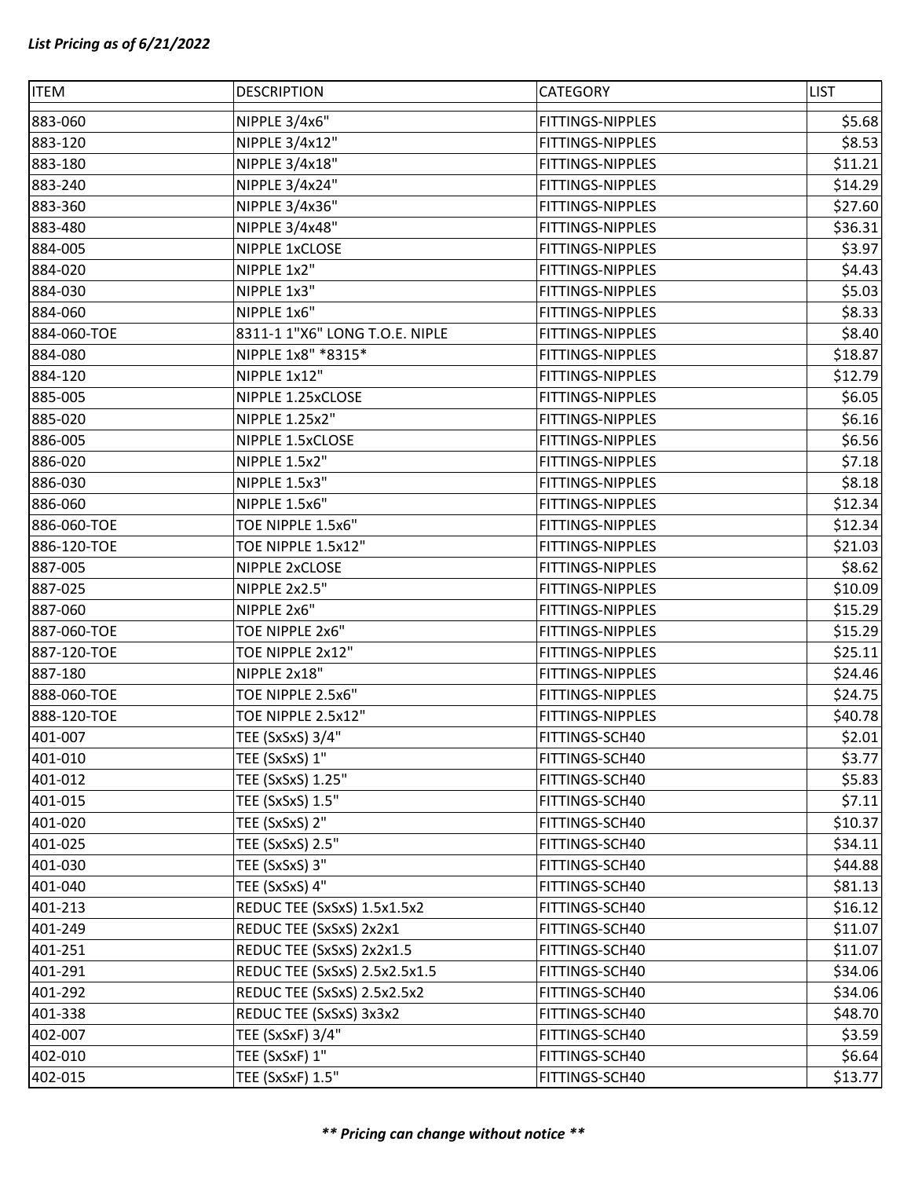*List Pricing as of 6/21/2022*

| ITEM | DESCRIPTION | CATEGORY | LIST |
|---|---|---|---|
| 883-060 | NIPPLE 3/4x6" | FITTINGS-NIPPLES | $5.68 |
| 883-120 | NIPPLE 3/4x12" | FITTINGS-NIPPLES | $8.53 |
| 883-180 | NIPPLE 3/4x18" | FITTINGS-NIPPLES | $11.21 |
| 883-240 | NIPPLE 3/4x24" | FITTINGS-NIPPLES | $14.29 |
| 883-360 | NIPPLE 3/4x36" | FITTINGS-NIPPLES | $27.60 |
| 883-480 | NIPPLE 3/4x48" | FITTINGS-NIPPLES | $36.31 |
| 884-005 | NIPPLE 1xCLOSE | FITTINGS-NIPPLES | $3.97 |
| 884-020 | NIPPLE 1x2" | FITTINGS-NIPPLES | $4.43 |
| 884-030 | NIPPLE 1x3" | FITTINGS-NIPPLES | $5.03 |
| 884-060 | NIPPLE 1x6" | FITTINGS-NIPPLES | $8.33 |
| 884-060-TOE | 8311-1 1"X6" LONG T.O.E. NIPLE | FITTINGS-NIPPLES | $8.40 |
| 884-080 | NIPPLE 1x8" *8315* | FITTINGS-NIPPLES | $18.87 |
| 884-120 | NIPPLE 1x12" | FITTINGS-NIPPLES | $12.79 |
| 885-005 | NIPPLE 1.25xCLOSE | FITTINGS-NIPPLES | $6.05 |
| 885-020 | NIPPLE 1.25x2" | FITTINGS-NIPPLES | $6.16 |
| 886-005 | NIPPLE 1.5xCLOSE | FITTINGS-NIPPLES | $6.56 |
| 886-020 | NIPPLE 1.5x2" | FITTINGS-NIPPLES | $7.18 |
| 886-030 | NIPPLE 1.5x3" | FITTINGS-NIPPLES | $8.18 |
| 886-060 | NIPPLE 1.5x6" | FITTINGS-NIPPLES | $12.34 |
| 886-060-TOE | TOE NIPPLE 1.5x6" | FITTINGS-NIPPLES | $12.34 |
| 886-120-TOE | TOE NIPPLE 1.5x12" | FITTINGS-NIPPLES | $21.03 |
| 887-005 | NIPPLE 2xCLOSE | FITTINGS-NIPPLES | $8.62 |
| 887-025 | NIPPLE 2x2.5" | FITTINGS-NIPPLES | $10.09 |
| 887-060 | NIPPLE 2x6" | FITTINGS-NIPPLES | $15.29 |
| 887-060-TOE | TOE NIPPLE 2x6" | FITTINGS-NIPPLES | $15.29 |
| 887-120-TOE | TOE NIPPLE 2x12" | FITTINGS-NIPPLES | $25.11 |
| 887-180 | NIPPLE 2x18" | FITTINGS-NIPPLES | $24.46 |
| 888-060-TOE | TOE NIPPLE 2.5x6" | FITTINGS-NIPPLES | $24.75 |
| 888-120-TOE | TOE NIPPLE 2.5x12" | FITTINGS-NIPPLES | $40.78 |
| 401-007 | TEE (SxSxS) 3/4" | FITTINGS-SCH40 | $2.01 |
| 401-010 | TEE (SxSxS) 1" | FITTINGS-SCH40 | $3.77 |
| 401-012 | TEE (SxSxS) 1.25" | FITTINGS-SCH40 | $5.83 |
| 401-015 | TEE (SxSxS) 1.5" | FITTINGS-SCH40 | $7.11 |
| 401-020 | TEE (SxSxS) 2" | FITTINGS-SCH40 | $10.37 |
| 401-025 | TEE (SxSxS) 2.5" | FITTINGS-SCH40 | $34.11 |
| 401-030 | TEE (SxSxS) 3" | FITTINGS-SCH40 | $44.88 |
| 401-040 | TEE (SxSxS) 4" | FITTINGS-SCH40 | $81.13 |
| 401-213 | REDUC TEE (SxSxS) 1.5x1.5x2 | FITTINGS-SCH40 | $16.12 |
| 401-249 | REDUC TEE (SxSxS) 2x2x1 | FITTINGS-SCH40 | $11.07 |
| 401-251 | REDUC TEE (SxSxS) 2x2x1.5 | FITTINGS-SCH40 | $11.07 |
| 401-291 | REDUC TEE (SxSxS) 2.5x2.5x1.5 | FITTINGS-SCH40 | $34.06 |
| 401-292 | REDUC TEE (SxSxS) 2.5x2.5x2 | FITTINGS-SCH40 | $34.06 |
| 401-338 | REDUC TEE (SxSxS) 3x3x2 | FITTINGS-SCH40 | $48.70 |
| 402-007 | TEE (SxSxF) 3/4" | FITTINGS-SCH40 | $3.59 |
| 402-010 | TEE (SxSxF) 1" | FITTINGS-SCH40 | $6.64 |
| 402-015 | TEE (SxSxF) 1.5" | FITTINGS-SCH40 | $13.77 |

***\*\* Pricing can change without notice \*\****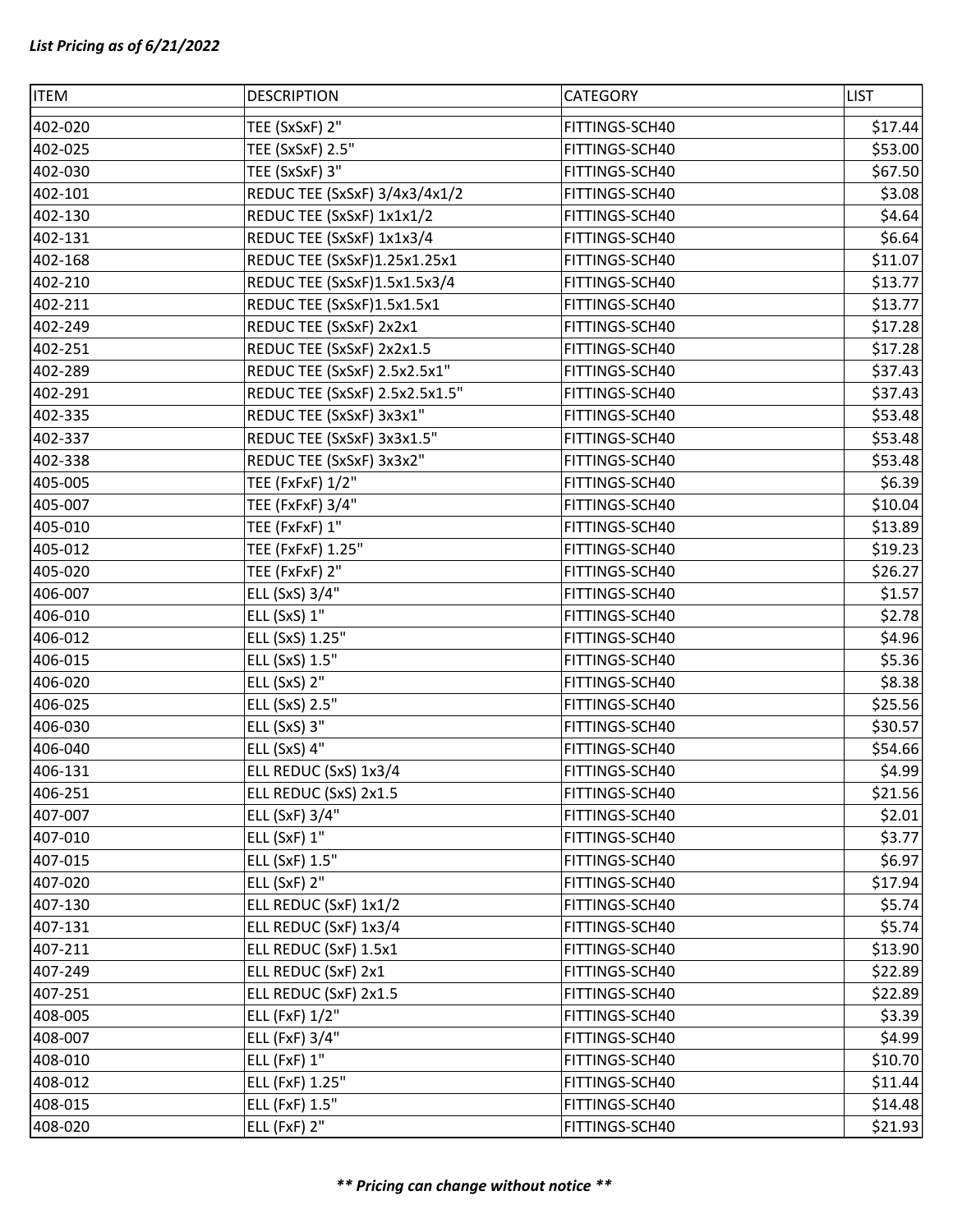*List Pricing as of 6/21/2022*

| ITEM | DESCRIPTION | CATEGORY | LIST |
|---|---|---|---|
| 402-020 | TEE (SxSxF) 2" | FITTINGS-SCH40 | $17.44 |
| 402-025 | TEE (SxSxF) 2.5" | FITTINGS-SCH40 | $53.00 |
| 402-030 | TEE (SxSxF) 3" | FITTINGS-SCH40 | $67.50 |
| 402-101 | REDUC TEE (SxSxF) 3/4x3/4x1/2 | FITTINGS-SCH40 | $3.08 |
| 402-130 | REDUC TEE (SxSxF) 1x1x1/2 | FITTINGS-SCH40 | $4.64 |
| 402-131 | REDUC TEE (SxSxF) 1x1x3/4 | FITTINGS-SCH40 | $6.64 |
| 402-168 | REDUC TEE (SxSxF)1.25x1.25x1 | FITTINGS-SCH40 | $11.07 |
| 402-210 | REDUC TEE (SxSxF)1.5x1.5x3/4 | FITTINGS-SCH40 | $13.77 |
| 402-211 | REDUC TEE (SxSxF)1.5x1.5x1 | FITTINGS-SCH40 | $13.77 |
| 402-249 | REDUC TEE (SxSxF) 2x2x1 | FITTINGS-SCH40 | $17.28 |
| 402-251 | REDUC TEE (SxSxF) 2x2x1.5 | FITTINGS-SCH40 | $17.28 |
| 402-289 | REDUC TEE (SxSxF) 2.5x2.5x1" | FITTINGS-SCH40 | $37.43 |
| 402-291 | REDUC TEE (SxSxF) 2.5x2.5x1.5" | FITTINGS-SCH40 | $37.43 |
| 402-335 | REDUC TEE (SxSxF) 3x3x1" | FITTINGS-SCH40 | $53.48 |
| 402-337 | REDUC TEE (SxSxF) 3x3x1.5" | FITTINGS-SCH40 | $53.48 |
| 402-338 | REDUC TEE (SxSxF) 3x3x2" | FITTINGS-SCH40 | $53.48 |
| 405-005 | TEE (FxFxF) 1/2" | FITTINGS-SCH40 | $6.39 |
| 405-007 | TEE (FxFxF) 3/4" | FITTINGS-SCH40 | $10.04 |
| 405-010 | TEE (FxFxF) 1" | FITTINGS-SCH40 | $13.89 |
| 405-012 | TEE (FxFxF) 1.25" | FITTINGS-SCH40 | $19.23 |
| 405-020 | TEE (FxFxF) 2" | FITTINGS-SCH40 | $26.27 |
| 406-007 | ELL (SxS) 3/4" | FITTINGS-SCH40 | $1.57 |
| 406-010 | ELL (SxS) 1" | FITTINGS-SCH40 | $2.78 |
| 406-012 | ELL (SxS) 1.25" | FITTINGS-SCH40 | $4.96 |
| 406-015 | ELL (SxS) 1.5" | FITTINGS-SCH40 | $5.36 |
| 406-020 | ELL (SxS) 2" | FITTINGS-SCH40 | $8.38 |
| 406-025 | ELL (SxS) 2.5" | FITTINGS-SCH40 | $25.56 |
| 406-030 | ELL (SxS) 3" | FITTINGS-SCH40 | $30.57 |
| 406-040 | ELL (SxS) 4" | FITTINGS-SCH40 | $54.66 |
| 406-131 | ELL REDUC (SxS) 1x3/4 | FITTINGS-SCH40 | $4.99 |
| 406-251 | ELL REDUC (SxS) 2x1.5 | FITTINGS-SCH40 | $21.56 |
| 407-007 | ELL (SxF) 3/4" | FITTINGS-SCH40 | $2.01 |
| 407-010 | ELL (SxF) 1" | FITTINGS-SCH40 | $3.77 |
| 407-015 | ELL (SxF) 1.5" | FITTINGS-SCH40 | $6.97 |
| 407-020 | ELL (SxF) 2" | FITTINGS-SCH40 | $17.94 |
| 407-130 | ELL REDUC (SxF) 1x1/2 | FITTINGS-SCH40 | $5.74 |
| 407-131 | ELL REDUC (SxF) 1x3/4 | FITTINGS-SCH40 | $5.74 |
| 407-211 | ELL REDUC (SxF) 1.5x1 | FITTINGS-SCH40 | $13.90 |
| 407-249 | ELL REDUC (SxF) 2x1 | FITTINGS-SCH40 | $22.89 |
| 407-251 | ELL REDUC (SxF) 2x1.5 | FITTINGS-SCH40 | $22.89 |
| 408-005 | ELL (FxF) 1/2" | FITTINGS-SCH40 | $3.39 |
| 408-007 | ELL (FxF) 3/4" | FITTINGS-SCH40 | $4.99 |
| 408-010 | ELL (FxF) 1" | FITTINGS-SCH40 | $10.70 |
| 408-012 | ELL (FxF) 1.25" | FITTINGS-SCH40 | $11.44 |
| 408-015 | ELL (FxF) 1.5" | FITTINGS-SCH40 | $14.48 |
| 408-020 | ELL (FxF) 2" | FITTINGS-SCH40 | $21.93 |

***\*\* Pricing can change without notice \*\****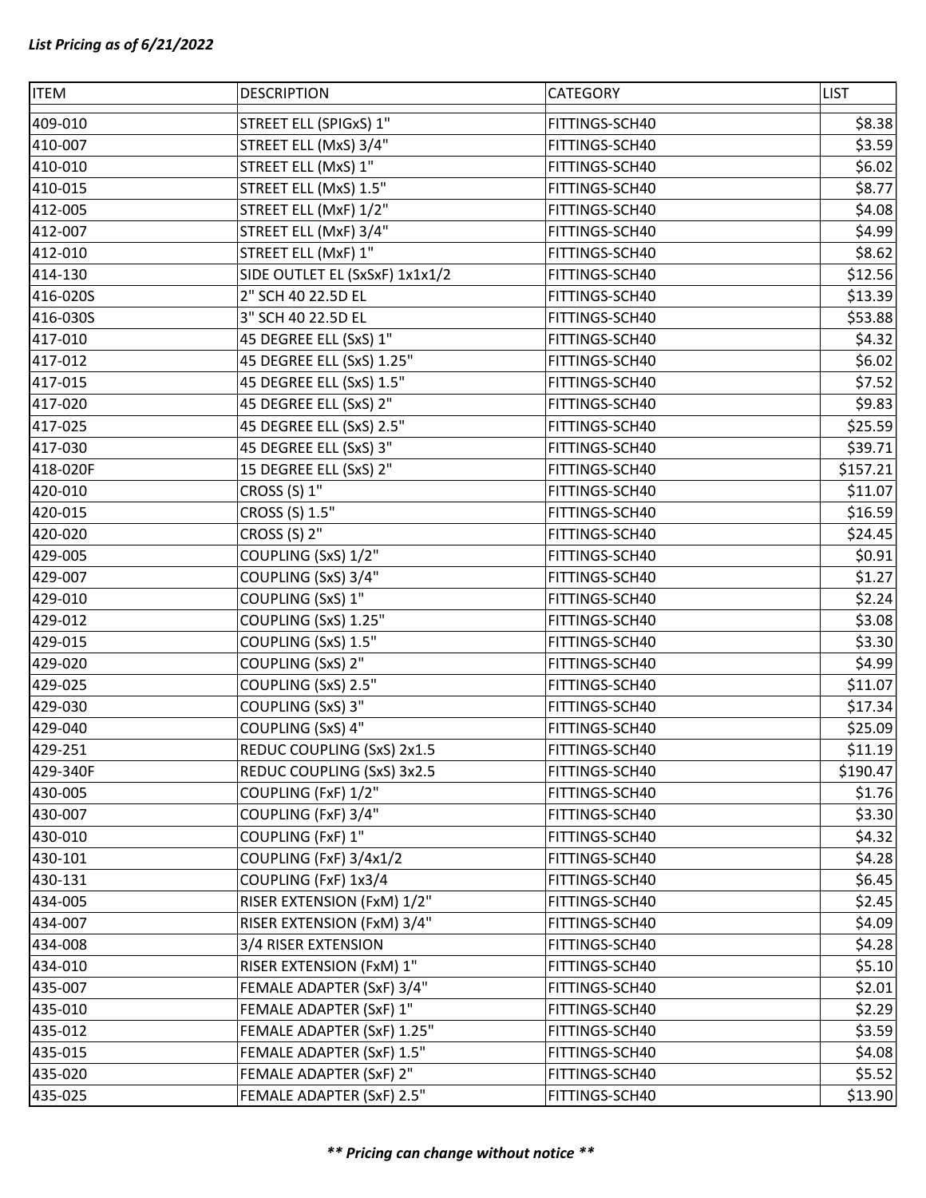*List Pricing as of 6/21/2022*

| ITEM | DESCRIPTION | CATEGORY | LIST |
|---|---|---|---|
| 409-010 | STREET ELL (SPIGxS) 1" | FITTINGS-SCH40 | $8.38 |
| 410-007 | STREET ELL (MxS) 3/4" | FITTINGS-SCH40 | $3.59 |
| 410-010 | STREET ELL (MxS) 1" | FITTINGS-SCH40 | $6.02 |
| 410-015 | STREET ELL (MxS) 1.5" | FITTINGS-SCH40 | $8.77 |
| 412-005 | STREET ELL (MxF) 1/2" | FITTINGS-SCH40 | $4.08 |
| 412-007 | STREET ELL (MxF) 3/4" | FITTINGS-SCH40 | $4.99 |
| 412-010 | STREET ELL (MxF) 1" | FITTINGS-SCH40 | $8.62 |
| 414-130 | SIDE OUTLET EL (SxSxF) 1x1x1/2 | FITTINGS-SCH40 | $12.56 |
| 416-020S | 2" SCH 40 22.5D EL | FITTINGS-SCH40 | $13.39 |
| 416-030S | 3" SCH 40 22.5D EL | FITTINGS-SCH40 | $53.88 |
| 417-010 | 45 DEGREE ELL (SxS) 1" | FITTINGS-SCH40 | $4.32 |
| 417-012 | 45 DEGREE ELL (SxS) 1.25" | FITTINGS-SCH40 | $6.02 |
| 417-015 | 45 DEGREE ELL (SxS) 1.5" | FITTINGS-SCH40 | $7.52 |
| 417-020 | 45 DEGREE ELL (SxS) 2" | FITTINGS-SCH40 | $9.83 |
| 417-025 | 45 DEGREE ELL (SxS) 2.5" | FITTINGS-SCH40 | $25.59 |
| 417-030 | 45 DEGREE ELL (SxS) 3" | FITTINGS-SCH40 | $39.71 |
| 418-020F | 15 DEGREE ELL (SxS) 2" | FITTINGS-SCH40 | $157.21 |
| 420-010 | CROSS (S) 1" | FITTINGS-SCH40 | $11.07 |
| 420-015 | CROSS (S) 1.5" | FITTINGS-SCH40 | $16.59 |
| 420-020 | CROSS (S) 2" | FITTINGS-SCH40 | $24.45 |
| 429-005 | COUPLING (SxS) 1/2" | FITTINGS-SCH40 | $0.91 |
| 429-007 | COUPLING (SxS) 3/4" | FITTINGS-SCH40 | $1.27 |
| 429-010 | COUPLING (SxS) 1" | FITTINGS-SCH40 | $2.24 |
| 429-012 | COUPLING (SxS) 1.25" | FITTINGS-SCH40 | $3.08 |
| 429-015 | COUPLING (SxS) 1.5" | FITTINGS-SCH40 | $3.30 |
| 429-020 | COUPLING (SxS) 2" | FITTINGS-SCH40 | $4.99 |
| 429-025 | COUPLING (SxS) 2.5" | FITTINGS-SCH40 | $11.07 |
| 429-030 | COUPLING (SxS) 3" | FITTINGS-SCH40 | $17.34 |
| 429-040 | COUPLING (SxS) 4" | FITTINGS-SCH40 | $25.09 |
| 429-251 | REDUC COUPLING (SxS) 2x1.5 | FITTINGS-SCH40 | $11.19 |
| 429-340F | REDUC COUPLING (SxS) 3x2.5 | FITTINGS-SCH40 | $190.47 |
| 430-005 | COUPLING (FxF) 1/2" | FITTINGS-SCH40 | $1.76 |
| 430-007 | COUPLING (FxF) 3/4" | FITTINGS-SCH40 | $3.30 |
| 430-010 | COUPLING (FxF) 1" | FITTINGS-SCH40 | $4.32 |
| 430-101 | COUPLING (FxF) 3/4x1/2 | FITTINGS-SCH40 | $4.28 |
| 430-131 | COUPLING (FxF) 1x3/4 | FITTINGS-SCH40 | $6.45 |
| 434-005 | RISER EXTENSION (FxM) 1/2" | FITTINGS-SCH40 | $2.45 |
| 434-007 | RISER EXTENSION (FxM) 3/4" | FITTINGS-SCH40 | $4.09 |
| 434-008 | 3/4 RISER EXTENSION | FITTINGS-SCH40 | $4.28 |
| 434-010 | RISER EXTENSION (FxM) 1" | FITTINGS-SCH40 | $5.10 |
| 435-007 | FEMALE ADAPTER (SxF) 3/4" | FITTINGS-SCH40 | $2.01 |
| 435-010 | FEMALE ADAPTER (SxF) 1" | FITTINGS-SCH40 | $2.29 |
| 435-012 | FEMALE ADAPTER (SxF) 1.25" | FITTINGS-SCH40 | $3.59 |
| 435-015 | FEMALE ADAPTER (SxF) 1.5" | FITTINGS-SCH40 | $4.08 |
| 435-020 | FEMALE ADAPTER (SxF) 2" | FITTINGS-SCH40 | $5.52 |
| 435-025 | FEMALE ADAPTER (SxF) 2.5" | FITTINGS-SCH40 | $13.90 |

***** Pricing can change without notice *****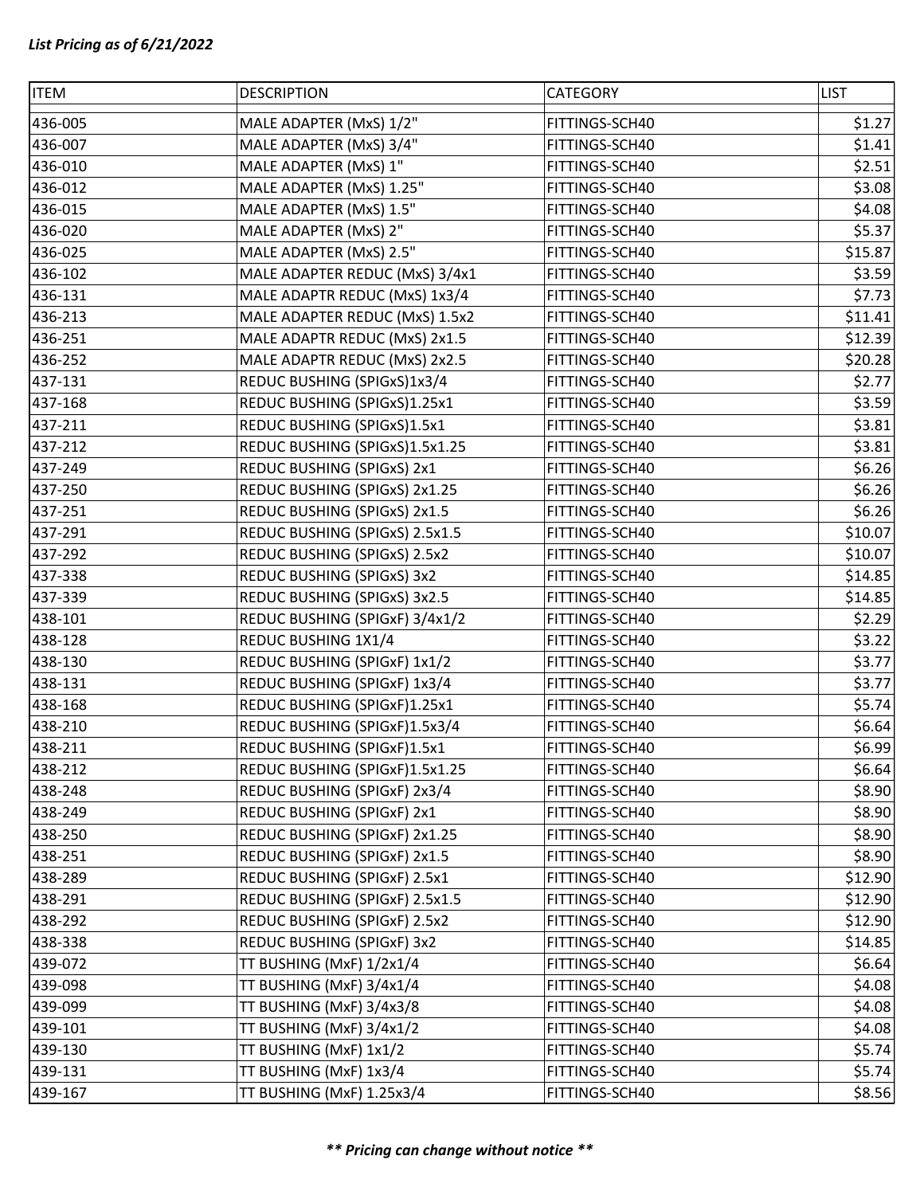*List Pricing as of 6/21/2022*

| ITEM | DESCRIPTION | CATEGORY | LIST |
|---|---|---|---|
| 436-005 | MALE ADAPTER (MxS) 1/2" | FITTINGS-SCH40 | $1.27 |
| 436-007 | MALE ADAPTER (MxS) 3/4" | FITTINGS-SCH40 | $1.41 |
| 436-010 | MALE ADAPTER (MxS) 1" | FITTINGS-SCH40 | $2.51 |
| 436-012 | MALE ADAPTER (MxS) 1.25" | FITTINGS-SCH40 | $3.08 |
| 436-015 | MALE ADAPTER (MxS) 1.5" | FITTINGS-SCH40 | $4.08 |
| 436-020 | MALE ADAPTER (MxS) 2" | FITTINGS-SCH40 | $5.37 |
| 436-025 | MALE ADAPTER (MxS) 2.5" | FITTINGS-SCH40 | $15.87 |
| 436-102 | MALE ADAPTER REDUC (MxS) 3/4x1 | FITTINGS-SCH40 | $3.59 |
| 436-131 | MALE ADAPTR REDUC (MxS) 1x3/4 | FITTINGS-SCH40 | $7.73 |
| 436-213 | MALE ADAPTER REDUC (MxS) 1.5x2 | FITTINGS-SCH40 | $11.41 |
| 436-251 | MALE ADAPTR REDUC (MxS) 2x1.5 | FITTINGS-SCH40 | $12.39 |
| 436-252 | MALE ADAPTR REDUC (MxS) 2x2.5 | FITTINGS-SCH40 | $20.28 |
| 437-131 | REDUC BUSHING (SPIGxS)1x3/4 | FITTINGS-SCH40 | $2.77 |
| 437-168 | REDUC BUSHING (SPIGxS)1.25x1 | FITTINGS-SCH40 | $3.59 |
| 437-211 | REDUC BUSHING (SPIGxS)1.5x1 | FITTINGS-SCH40 | $3.81 |
| 437-212 | REDUC BUSHING (SPIGxS)1.5x1.25 | FITTINGS-SCH40 | $3.81 |
| 437-249 | REDUC BUSHING (SPIGxS) 2x1 | FITTINGS-SCH40 | $6.26 |
| 437-250 | REDUC BUSHING (SPIGxS) 2x1.25 | FITTINGS-SCH40 | $6.26 |
| 437-251 | REDUC BUSHING (SPIGxS) 2x1.5 | FITTINGS-SCH40 | $6.26 |
| 437-291 | REDUC BUSHING (SPIGxS) 2.5x1.5 | FITTINGS-SCH40 | $10.07 |
| 437-292 | REDUC BUSHING (SPIGxS) 2.5x2 | FITTINGS-SCH40 | $10.07 |
| 437-338 | REDUC BUSHING (SPIGxS) 3x2 | FITTINGS-SCH40 | $14.85 |
| 437-339 | REDUC BUSHING (SPIGxS) 3x2.5 | FITTINGS-SCH40 | $14.85 |
| 438-101 | REDUC BUSHING (SPIGxF) 3/4x1/2 | FITTINGS-SCH40 | $2.29 |
| 438-128 | REDUC BUSHING 1X1/4 | FITTINGS-SCH40 | $3.22 |
| 438-130 | REDUC BUSHING (SPIGxF) 1x1/2 | FITTINGS-SCH40 | $3.77 |
| 438-131 | REDUC BUSHING (SPIGxF) 1x3/4 | FITTINGS-SCH40 | $3.77 |
| 438-168 | REDUC BUSHING (SPIGxF)1.25x1 | FITTINGS-SCH40 | $5.74 |
| 438-210 | REDUC BUSHING (SPIGxF)1.5x3/4 | FITTINGS-SCH40 | $6.64 |
| 438-211 | REDUC BUSHING (SPIGxF)1.5x1 | FITTINGS-SCH40 | $6.99 |
| 438-212 | REDUC BUSHING (SPIGxF)1.5x1.25 | FITTINGS-SCH40 | $6.64 |
| 438-248 | REDUC BUSHING (SPIGxF) 2x3/4 | FITTINGS-SCH40 | $8.90 |
| 438-249 | REDUC BUSHING (SPIGxF) 2x1 | FITTINGS-SCH40 | $8.90 |
| 438-250 | REDUC BUSHING (SPIGxF) 2x1.25 | FITTINGS-SCH40 | $8.90 |
| 438-251 | REDUC BUSHING (SPIGxF) 2x1.5 | FITTINGS-SCH40 | $8.90 |
| 438-289 | REDUC BUSHING (SPIGxF) 2.5x1 | FITTINGS-SCH40 | $12.90 |
| 438-291 | REDUC BUSHING (SPIGxF) 2.5x1.5 | FITTINGS-SCH40 | $12.90 |
| 438-292 | REDUC BUSHING (SPIGxF) 2.5x2 | FITTINGS-SCH40 | $12.90 |
| 438-338 | REDUC BUSHING (SPIGxF) 3x2 | FITTINGS-SCH40 | $14.85 |
| 439-072 | TT BUSHING (MxF) 1/2x1/4 | FITTINGS-SCH40 | $6.64 |
| 439-098 | TT BUSHING (MxF) 3/4x1/4 | FITTINGS-SCH40 | $4.08 |
| 439-099 | TT BUSHING (MxF) 3/4x3/8 | FITTINGS-SCH40 | $4.08 |
| 439-101 | TT BUSHING (MxF) 3/4x1/2 | FITTINGS-SCH40 | $4.08 |
| 439-130 | TT BUSHING (MxF) 1x1/2 | FITTINGS-SCH40 | $5.74 |
| 439-131 | TT BUSHING (MxF) 1x3/4 | FITTINGS-SCH40 | $5.74 |
| 439-167 | TT BUSHING (MxF) 1.25x3/4 | FITTINGS-SCH40 | $8.56 |

***\*\* Pricing can change without notice \*\****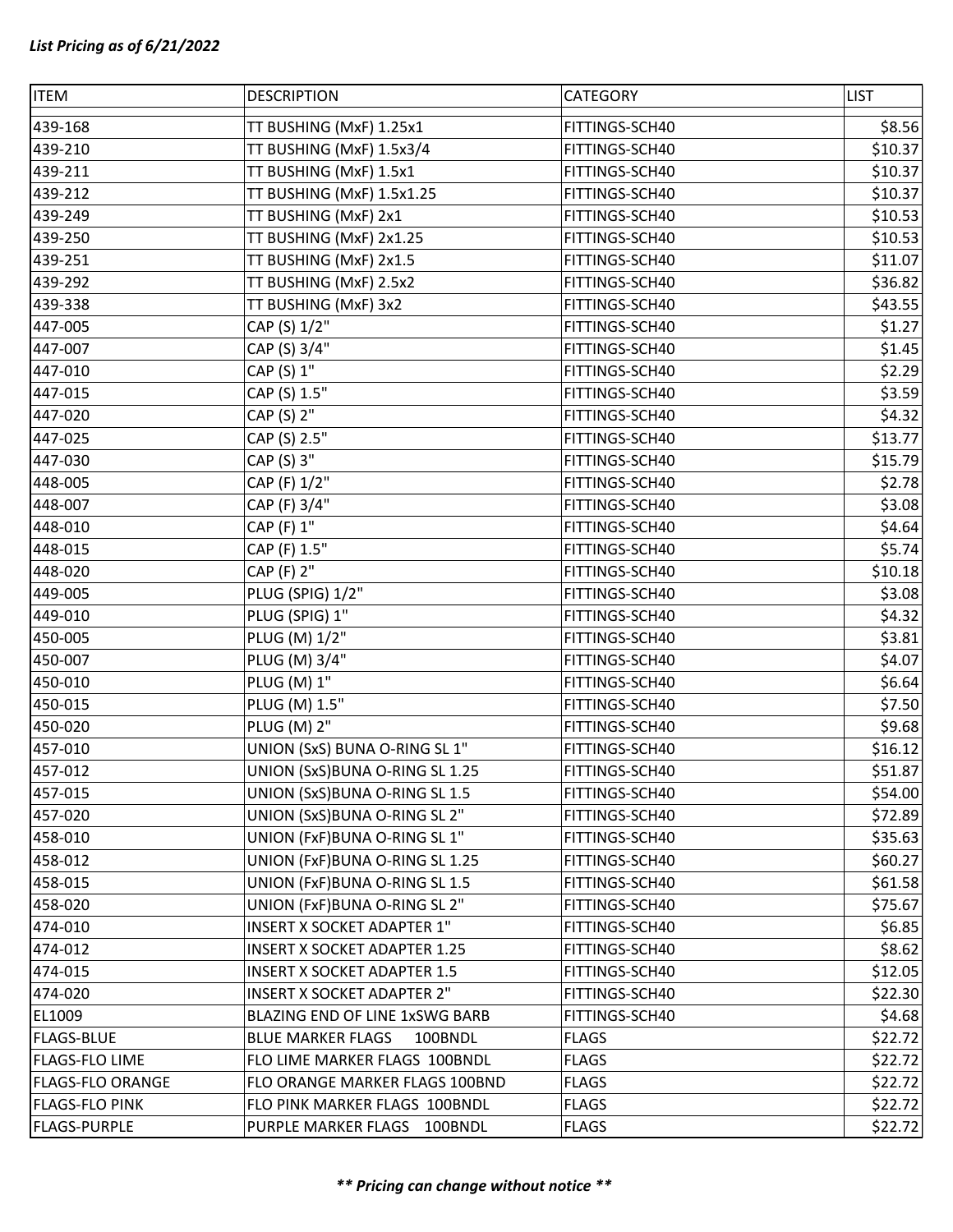*List Pricing as of 6/21/2022*

| ITEM | DESCRIPTION | CATEGORY | LIST |
|---|---|---|---|
| 439-168 | TT BUSHING (MxF) 1.25x1 | FITTINGS-SCH40 | $8.56 |
| 439-210 | TT BUSHING (MxF) 1.5x3/4 | FITTINGS-SCH40 | $10.37 |
| 439-211 | TT BUSHING (MxF) 1.5x1 | FITTINGS-SCH40 | $10.37 |
| 439-212 | TT BUSHING (MxF) 1.5x1.25 | FITTINGS-SCH40 | $10.37 |
| 439-249 | TT BUSHING (MxF) 2x1 | FITTINGS-SCH40 | $10.53 |
| 439-250 | TT BUSHING (MxF) 2x1.25 | FITTINGS-SCH40 | $10.53 |
| 439-251 | TT BUSHING (MxF) 2x1.5 | FITTINGS-SCH40 | $11.07 |
| 439-292 | TT BUSHING (MxF) 2.5x2 | FITTINGS-SCH40 | $36.82 |
| 439-338 | TT BUSHING (MxF) 3x2 | FITTINGS-SCH40 | $43.55 |
| 447-005 | CAP (S) 1/2" | FITTINGS-SCH40 | $1.27 |
| 447-007 | CAP (S) 3/4" | FITTINGS-SCH40 | $1.45 |
| 447-010 | CAP (S) 1" | FITTINGS-SCH40 | $2.29 |
| 447-015 | CAP (S) 1.5" | FITTINGS-SCH40 | $3.59 |
| 447-020 | CAP (S) 2" | FITTINGS-SCH40 | $4.32 |
| 447-025 | CAP (S) 2.5" | FITTINGS-SCH40 | $13.77 |
| 447-030 | CAP (S) 3" | FITTINGS-SCH40 | $15.79 |
| 448-005 | CAP (F) 1/2" | FITTINGS-SCH40 | $2.78 |
| 448-007 | CAP (F) 3/4" | FITTINGS-SCH40 | $3.08 |
| 448-010 | CAP (F) 1" | FITTINGS-SCH40 | $4.64 |
| 448-015 | CAP (F) 1.5" | FITTINGS-SCH40 | $5.74 |
| 448-020 | CAP (F) 2" | FITTINGS-SCH40 | $10.18 |
| 449-005 | PLUG (SPIG) 1/2" | FITTINGS-SCH40 | $3.08 |
| 449-010 | PLUG (SPIG) 1" | FITTINGS-SCH40 | $4.32 |
| 450-005 | PLUG (M) 1/2" | FITTINGS-SCH40 | $3.81 |
| 450-007 | PLUG (M) 3/4" | FITTINGS-SCH40 | $4.07 |
| 450-010 | PLUG (M) 1" | FITTINGS-SCH40 | $6.64 |
| 450-015 | PLUG (M) 1.5" | FITTINGS-SCH40 | $7.50 |
| 450-020 | PLUG (M) 2" | FITTINGS-SCH40 | $9.68 |
| 457-010 | UNION (SxS) BUNA O-RING SL 1" | FITTINGS-SCH40 | $16.12 |
| 457-012 | UNION (SxS)BUNA O-RING SL 1.25 | FITTINGS-SCH40 | $51.87 |
| 457-015 | UNION (SxS)BUNA O-RING SL 1.5 | FITTINGS-SCH40 | $54.00 |
| 457-020 | UNION (SxS)BUNA O-RING SL 2" | FITTINGS-SCH40 | $72.89 |
| 458-010 | UNION (FxF)BUNA O-RING SL 1" | FITTINGS-SCH40 | $35.63 |
| 458-012 | UNION (FxF)BUNA O-RING SL 1.25 | FITTINGS-SCH40 | $60.27 |
| 458-015 | UNION (FxF)BUNA O-RING SL 1.5 | FITTINGS-SCH40 | $61.58 |
| 458-020 | UNION (FxF)BUNA O-RING SL 2" | FITTINGS-SCH40 | $75.67 |
| 474-010 | INSERT X SOCKET ADAPTER 1" | FITTINGS-SCH40 | $6.85 |
| 474-012 | INSERT X SOCKET ADAPTER 1.25 | FITTINGS-SCH40 | $8.62 |
| 474-015 | INSERT X SOCKET ADAPTER 1.5 | FITTINGS-SCH40 | $12.05 |
| 474-020 | INSERT X SOCKET ADAPTER 2" | FITTINGS-SCH40 | $22.30 |
| EL1009 | BLAZING END OF LINE 1xSWG BARB | FITTINGS-SCH40 | $4.68 |
| FLAGS-BLUE | BLUE MARKER FLAGS 100BNDL | FLAGS | $22.72 |
| FLAGS-FLO LIME | FLO LIME MARKER FLAGS 100BNDL | FLAGS | $22.72 |
| FLAGS-FLO ORANGE | FLO ORANGE MARKER FLAGS 100BND | FLAGS | $22.72 |
| FLAGS-FLO PINK | FLO PINK MARKER FLAGS 100BNDL | FLAGS | $22.72 |
| FLAGS-PURPLE | PURPLE MARKER FLAGS 100BNDL | FLAGS | $22.72 |

***\*\* Pricing can change without notice \*\****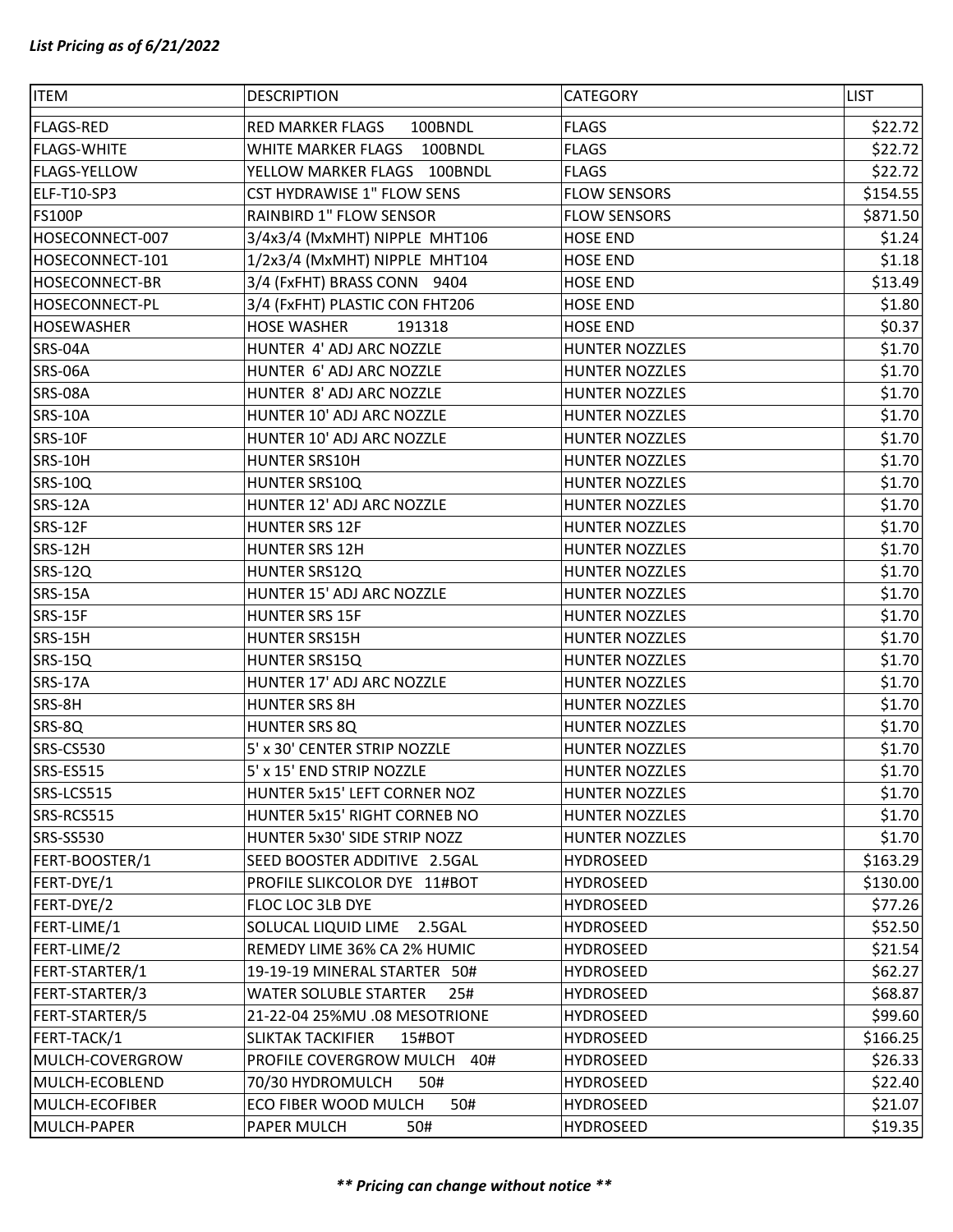***List Pricing as of 6/21/2022***

| ITEM | DESCRIPTION | CATEGORY | LIST |
|---|---|---|---|
| FLAGS-RED | RED MARKER FLAGS 100BNDL | FLAGS | $22.72 |
| FLAGS-WHITE | WHITE MARKER FLAGS 100BNDL | FLAGS | $22.72 |
| FLAGS-YELLOW | YELLOW MARKER FLAGS 100BNDL | FLAGS | $22.72 |
| ELF-T10-SP3 | CST HYDRAWISE 1" FLOW SENS | FLOW SENSORS | $154.55 |
| FS100P | RAINBIRD 1" FLOW SENSOR | FLOW SENSORS | $871.50 |
| HOSECONNECT-007 | 3/4x3/4 (MxMHT) NIPPLE MHT106 | HOSE END | $1.24 |
| HOSECONNECT-101 | 1/2x3/4 (MxMHT) NIPPLE MHT104 | HOSE END | $1.18 |
| HOSECONNECT-BR | 3/4 (FxFHT) BRASS CONN 9404 | HOSE END | $13.49 |
| HOSECONNECT-PL | 3/4 (FxFHT) PLASTIC CON FHT206 | HOSE END | $1.80 |
| HOSEWASHER | HOSE WASHER 191318 | HOSE END | $0.37 |
| SRS-04A | HUNTER 4' ADJ ARC NOZZLE | HUNTER NOZZLES | $1.70 |
| SRS-06A | HUNTER 6' ADJ ARC NOZZLE | HUNTER NOZZLES | $1.70 |
| SRS-08A | HUNTER 8' ADJ ARC NOZZLE | HUNTER NOZZLES | $1.70 |
| SRS-10A | HUNTER 10' ADJ ARC NOZZLE | HUNTER NOZZLES | $1.70 |
| SRS-10F | HUNTER 10' ADJ ARC NOZZLE | HUNTER NOZZLES | $1.70 |
| SRS-10H | HUNTER SRS10H | HUNTER NOZZLES | $1.70 |
| SRS-10Q | HUNTER SRS10Q | HUNTER NOZZLES | $1.70 |
| SRS-12A | HUNTER 12' ADJ ARC NOZZLE | HUNTER NOZZLES | $1.70 |
| SRS-12F | HUNTER SRS 12F | HUNTER NOZZLES | $1.70 |
| SRS-12H | HUNTER SRS 12H | HUNTER NOZZLES | $1.70 |
| SRS-12Q | HUNTER SRS12Q | HUNTER NOZZLES | $1.70 |
| SRS-15A | HUNTER 15' ADJ ARC NOZZLE | HUNTER NOZZLES | $1.70 |
| SRS-15F | HUNTER SRS 15F | HUNTER NOZZLES | $1.70 |
| SRS-15H | HUNTER SRS15H | HUNTER NOZZLES | $1.70 |
| SRS-15Q | HUNTER SRS15Q | HUNTER NOZZLES | $1.70 |
| SRS-17A | HUNTER 17' ADJ ARC NOZZLE | HUNTER NOZZLES | $1.70 |
| SRS-8H | HUNTER SRS 8H | HUNTER NOZZLES | $1.70 |
| SRS-8Q | HUNTER SRS 8Q | HUNTER NOZZLES | $1.70 |
| SRS-CS530 | 5' x 30' CENTER STRIP NOZZLE | HUNTER NOZZLES | $1.70 |
| SRS-ES515 | 5' x 15' END STRIP NOZZLE | HUNTER NOZZLES | $1.70 |
| SRS-LCS515 | HUNTER 5x15' LEFT CORNER NOZ | HUNTER NOZZLES | $1.70 |
| SRS-RCS515 | HUNTER 5x15' RIGHT CORNEB NO | HUNTER NOZZLES | $1.70 |
| SRS-SS530 | HUNTER 5x30' SIDE STRIP NOZZ | HUNTER NOZZLES | $1.70 |
| FERT-BOOSTER/1 | SEED BOOSTER ADDITIVE 2.5GAL | HYDROSEED | $163.29 |
| FERT-DYE/1 | PROFILE SLIKCOLOR DYE 11#BOT | HYDROSEED | $130.00 |
| FERT-DYE/2 | FLOC LOC 3LB DYE | HYDROSEED | $77.26 |
| FERT-LIME/1 | SOLUCAL LIQUID LIME 2.5GAL | HYDROSEED | $52.50 |
| FERT-LIME/2 | REMEDY LIME 36% CA 2% HUMIC | HYDROSEED | $21.54 |
| FERT-STARTER/1 | 19-19-19 MINERAL STARTER 50# | HYDROSEED | $62.27 |
| FERT-STARTER/3 | WATER SOLUBLE STARTER 25# | HYDROSEED | $68.87 |
| FERT-STARTER/5 | 21-22-04 25%MU .08 MESOTRIONE | HYDROSEED | $99.60 |
| FERT-TACK/1 | SLIKTAK TACKIFIER 15#BOT | HYDROSEED | $166.25 |
| MULCH-COVERGROW | PROFILE COVERGROW MULCH 40# | HYDROSEED | $26.33 |
| MULCH-ECOBLEND | 70/30 HYDROMULCH 50# | HYDROSEED | $22.40 |
| MULCH-ECOFIBER | ECO FIBER WOOD MULCH 50# | HYDROSEED | $21.07 |
| MULCH-PAPER | PAPER MULCH 50# | HYDROSEED | $19.35 |

***\*\* Pricing can change without notice \*\****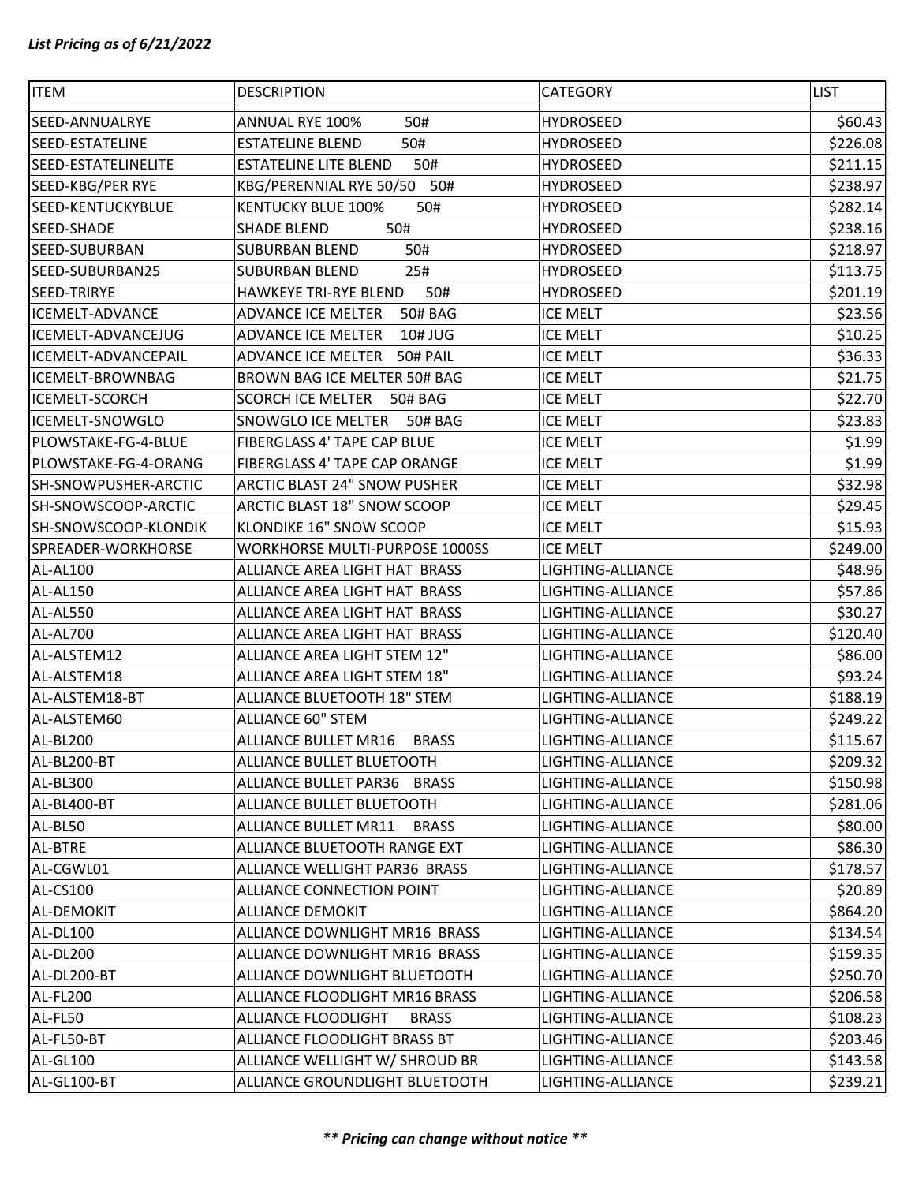*List Pricing as of 6/21/2022*

| ITEM | DESCRIPTION | CATEGORY | LIST |
|---|---|---|---|
| SEED-ANNUALRYE | ANNUAL RYE 100% 50# | HYDROSEED | $60.43 |
| SEED-ESTATELINE | ESTATELINE BLEND 50# | HYDROSEED | $226.08 |
| SEED-ESTATELINELITE | ESTATELINE LITE BLEND 50# | HYDROSEED | $211.15 |
| SEED-KBG/PER RYE | KBG/PERENNIAL RYE 50/50 50# | HYDROSEED | $238.97 |
| SEED-KENTUCKYBLUE | KENTUCKY BLUE 100% 50# | HYDROSEED | $282.14 |
| SEED-SHADE | SHADE BLEND 50# | HYDROSEED | $238.16 |
| SEED-SUBURBAN | SUBURBAN BLEND 50# | HYDROSEED | $218.97 |
| SEED-SUBURBAN25 | SUBURBAN BLEND 25# | HYDROSEED | $113.75 |
| SEED-TRIRYE | HAWKEYE TRI-RYE BLEND 50# | HYDROSEED | $201.19 |
| ICEMELT-ADVANCE | ADVANCE ICE MELTER 50# BAG | ICE MELT | $23.56 |
| ICEMELT-ADVANCEJUG | ADVANCE ICE MELTER 10# JUG | ICE MELT | $10.25 |
| ICEMELT-ADVANCEPAIL | ADVANCE ICE MELTER 50# PAIL | ICE MELT | $36.33 |
| ICEMELT-BROWNBAG | BROWN BAG ICE MELTER 50# BAG | ICE MELT | $21.75 |
| ICEMELT-SCORCH | SCORCH ICE MELTER 50# BAG | ICE MELT | $22.70 |
| ICEMELT-SNOWGLO | SNOWGLO ICE MELTER 50# BAG | ICE MELT | $23.83 |
| PLOWSTAKE-FG-4-BLUE | FIBERGLASS 4' TAPE CAP BLUE | ICE MELT | $1.99 |
| PLOWSTAKE-FG-4-ORANG | FIBERGLASS 4' TAPE CAP ORANGE | ICE MELT | $1.99 |
| SH-SNOWPUSHER-ARCTIC | ARCTIC BLAST 24" SNOW PUSHER | ICE MELT | $32.98 |
| SH-SNOWSCOOP-ARCTIC | ARCTIC BLAST 18" SNOW SCOOP | ICE MELT | $29.45 |
| SH-SNOWSCOOP-KLONDIK | KLONDIKE 16" SNOW SCOOP | ICE MELT | $15.93 |
| SPREADER-WORKHORSE | WORKHORSE MULTI-PURPOSE 1000SS | ICE MELT | $249.00 |
| AL-AL100 | ALLIANCE AREA LIGHT HAT BRASS | LIGHTING-ALLIANCE | $48.96 |
| AL-AL150 | ALLIANCE AREA LIGHT HAT BRASS | LIGHTING-ALLIANCE | $57.86 |
| AL-AL550 | ALLIANCE AREA LIGHT HAT BRASS | LIGHTING-ALLIANCE | $30.27 |
| AL-AL700 | ALLIANCE AREA LIGHT HAT BRASS | LIGHTING-ALLIANCE | $120.40 |
| AL-ALSTEM12 | ALLIANCE AREA LIGHT STEM 12" | LIGHTING-ALLIANCE | $86.00 |
| AL-ALSTEM18 | ALLIANCE AREA LIGHT STEM 18" | LIGHTING-ALLIANCE | $93.24 |
| AL-ALSTEM18-BT | ALLIANCE BLUETOOTH 18" STEM | LIGHTING-ALLIANCE | $188.19 |
| AL-ALSTEM60 | ALLIANCE 60" STEM | LIGHTING-ALLIANCE | $249.22 |
| AL-BL200 | ALLIANCE BULLET MR16 BRASS | LIGHTING-ALLIANCE | $115.67 |
| AL-BL200-BT | ALLIANCE BULLET BLUETOOTH | LIGHTING-ALLIANCE | $209.32 |
| AL-BL300 | ALLIANCE BULLET PAR36 BRASS | LIGHTING-ALLIANCE | $150.98 |
| AL-BL400-BT | ALLIANCE BULLET BLUETOOTH | LIGHTING-ALLIANCE | $281.06 |
| AL-BL50 | ALLIANCE BULLET MR11 BRASS | LIGHTING-ALLIANCE | $80.00 |
| AL-BTRE | ALLIANCE BLUETOOTH RANGE EXT | LIGHTING-ALLIANCE | $86.30 |
| AL-CGWL01 | ALLIANCE WELLIGHT PAR36 BRASS | LIGHTING-ALLIANCE | $178.57 |
| AL-CS100 | ALLIANCE CONNECTION POINT | LIGHTING-ALLIANCE | $20.89 |
| AL-DEMOKIT | ALLIANCE DEMOKIT | LIGHTING-ALLIANCE | $864.20 |
| AL-DL100 | ALLIANCE DOWNLIGHT MR16 BRASS | LIGHTING-ALLIANCE | $134.54 |
| AL-DL200 | ALLIANCE DOWNLIGHT MR16 BRASS | LIGHTING-ALLIANCE | $159.35 |
| AL-DL200-BT | ALLIANCE DOWNLIGHT BLUETOOTH | LIGHTING-ALLIANCE | $250.70 |
| AL-FL200 | ALLIANCE FLOODLIGHT MR16 BRASS | LIGHTING-ALLIANCE | $206.58 |
| AL-FL50 | ALLIANCE FLOODLIGHT BRASS | LIGHTING-ALLIANCE | $108.23 |
| AL-FL50-BT | ALLIANCE FLOODLIGHT BRASS BT | LIGHTING-ALLIANCE | $203.46 |
| AL-GL100 | ALLIANCE WELLIGHT W/ SHROUD BR | LIGHTING-ALLIANCE | $143.58 |
| AL-GL100-BT | ALLIANCE GROUNDLIGHT BLUETOOTH | LIGHTING-ALLIANCE | $239.21 |

***\*\* Pricing can change without notice \*\****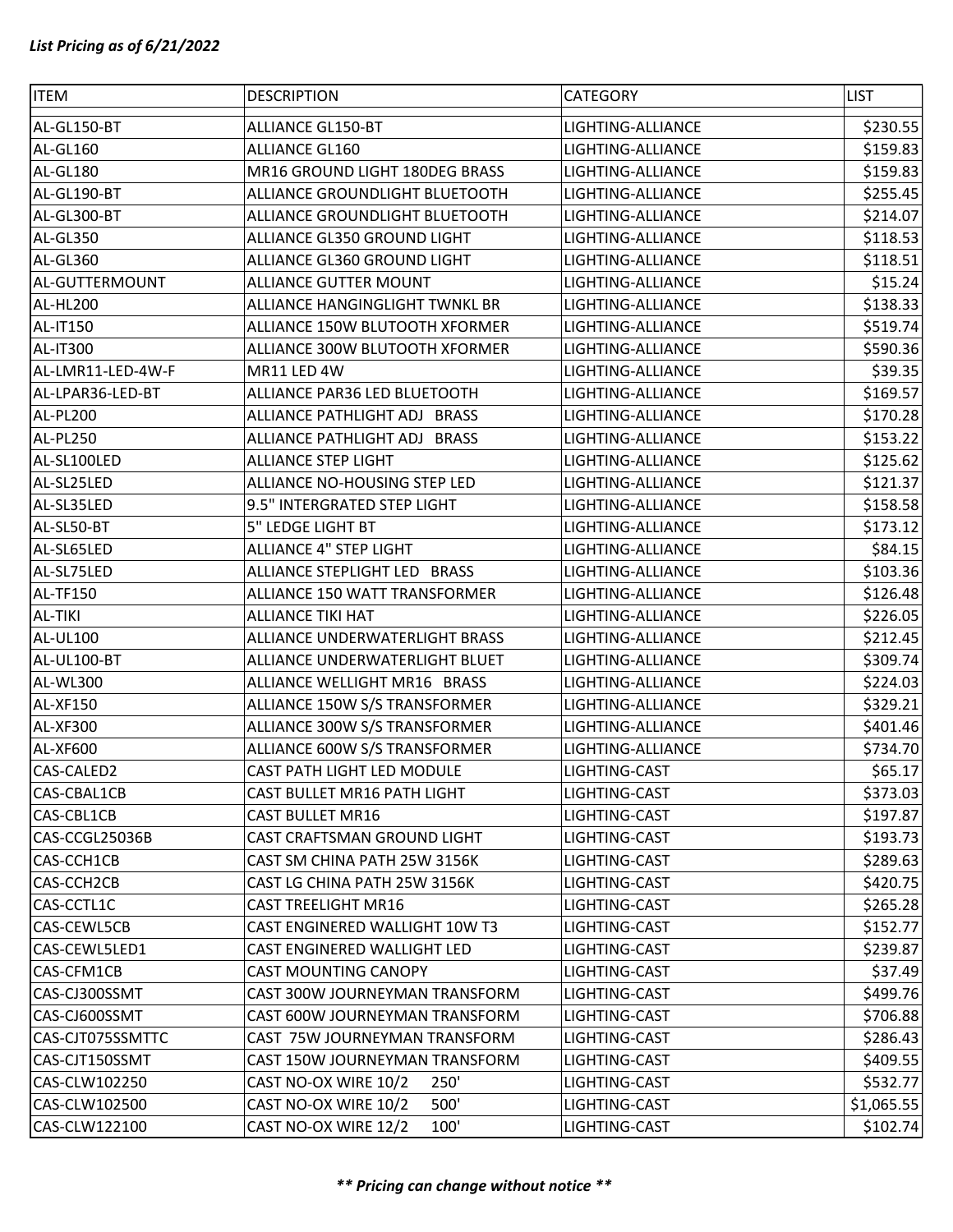***List Pricing as of 6/21/2022***

| ITEM | DESCRIPTION | CATEGORY | LIST |
|---|---|---|---|
| AL-GL150-BT | ALLIANCE GL150-BT | LIGHTING-ALLIANCE | $230.55 |
| AL-GL160 | ALLIANCE GL160 | LIGHTING-ALLIANCE | $159.83 |
| AL-GL180 | MR16 GROUND LIGHT 180DEG BRASS | LIGHTING-ALLIANCE | $159.83 |
| AL-GL190-BT | ALLIANCE GROUNDLIGHT BLUETOOTH | LIGHTING-ALLIANCE | $255.45 |
| AL-GL300-BT | ALLIANCE GROUNDLIGHT BLUETOOTH | LIGHTING-ALLIANCE | $214.07 |
| AL-GL350 | ALLIANCE GL350 GROUND LIGHT | LIGHTING-ALLIANCE | $118.53 |
| AL-GL360 | ALLIANCE GL360 GROUND LIGHT | LIGHTING-ALLIANCE | $118.51 |
| AL-GUTTERMOUNT | ALLIANCE GUTTER MOUNT | LIGHTING-ALLIANCE | $15.24 |
| AL-HL200 | ALLIANCE HANGINGLIGHT TWNKL BR | LIGHTING-ALLIANCE | $138.33 |
| AL-IT150 | ALLIANCE 150W BLUTOOTH XFORMER | LIGHTING-ALLIANCE | $519.74 |
| AL-IT300 | ALLIANCE 300W BLUTOOTH XFORMER | LIGHTING-ALLIANCE | $590.36 |
| AL-LMR11-LED-4W-F | MR11 LED 4W | LIGHTING-ALLIANCE | $39.35 |
| AL-LPAR36-LED-BT | ALLIANCE PAR36 LED BLUETOOTH | LIGHTING-ALLIANCE | $169.57 |
| AL-PL200 | ALLIANCE PATHLIGHT ADJ BRASS | LIGHTING-ALLIANCE | $170.28 |
| AL-PL250 | ALLIANCE PATHLIGHT ADJ BRASS | LIGHTING-ALLIANCE | $153.22 |
| AL-SL100LED | ALLIANCE STEP LIGHT | LIGHTING-ALLIANCE | $125.62 |
| AL-SL25LED | ALLIANCE NO-HOUSING STEP LED | LIGHTING-ALLIANCE | $121.37 |
| AL-SL35LED | 9.5" INTERGRATED STEP LIGHT | LIGHTING-ALLIANCE | $158.58 |
| AL-SL50-BT | 5" LEDGE LIGHT BT | LIGHTING-ALLIANCE | $173.12 |
| AL-SL65LED | ALLIANCE 4" STEP LIGHT | LIGHTING-ALLIANCE | $84.15 |
| AL-SL75LED | ALLIANCE STEPLIGHT LED BRASS | LIGHTING-ALLIANCE | $103.36 |
| AL-TF150 | ALLIANCE 150 WATT TRANSFORMER | LIGHTING-ALLIANCE | $126.48 |
| AL-TIKI | ALLIANCE TIKI HAT | LIGHTING-ALLIANCE | $226.05 |
| AL-UL100 | ALLIANCE UNDERWATERLIGHT BRASS | LIGHTING-ALLIANCE | $212.45 |
| AL-UL100-BT | ALLIANCE UNDERWATERLIGHT BLUET | LIGHTING-ALLIANCE | $309.74 |
| AL-WL300 | ALLIANCE WELLIGHT MR16 BRASS | LIGHTING-ALLIANCE | $224.03 |
| AL-XF150 | ALLIANCE 150W S/S TRANSFORMER | LIGHTING-ALLIANCE | $329.21 |
| AL-XF300 | ALLIANCE 300W S/S TRANSFORMER | LIGHTING-ALLIANCE | $401.46 |
| AL-XF600 | ALLIANCE 600W S/S TRANSFORMER | LIGHTING-ALLIANCE | $734.70 |
| CAS-CALED2 | CAST PATH LIGHT LED MODULE | LIGHTING-CAST | $65.17 |
| CAS-CBAL1CB | CAST BULLET MR16 PATH LIGHT | LIGHTING-CAST | $373.03 |
| CAS-CBL1CB | CAST BULLET MR16 | LIGHTING-CAST | $197.87 |
| CAS-CCGL25036B | CAST CRAFTSMAN GROUND LIGHT | LIGHTING-CAST | $193.73 |
| CAS-CCH1CB | CAST SM CHINA PATH 25W 3156K | LIGHTING-CAST | $289.63 |
| CAS-CCH2CB | CAST LG CHINA PATH 25W 3156K | LIGHTING-CAST | $420.75 |
| CAS-CCTL1C | CAST TREELIGHT MR16 | LIGHTING-CAST | $265.28 |
| CAS-CEWL5CB | CAST ENGINERED WALLIGHT 10W T3 | LIGHTING-CAST | $152.77 |
| CAS-CEWL5LED1 | CAST ENGINERED WALLIGHT LED | LIGHTING-CAST | $239.87 |
| CAS-CFM1CB | CAST MOUNTING CANOPY | LIGHTING-CAST | $37.49 |
| CAS-CJ300SSMT | CAST 300W JOURNEYMAN TRANSFORM | LIGHTING-CAST | $499.76 |
| CAS-CJ600SSMT | CAST 600W JOURNEYMAN TRANSFORM | LIGHTING-CAST | $706.88 |
| CAS-CJT075SSMTTC | CAST 75W JOURNEYMAN TRANSFORM | LIGHTING-CAST | $286.43 |
| CAS-CJT150SSMT | CAST 150W JOURNEYMAN TRANSFORM | LIGHTING-CAST | $409.55 |
| CAS-CLW102250 | CAST NO-OX WIRE 10/2 250' | LIGHTING-CAST | $532.77 |
| CAS-CLW102500 | CAST NO-OX WIRE 10/2 500' | LIGHTING-CAST | $1,065.55 |
| CAS-CLW122100 | CAST NO-OX WIRE 12/2 100' | LIGHTING-CAST | $102.74 |

***** Pricing can change without notice *****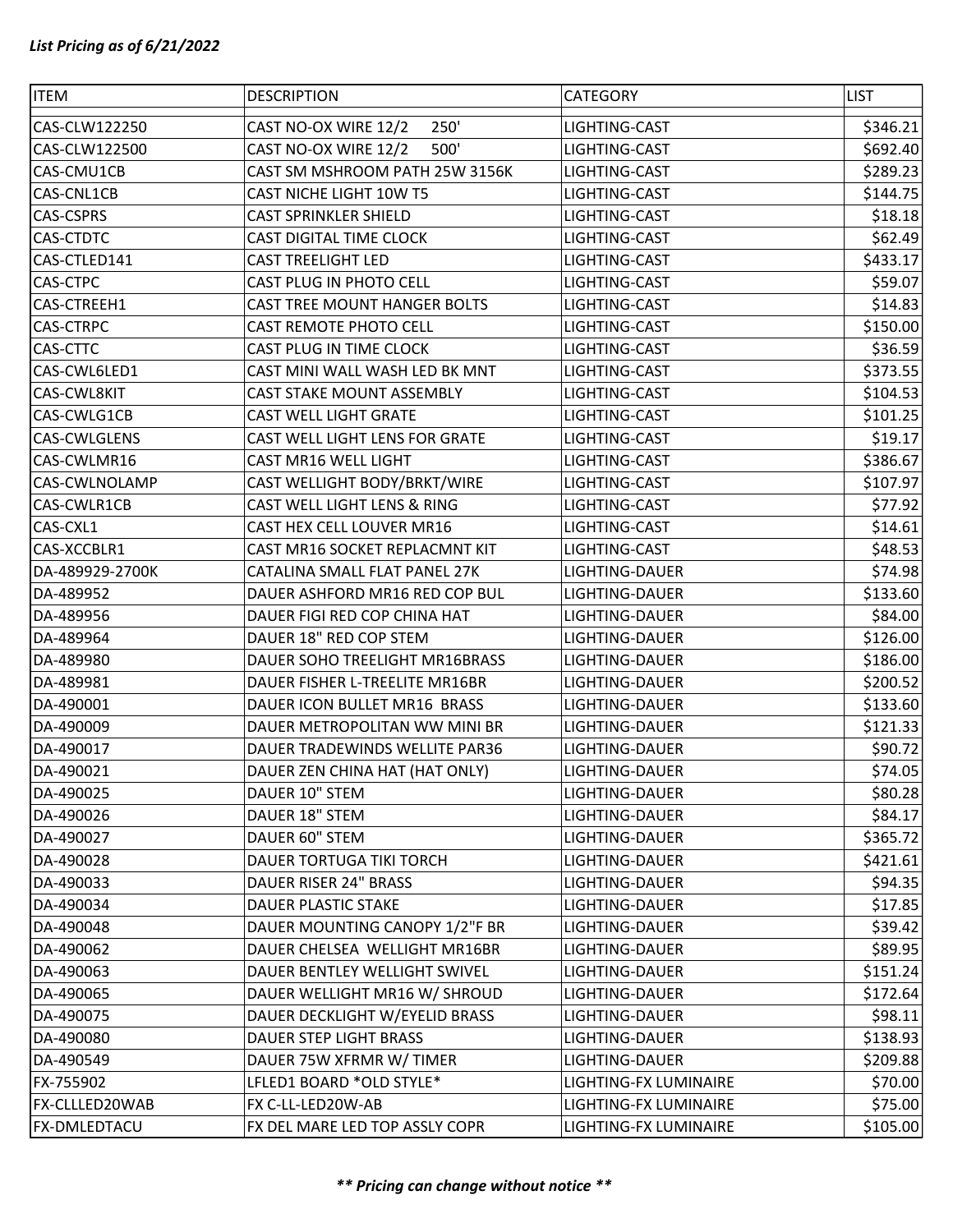*List Pricing as of 6/21/2022*

| ITEM | DESCRIPTION | CATEGORY | LIST |
|---|---|---|---|
| CAS-CLW122250 | CAST NO-OX WIRE 12/2 250' | LIGHTING-CAST | $346.21 |
| CAS-CLW122500 | CAST NO-OX WIRE 12/2 500' | LIGHTING-CAST | $692.40 |
| CAS-CMU1CB | CAST SM MSHROOM PATH 25W 3156K | LIGHTING-CAST | $289.23 |
| CAS-CNL1CB | CAST NICHE LIGHT 10W T5 | LIGHTING-CAST | $144.75 |
| CAS-CSPRS | CAST SPRINKLER SHIELD | LIGHTING-CAST | $18.18 |
| CAS-CTDTC | CAST DIGITAL TIME CLOCK | LIGHTING-CAST | $62.49 |
| CAS-CTLED141 | CAST TREELIGHT LED | LIGHTING-CAST | $433.17 |
| CAS-CTPC | CAST PLUG IN PHOTO CELL | LIGHTING-CAST | $59.07 |
| CAS-CTREEH1 | CAST TREE MOUNT HANGER BOLTS | LIGHTING-CAST | $14.83 |
| CAS-CTRPC | CAST REMOTE PHOTO CELL | LIGHTING-CAST | $150.00 |
| CAS-CTTC | CAST PLUG IN TIME CLOCK | LIGHTING-CAST | $36.59 |
| CAS-CWL6LED1 | CAST MINI WALL WASH LED BK MNT | LIGHTING-CAST | $373.55 |
| CAS-CWL8KIT | CAST STAKE MOUNT ASSEMBLY | LIGHTING-CAST | $104.53 |
| CAS-CWLG1CB | CAST WELL LIGHT GRATE | LIGHTING-CAST | $101.25 |
| CAS-CWLGLENS | CAST WELL LIGHT LENS FOR GRATE | LIGHTING-CAST | $19.17 |
| CAS-CWLMR16 | CAST MR16 WELL LIGHT | LIGHTING-CAST | $386.67 |
| CAS-CWLNOLAMP | CAST WELLIGHT BODY/BRKT/WIRE | LIGHTING-CAST | $107.97 |
| CAS-CWLR1CB | CAST WELL LIGHT LENS & RING | LIGHTING-CAST | $77.92 |
| CAS-CXL1 | CAST HEX CELL LOUVER MR16 | LIGHTING-CAST | $14.61 |
| CAS-XCCBLR1 | CAST MR16 SOCKET REPLACMNT KIT | LIGHTING-CAST | $48.53 |
| DA-489929-2700K | CATALINA SMALL FLAT PANEL 27K | LIGHTING-DAUER | $74.98 |
| DA-489952 | DAUER ASHFORD MR16 RED COP BUL | LIGHTING-DAUER | $133.60 |
| DA-489956 | DAUER FIGI RED COP CHINA HAT | LIGHTING-DAUER | $84.00 |
| DA-489964 | DAUER 18" RED COP STEM | LIGHTING-DAUER | $126.00 |
| DA-489980 | DAUER SOHO TREELIGHT MR16BRASS | LIGHTING-DAUER | $186.00 |
| DA-489981 | DAUER FISHER L-TREELITE MR16BR | LIGHTING-DAUER | $200.52 |
| DA-490001 | DAUER ICON BULLET MR16 BRASS | LIGHTING-DAUER | $133.60 |
| DA-490009 | DAUER METROPOLITAN WW MINI BR | LIGHTING-DAUER | $121.33 |
| DA-490017 | DAUER TRADEWINDS WELLITE PAR36 | LIGHTING-DAUER | $90.72 |
| DA-490021 | DAUER ZEN CHINA HAT (HAT ONLY) | LIGHTING-DAUER | $74.05 |
| DA-490025 | DAUER 10" STEM | LIGHTING-DAUER | $80.28 |
| DA-490026 | DAUER 18" STEM | LIGHTING-DAUER | $84.17 |
| DA-490027 | DAUER 60" STEM | LIGHTING-DAUER | $365.72 |
| DA-490028 | DAUER TORTUGA TIKI TORCH | LIGHTING-DAUER | $421.61 |
| DA-490033 | DAUER RISER 24" BRASS | LIGHTING-DAUER | $94.35 |
| DA-490034 | DAUER PLASTIC STAKE | LIGHTING-DAUER | $17.85 |
| DA-490048 | DAUER MOUNTING CANOPY 1/2"F BR | LIGHTING-DAUER | $39.42 |
| DA-490062 | DAUER CHELSEA WELLIGHT MR16BR | LIGHTING-DAUER | $89.95 |
| DA-490063 | DAUER BENTLEY WELLIGHT SWIVEL | LIGHTING-DAUER | $151.24 |
| DA-490065 | DAUER WELLIGHT MR16 W/ SHROUD | LIGHTING-DAUER | $172.64 |
| DA-490075 | DAUER DECKLIGHT W/EYELID BRASS | LIGHTING-DAUER | $98.11 |
| DA-490080 | DAUER STEP LIGHT BRASS | LIGHTING-DAUER | $138.93 |
| DA-490549 | DAUER 75W XFRMR W/ TIMER | LIGHTING-DAUER | $209.88 |
| FX-755902 | LFLED1 BOARD *OLD STYLE* | LIGHTING-FX LUMINAIRE | $70.00 |
| FX-CLLLED20WAB | FX C-LL-LED20W-AB | LIGHTING-FX LUMINAIRE | $75.00 |
| FX-DMLEDTACU | FX DEL MARE LED TOP ASSLY COPR | LIGHTING-FX LUMINAIRE | $105.00 |

***\*\* Pricing can change without notice \*\****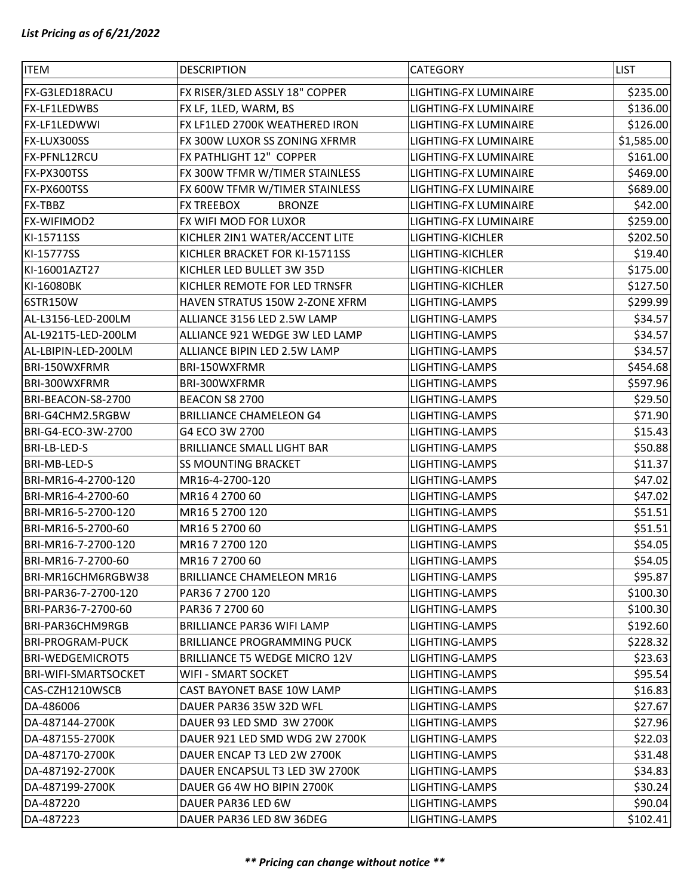***List Pricing as of 6/21/2022***

| ITEM | DESCRIPTION | CATEGORY | LIST |
|---|---|---|---|
| FX-G3LED18RACU | FX RISER/3LED ASSLY 18" COPPER | LIGHTING-FX LUMINAIRE | $235.00 |
| FX-LF1LEDWBS | FX LF, 1LED, WARM, BS | LIGHTING-FX LUMINAIRE | $136.00 |
| FX-LF1LEDWWI | FX LF1LED 2700K WEATHERED IRON | LIGHTING-FX LUMINAIRE | $126.00 |
| FX-LUX300SS | FX 300W LUXOR SS ZONING XFRMR | LIGHTING-FX LUMINAIRE | $1,585.00 |
| FX-PFNL12RCU | FX PATHLIGHT 12" COPPER | LIGHTING-FX LUMINAIRE | $161.00 |
| FX-PX300TSS | FX 300W TFMR W/TIMER STAINLESS | LIGHTING-FX LUMINAIRE | $469.00 |
| FX-PX600TSS | FX 600W TFMR W/TIMER STAINLESS | LIGHTING-FX LUMINAIRE | $689.00 |
| FX-TBBZ | FX TREEBOX BRONZE | LIGHTING-FX LUMINAIRE | $42.00 |
| FX-WIFIMOD2 | FX WIFI MOD FOR LUXOR | LIGHTING-FX LUMINAIRE | $259.00 |
| KI-15711SS | KICHLER 2IN1 WATER/ACCENT LITE | LIGHTING-KICHLER | $202.50 |
| KI-15777SS | KICHLER BRACKET FOR KI-15711SS | LIGHTING-KICHLER | $19.40 |
| KI-16001AZT27 | KICHLER LED BULLET 3W 35D | LIGHTING-KICHLER | $175.00 |
| KI-16080BK | KICHLER REMOTE FOR LED TRNSFR | LIGHTING-KICHLER | $127.50 |
| 6STR150W | HAVEN STRATUS 150W 2-ZONE XFRM | LIGHTING-LAMPS | $299.99 |
| AL-L3156-LED-200LM | ALLIANCE 3156 LED 2.5W LAMP | LIGHTING-LAMPS | $34.57 |
| AL-L921T5-LED-200LM | ALLIANCE 921 WEDGE 3W LED LAMP | LIGHTING-LAMPS | $34.57 |
| AL-LBIPIN-LED-200LM | ALLIANCE BIPIN LED 2.5W LAMP | LIGHTING-LAMPS | $34.57 |
| BRI-150WXFRMR | BRI-150WXFRMR | LIGHTING-LAMPS | $454.68 |
| BRI-300WXFRMR | BRI-300WXFRMR | LIGHTING-LAMPS | $597.96 |
| BRI-BEACON-S8-2700 | BEACON S8 2700 | LIGHTING-LAMPS | $29.50 |
| BRI-G4CHM2.5RGBW | BRILLIANCE CHAMELEON G4 | LIGHTING-LAMPS | $71.90 |
| BRI-G4-ECO-3W-2700 | G4 ECO 3W 2700 | LIGHTING-LAMPS | $15.43 |
| BRI-LB-LED-S | BRILLIANCE SMALL LIGHT BAR | LIGHTING-LAMPS | $50.88 |
| BRI-MB-LED-S | SS MOUNTING BRACKET | LIGHTING-LAMPS | $11.37 |
| BRI-MR16-4-2700-120 | MR16-4-2700-120 | LIGHTING-LAMPS | $47.02 |
| BRI-MR16-4-2700-60 | MR16 4 2700 60 | LIGHTING-LAMPS | $47.02 |
| BRI-MR16-5-2700-120 | MR16 5 2700 120 | LIGHTING-LAMPS | $51.51 |
| BRI-MR16-5-2700-60 | MR16 5 2700 60 | LIGHTING-LAMPS | $51.51 |
| BRI-MR16-7-2700-120 | MR16 7 2700 120 | LIGHTING-LAMPS | $54.05 |
| BRI-MR16-7-2700-60 | MR16 7 2700 60 | LIGHTING-LAMPS | $54.05 |
| BRI-MR16CHM6RGBW38 | BRILLIANCE CHAMELEON MR16 | LIGHTING-LAMPS | $95.87 |
| BRI-PAR36-7-2700-120 | PAR36 7 2700 120 | LIGHTING-LAMPS | $100.30 |
| BRI-PAR36-7-2700-60 | PAR36 7 2700 60 | LIGHTING-LAMPS | $100.30 |
| BRI-PAR36CHM9RGB | BRILLIANCE PAR36 WIFI LAMP | LIGHTING-LAMPS | $192.60 |
| BRI-PROGRAM-PUCK | BRILLIANCE PROGRAMMING PUCK | LIGHTING-LAMPS | $228.32 |
| BRI-WEDGEMICROT5 | BRILLIANCE T5 WEDGE MICRO 12V | LIGHTING-LAMPS | $23.63 |
| BRI-WIFI-SMARTSOCKET | WIFI - SMART SOCKET | LIGHTING-LAMPS | $95.54 |
| CAS-CZH1210WSCB | CAST BAYONET BASE 10W LAMP | LIGHTING-LAMPS | $16.83 |
| DA-486006 | DAUER PAR36 35W 32D WFL | LIGHTING-LAMPS | $27.67 |
| DA-487144-2700K | DAUER 93 LED SMD 3W 2700K | LIGHTING-LAMPS | $27.96 |
| DA-487155-2700K | DAUER 921 LED SMD WDG 2W 2700K | LIGHTING-LAMPS | $22.03 |
| DA-487170-2700K | DAUER ENCAP T3 LED 2W 2700K | LIGHTING-LAMPS | $31.48 |
| DA-487192-2700K | DAUER ENCAPSUL T3 LED 3W 2700K | LIGHTING-LAMPS | $34.83 |
| DA-487199-2700K | DAUER G6 4W HO BIPIN 2700K | LIGHTING-LAMPS | $30.24 |
| DA-487220 | DAUER PAR36 LED 6W | LIGHTING-LAMPS | $90.04 |
| DA-487223 | DAUER PAR36 LED 8W 36DEG | LIGHTING-LAMPS | $102.41 |

***\*\* Pricing can change without notice \*\****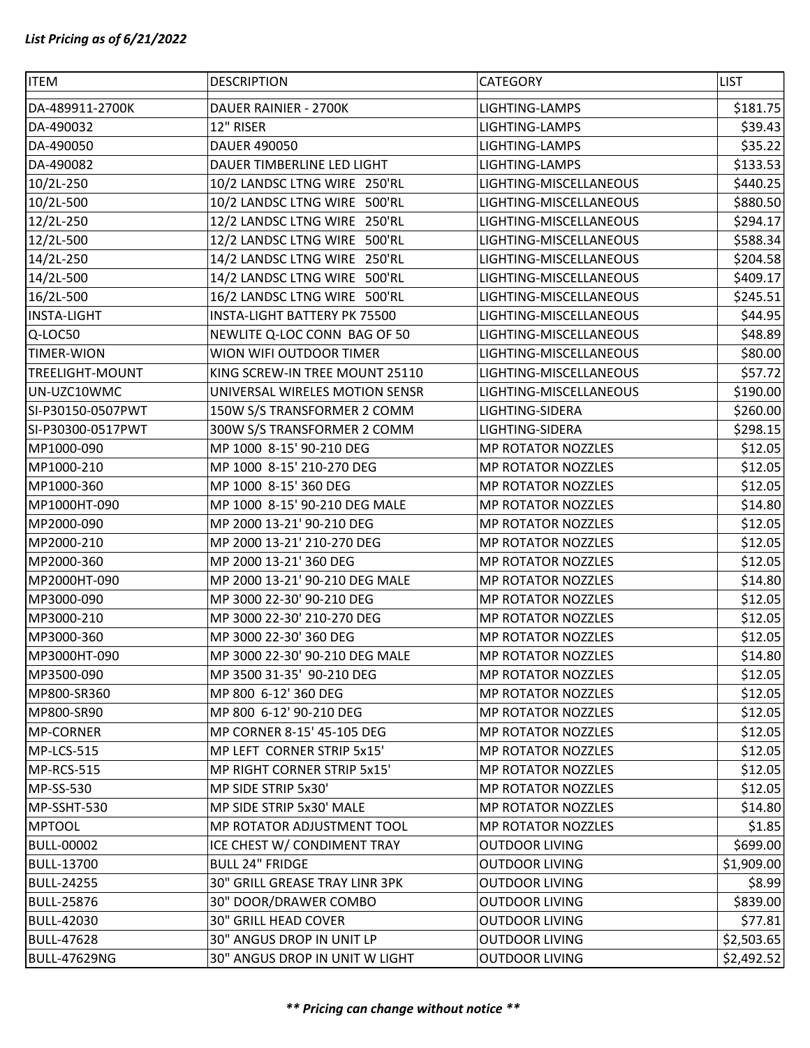***List Pricing as of 6/21/2022***

| ITEM | DESCRIPTION | CATEGORY | LIST |
|---|---|---|---|
| DA-489911-2700K | DAUER RAINIER - 2700K | LIGHTING-LAMPS | $181.75 |
| DA-490032 | 12" RISER | LIGHTING-LAMPS | $39.43 |
| DA-490050 | DAUER 490050 | LIGHTING-LAMPS | $35.22 |
| DA-490082 | DAUER TIMBERLINE LED LIGHT | LIGHTING-LAMPS | $133.53 |
| 10/2L-250 | 10/2 LANDSC LTNG WIRE 250'RL | LIGHTING-MISCELLANEOUS | $440.25 |
| 10/2L-500 | 10/2 LANDSC LTNG WIRE 500'RL | LIGHTING-MISCELLANEOUS | $880.50 |
| 12/2L-250 | 12/2 LANDSC LTNG WIRE 250'RL | LIGHTING-MISCELLANEOUS | $294.17 |
| 12/2L-500 | 12/2 LANDSC LTNG WIRE 500'RL | LIGHTING-MISCELLANEOUS | $588.34 |
| 14/2L-250 | 14/2 LANDSC LTNG WIRE 250'RL | LIGHTING-MISCELLANEOUS | $204.58 |
| 14/2L-500 | 14/2 LANDSC LTNG WIRE 500'RL | LIGHTING-MISCELLANEOUS | $409.17 |
| 16/2L-500 | 16/2 LANDSC LTNG WIRE 500'RL | LIGHTING-MISCELLANEOUS | $245.51 |
| INSTA-LIGHT | INSTA-LIGHT BATTERY PK 75500 | LIGHTING-MISCELLANEOUS | $44.95 |
| Q-LOC50 | NEWLITE Q-LOC CONN BAG OF 50 | LIGHTING-MISCELLANEOUS | $48.89 |
| TIMER-WION | WION WIFI OUTDOOR TIMER | LIGHTING-MISCELLANEOUS | $80.00 |
| TREELIGHT-MOUNT | KING SCREW-IN TREE MOUNT 25110 | LIGHTING-MISCELLANEOUS | $57.72 |
| UN-UZC10WMC | UNIVERSAL WIRELES MOTION SENSR | LIGHTING-MISCELLANEOUS | $190.00 |
| SI-P30150-0507PWT | 150W S/S TRANSFORMER 2 COMM | LIGHTING-SIDERA | $260.00 |
| SI-P30300-0517PWT | 300W S/S TRANSFORMER 2 COMM | LIGHTING-SIDERA | $298.15 |
| MP1000-090 | MP 1000 8-15' 90-210 DEG | MP ROTATOR NOZZLES | $12.05 |
| MP1000-210 | MP 1000 8-15' 210-270 DEG | MP ROTATOR NOZZLES | $12.05 |
| MP1000-360 | MP 1000 8-15' 360 DEG | MP ROTATOR NOZZLES | $12.05 |
| MP1000HT-090 | MP 1000 8-15' 90-210 DEG MALE | MP ROTATOR NOZZLES | $14.80 |
| MP2000-090 | MP 2000 13-21' 90-210 DEG | MP ROTATOR NOZZLES | $12.05 |
| MP2000-210 | MP 2000 13-21' 210-270 DEG | MP ROTATOR NOZZLES | $12.05 |
| MP2000-360 | MP 2000 13-21' 360 DEG | MP ROTATOR NOZZLES | $12.05 |
| MP2000HT-090 | MP 2000 13-21' 90-210 DEG MALE | MP ROTATOR NOZZLES | $14.80 |
| MP3000-090 | MP 3000 22-30' 90-210 DEG | MP ROTATOR NOZZLES | $12.05 |
| MP3000-210 | MP 3000 22-30' 210-270 DEG | MP ROTATOR NOZZLES | $12.05 |
| MP3000-360 | MP 3000 22-30' 360 DEG | MP ROTATOR NOZZLES | $12.05 |
| MP3000HT-090 | MP 3000 22-30' 90-210 DEG MALE | MP ROTATOR NOZZLES | $14.80 |
| MP3500-090 | MP 3500 31-35' 90-210 DEG | MP ROTATOR NOZZLES | $12.05 |
| MP800-SR360 | MP 800 6-12' 360 DEG | MP ROTATOR NOZZLES | $12.05 |
| MP800-SR90 | MP 800 6-12' 90-210 DEG | MP ROTATOR NOZZLES | $12.05 |
| MP-CORNER | MP CORNER 8-15' 45-105 DEG | MP ROTATOR NOZZLES | $12.05 |
| MP-LCS-515 | MP LEFT CORNER STRIP 5x15' | MP ROTATOR NOZZLES | $12.05 |
| MP-RCS-515 | MP RIGHT CORNER STRIP 5x15' | MP ROTATOR NOZZLES | $12.05 |
| MP-SS-530 | MP SIDE STRIP 5x30' | MP ROTATOR NOZZLES | $12.05 |
| MP-SSHT-530 | MP SIDE STRIP 5x30' MALE | MP ROTATOR NOZZLES | $14.80 |
| MPTOOL | MP ROTATOR ADJUSTMENT TOOL | MP ROTATOR NOZZLES | $1.85 |
| BULL-00002 | ICE CHEST W/ CONDIMENT TRAY | OUTDOOR LIVING | $699.00 |
| BULL-13700 | BULL 24" FRIDGE | OUTDOOR LIVING | $1,909.00 |
| BULL-24255 | 30" GRILL GREASE TRAY LINR 3PK | OUTDOOR LIVING | $8.99 |
| BULL-25876 | 30" DOOR/DRAWER COMBO | OUTDOOR LIVING | $839.00 |
| BULL-42030 | 30" GRILL HEAD COVER | OUTDOOR LIVING | $77.81 |
| BULL-47628 | 30" ANGUS DROP IN UNIT LP | OUTDOOR LIVING | $2,503.65 |
| BULL-47629NG | 30" ANGUS DROP IN UNIT W LIGHT | OUTDOOR LIVING | $2,492.52 |

***\*\* Pricing can change without notice \*\****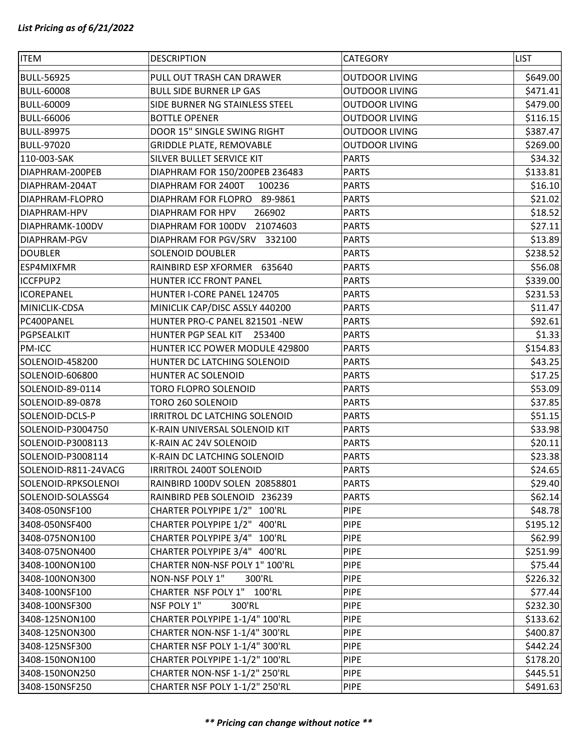*List Pricing as of 6/21/2022*

| ITEM | DESCRIPTION | CATEGORY | LIST |
|---|---|---|---|
| BULL-56925 | PULL OUT TRASH CAN DRAWER | OUTDOOR LIVING | $649.00 |
| BULL-60008 | BULL SIDE BURNER LP GAS | OUTDOOR LIVING | $471.41 |
| BULL-60009 | SIDE BURNER NG STAINLESS STEEL | OUTDOOR LIVING | $479.00 |
| BULL-66006 | BOTTLE OPENER | OUTDOOR LIVING | $116.15 |
| BULL-89975 | DOOR 15" SINGLE SWING RIGHT | OUTDOOR LIVING | $387.47 |
| BULL-97020 | GRIDDLE PLATE, REMOVABLE | OUTDOOR LIVING | $269.00 |
| 110-003-SAK | SILVER BULLET SERVICE KIT | PARTS | $34.32 |
| DIAPHRAM-200PEB | DIAPHRAM FOR 150/200PEB 236483 | PARTS | $133.81 |
| DIAPHRAM-204AT | DIAPHRAM FOR 2400T 100236 | PARTS | $16.10 |
| DIAPHRAM-FLOPRO | DIAPHRAM FOR FLOPRO 89-9861 | PARTS | $21.02 |
| DIAPHRAM-HPV | DIAPHRAM FOR HPV 266902 | PARTS | $18.52 |
| DIAPHRAMK-100DV | DIAPHRAM FOR 100DV 21074603 | PARTS | $27.11 |
| DIAPHRAM-PGV | DIAPHRAM FOR PGV/SRV 332100 | PARTS | $13.89 |
| DOUBLER | SOLENOID DOUBLER | PARTS | $238.52 |
| ESP4MIXFMR | RAINBIRD ESP XFORMER 635640 | PARTS | $56.08 |
| ICCFPUP2 | HUNTER ICC FRONT PANEL | PARTS | $339.00 |
| ICOREPANEL | HUNTER I-CORE PANEL 124705 | PARTS | $231.53 |
| MINICLIK-CDSA | MINICLIK CAP/DISC ASSLY 440200 | PARTS | $11.47 |
| PC400PANEL | HUNTER PRO-C PANEL 821501 -NEW | PARTS | $92.61 |
| PGPSEALKIT | HUNTER PGP SEAL KIT 253400 | PARTS | $1.33 |
| PM-ICC | HUNTER ICC POWER MODULE 429800 | PARTS | $154.83 |
| SOLENOID-458200 | HUNTER DC LATCHING SOLENOID | PARTS | $43.25 |
| SOLENOID-606800 | HUNTER AC SOLENOID | PARTS | $17.25 |
| SOLENOID-89-0114 | TORO FLOPRO SOLENOID | PARTS | $53.09 |
| SOLENOID-89-0878 | TORO 260 SOLENOID | PARTS | $37.85 |
| SOLENOID-DCLS-P | IRRITROL DC LATCHING SOLENOID | PARTS | $51.15 |
| SOLENOID-P3004750 | K-RAIN UNIVERSAL SOLENOID KIT | PARTS | $33.98 |
| SOLENOID-P3008113 | K-RAIN AC 24V SOLENOID | PARTS | $20.11 |
| SOLENOID-P3008114 | K-RAIN DC LATCHING SOLENOID | PARTS | $23.38 |
| SOLENOID-R811-24VACG | IRRITROL 2400T SOLENOID | PARTS | $24.65 |
| SOLENOID-RPKSOLENOI | RAINBIRD 100DV SOLEN 20858801 | PARTS | $29.40 |
| SOLENOID-SOLASSG4 | RAINBIRD PEB SOLENOID 236239 | PARTS | $62.14 |
| 3408-050NSF100 | CHARTER POLYPIPE 1/2" 100'RL | PIPE | $48.78 |
| 3408-050NSF400 | CHARTER POLYPIPE 1/2" 400'RL | PIPE | $195.12 |
| 3408-075NON100 | CHARTER POLYPIPE 3/4" 100'RL | PIPE | $62.99 |
| 3408-075NON400 | CHARTER POLYPIPE 3/4" 400'RL | PIPE | $251.99 |
| 3408-100NON100 | CHARTER N0N-NSF POLY 1" 100'RL | PIPE | $75.44 |
| 3408-100NON300 | NON-NSF POLY 1" 300'RL | PIPE | $226.32 |
| 3408-100NSF100 | CHARTER NSF POLY 1" 100'RL | PIPE | $77.44 |
| 3408-100NSF300 | NSF POLY 1" 300'RL | PIPE | $232.30 |
| 3408-125NON100 | CHARTER POLYPIPE 1-1/4" 100'RL | PIPE | $133.62 |
| 3408-125NON300 | CHARTER NON-NSF 1-1/4" 300'RL | PIPE | $400.87 |
| 3408-125NSF300 | CHARTER NSF POLY 1-1/4" 300'RL | PIPE | $442.24 |
| 3408-150NON100 | CHARTER POLYPIPE 1-1/2" 100'RL | PIPE | $178.20 |
| 3408-150NON250 | CHARTER NON-NSF 1-1/2" 250'RL | PIPE | $445.51 |
| 3408-150NSF250 | CHARTER NSF POLY 1-1/2" 250'RL | PIPE | $491.63 |

***\*\* Pricing can change without notice \*\****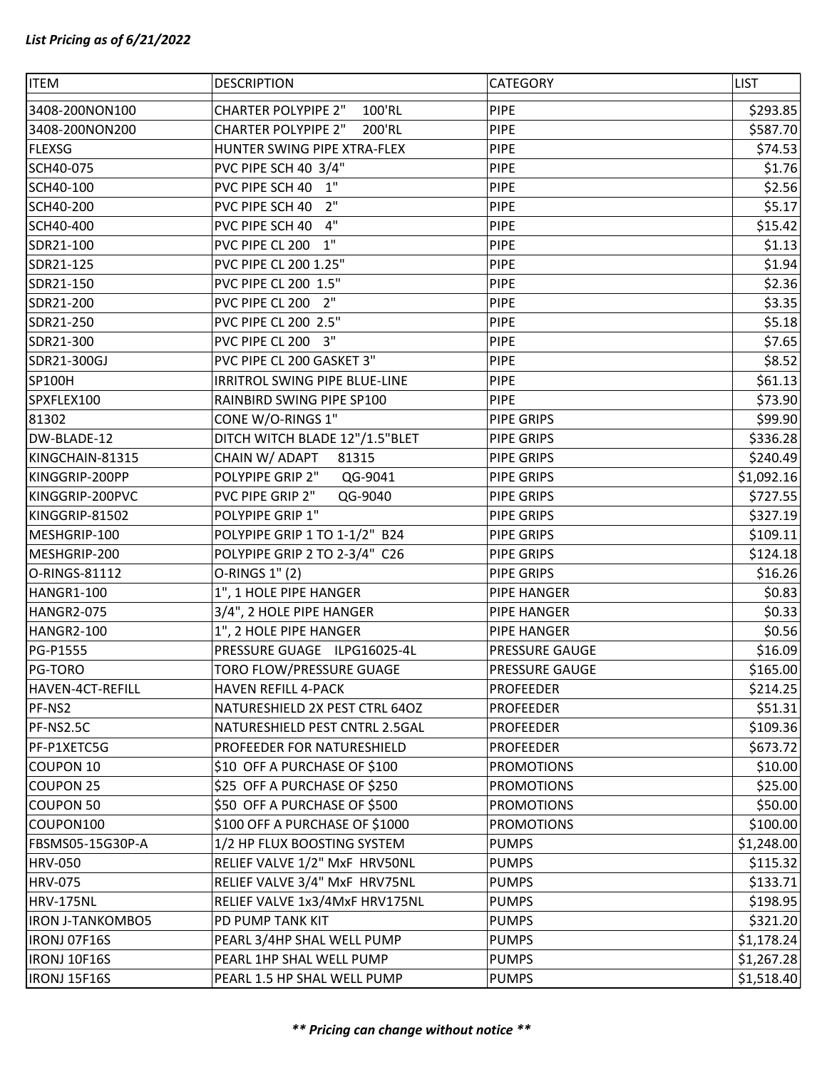*List Pricing as of 6/21/2022*

| ITEM | DESCRIPTION | CATEGORY | LIST |
|---|---|---|---|
| 3408-200NON100 | CHARTER POLYPIPE 2" 100'RL | PIPE | $293.85 |
| 3408-200NON200 | CHARTER POLYPIPE 2" 200'RL | PIPE | $587.70 |
| FLEXSG | HUNTER SWING PIPE XTRA-FLEX | PIPE | $74.53 |
| SCH40-075 | PVC PIPE SCH 40 3/4" | PIPE | $1.76 |
| SCH40-100 | PVC PIPE SCH 40 1" | PIPE | $2.56 |
| SCH40-200 | PVC PIPE SCH 40 2" | PIPE | $5.17 |
| SCH40-400 | PVC PIPE SCH 40 4" | PIPE | $15.42 |
| SDR21-100 | PVC PIPE CL 200 1" | PIPE | $1.13 |
| SDR21-125 | PVC PIPE CL 200 1.25" | PIPE | $1.94 |
| SDR21-150 | PVC PIPE CL 200 1.5" | PIPE | $2.36 |
| SDR21-200 | PVC PIPE CL 200 2" | PIPE | $3.35 |
| SDR21-250 | PVC PIPE CL 200 2.5" | PIPE | $5.18 |
| SDR21-300 | PVC PIPE CL 200 3" | PIPE | $7.65 |
| SDR21-300GJ | PVC PIPE CL 200 GASKET 3" | PIPE | $8.52 |
| SP100H | IRRITROL SWING PIPE BLUE-LINE | PIPE | $61.13 |
| SPXFLEX100 | RAINBIRD SWING PIPE SP100 | PIPE | $73.90 |
| 81302 | CONE W/O-RINGS 1" | PIPE GRIPS | $99.90 |
| DW-BLADE-12 | DITCH WITCH BLADE 12"/1.5"BLET | PIPE GRIPS | $336.28 |
| KINGCHAIN-81315 | CHAIN W/ ADAPT 81315 | PIPE GRIPS | $240.49 |
| KINGGRIP-200PP | POLYPIPE GRIP 2" QG-9041 | PIPE GRIPS | $1,092.16 |
| KINGGRIP-200PVC | PVC PIPE GRIP 2" QG-9040 | PIPE GRIPS | $727.55 |
| KINGGRIP-81502 | POLYPIPE GRIP 1" | PIPE GRIPS | $327.19 |
| MESHGRIP-100 | POLYPIPE GRIP 1 TO 1-1/2" B24 | PIPE GRIPS | $109.11 |
| MESHGRIP-200 | POLYPIPE GRIP 2 TO 2-3/4" C26 | PIPE GRIPS | $124.18 |
| O-RINGS-81112 | O-RINGS 1" (2) | PIPE GRIPS | $16.26 |
| HANGR1-100 | 1", 1 HOLE PIPE HANGER | PIPE HANGER | $0.83 |
| HANGR2-075 | 3/4", 2 HOLE PIPE HANGER | PIPE HANGER | $0.33 |
| HANGR2-100 | 1", 2 HOLE PIPE HANGER | PIPE HANGER | $0.56 |
| PG-P1555 | PRESSURE GUAGE ILPG16025-4L | PRESSURE GAUGE | $16.09 |
| PG-TORO | TORO FLOW/PRESSURE GUAGE | PRESSURE GAUGE | $165.00 |
| HAVEN-4CT-REFILL | HAVEN REFILL 4-PACK | PROFEEDER | $214.25 |
| PF-NS2 | NATURESHIELD 2X PEST CTRL 64OZ | PROFEEDER | $51.31 |
| PF-NS2.5C | NATURESHIELD PEST CNTRL 2.5GAL | PROFEEDER | $109.36 |
| PF-P1XETC5G | PROFEEDER FOR NATURESHIELD | PROFEEDER | $673.72 |
| COUPON 10 | $10 OFF A PURCHASE OF $100 | PROMOTIONS | $10.00 |
| COUPON 25 | $25 OFF A PURCHASE OF $250 | PROMOTIONS | $25.00 |
| COUPON 50 | $50 OFF A PURCHASE OF $500 | PROMOTIONS | $50.00 |
| COUPON100 | $100 OFF A PURCHASE OF $1000 | PROMOTIONS | $100.00 |
| FBSMS05-15G30P-A | 1/2 HP FLUX BOOSTING SYSTEM | PUMPS | $1,248.00 |
| HRV-050 | RELIEF VALVE 1/2" MxF HRV50NL | PUMPS | $115.32 |
| HRV-075 | RELIEF VALVE 3/4" MxF HRV75NL | PUMPS | $133.71 |
| HRV-175NL | RELIEF VALVE 1x3/4MxF HRV175NL | PUMPS | $198.95 |
| IRON J-TANKOMBO5 | PD PUMP TANK KIT | PUMPS | $321.20 |
| IRONJ 07F16S | PEARL 3/4HP SHAL WELL PUMP | PUMPS | $1,178.24 |
| IRONJ 10F16S | PEARL 1HP SHAL WELL PUMP | PUMPS | $1,267.28 |
| IRONJ 15F16S | PEARL 1.5 HP SHAL WELL PUMP | PUMPS | $1,518.40 |

***\*\* Pricing can change without notice \*\****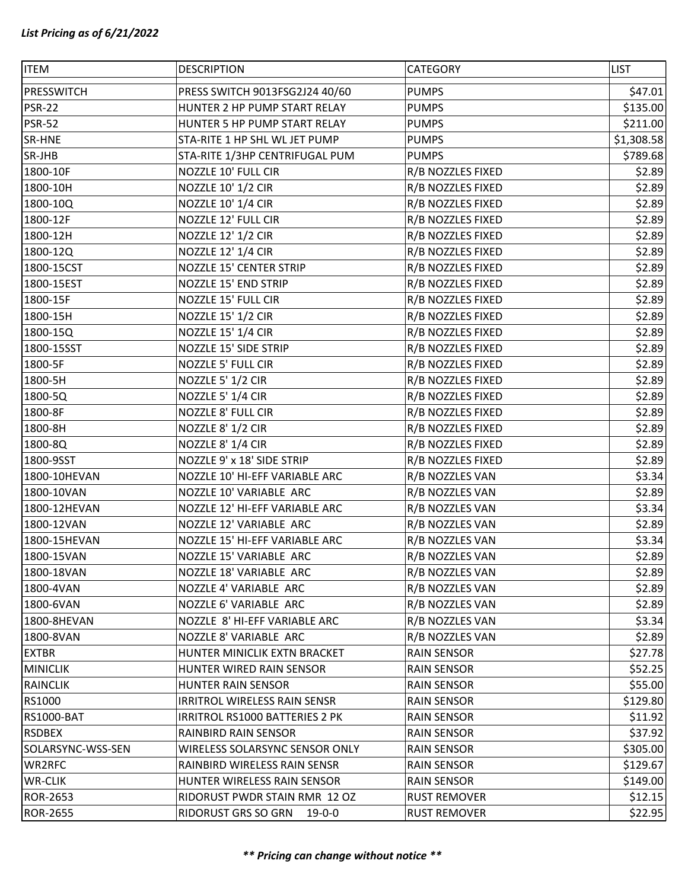*List Pricing as of 6/21/2022*

| ITEM | DESCRIPTION | CATEGORY | LIST |
|---|---|---|---|
| PRESSWITCH | PRESS SWITCH 9013FSG2J24 40/60 | PUMPS | $47.01 |
| PSR-22 | HUNTER 2 HP PUMP START RELAY | PUMPS | $135.00 |
| PSR-52 | HUNTER 5 HP PUMP START RELAY | PUMPS | $211.00 |
| SR-HNE | STA-RITE 1 HP SHL WL JET PUMP | PUMPS | $1,308.58 |
| SR-JHB | STA-RITE 1/3HP CENTRIFUGAL PUM | PUMPS | $789.68 |
| 1800-10F | NOZZLE 10' FULL CIR | R/B NOZZLES FIXED | $2.89 |
| 1800-10H | NOZZLE 10' 1/2 CIR | R/B NOZZLES FIXED | $2.89 |
| 1800-10Q | NOZZLE 10' 1/4 CIR | R/B NOZZLES FIXED | $2.89 |
| 1800-12F | NOZZLE 12' FULL CIR | R/B NOZZLES FIXED | $2.89 |
| 1800-12H | NOZZLE 12' 1/2 CIR | R/B NOZZLES FIXED | $2.89 |
| 1800-12Q | NOZZLE 12' 1/4 CIR | R/B NOZZLES FIXED | $2.89 |
| 1800-15CST | NOZZLE 15' CENTER STRIP | R/B NOZZLES FIXED | $2.89 |
| 1800-15EST | NOZZLE 15' END STRIP | R/B NOZZLES FIXED | $2.89 |
| 1800-15F | NOZZLE 15' FULL CIR | R/B NOZZLES FIXED | $2.89 |
| 1800-15H | NOZZLE 15' 1/2 CIR | R/B NOZZLES FIXED | $2.89 |
| 1800-15Q | NOZZLE 15' 1/4 CIR | R/B NOZZLES FIXED | $2.89 |
| 1800-15SST | NOZZLE 15' SIDE STRIP | R/B NOZZLES FIXED | $2.89 |
| 1800-5F | NOZZLE 5' FULL CIR | R/B NOZZLES FIXED | $2.89 |
| 1800-5H | NOZZLE 5' 1/2 CIR | R/B NOZZLES FIXED | $2.89 |
| 1800-5Q | NOZZLE 5' 1/4 CIR | R/B NOZZLES FIXED | $2.89 |
| 1800-8F | NOZZLE 8' FULL CIR | R/B NOZZLES FIXED | $2.89 |
| 1800-8H | NOZZLE 8' 1/2 CIR | R/B NOZZLES FIXED | $2.89 |
| 1800-8Q | NOZZLE 8' 1/4 CIR | R/B NOZZLES FIXED | $2.89 |
| 1800-9SST | NOZZLE 9' x 18' SIDE STRIP | R/B NOZZLES FIXED | $2.89 |
| 1800-10HEVAN | NOZZLE 10' HI-EFF VARIABLE ARC | R/B NOZZLES VAN | $3.34 |
| 1800-10VAN | NOZZLE 10' VARIABLE ARC | R/B NOZZLES VAN | $2.89 |
| 1800-12HEVAN | NOZZLE 12' HI-EFF VARIABLE ARC | R/B NOZZLES VAN | $3.34 |
| 1800-12VAN | NOZZLE 12' VARIABLE ARC | R/B NOZZLES VAN | $2.89 |
| 1800-15HEVAN | NOZZLE 15' HI-EFF VARIABLE ARC | R/B NOZZLES VAN | $3.34 |
| 1800-15VAN | NOZZLE 15' VARIABLE ARC | R/B NOZZLES VAN | $2.89 |
| 1800-18VAN | NOZZLE 18' VARIABLE ARC | R/B NOZZLES VAN | $2.89 |
| 1800-4VAN | NOZZLE 4' VARIABLE ARC | R/B NOZZLES VAN | $2.89 |
| 1800-6VAN | NOZZLE 6' VARIABLE ARC | R/B NOZZLES VAN | $2.89 |
| 1800-8HEVAN | NOZZLE 8' HI-EFF VARIABLE ARC | R/B NOZZLES VAN | $3.34 |
| 1800-8VAN | NOZZLE 8' VARIABLE ARC | R/B NOZZLES VAN | $2.89 |
| EXTBR | HUNTER MINICLIK EXTN BRACKET | RAIN SENSOR | $27.78 |
| MINICLIK | HUNTER WIRED RAIN SENSOR | RAIN SENSOR | $52.25 |
| RAINCLIK | HUNTER RAIN SENSOR | RAIN SENSOR | $55.00 |
| RS1000 | IRRITROL WIRELESS RAIN SENSR | RAIN SENSOR | $129.80 |
| RS1000-BAT | IRRITROL RS1000 BATTERIES 2 PK | RAIN SENSOR | $11.92 |
| RSDBEX | RAINBIRD RAIN SENSOR | RAIN SENSOR | $37.92 |
| SOLARSYNC-WSS-SEN | WIRELESS SOLARSYNC SENSOR ONLY | RAIN SENSOR | $305.00 |
| WR2RFC | RAINBIRD WIRELESS RAIN SENSR | RAIN SENSOR | $129.67 |
| WR-CLIK | HUNTER WIRELESS RAIN SENSOR | RAIN SENSOR | $149.00 |
| ROR-2653 | RIDORUST PWDR STAIN RMR 12 OZ | RUST REMOVER | $12.15 |
| ROR-2655 | RIDORUST GRS SO GRN 19-0-0 | RUST REMOVER | $22.95 |

***\*\* Pricing can change without notice \*\****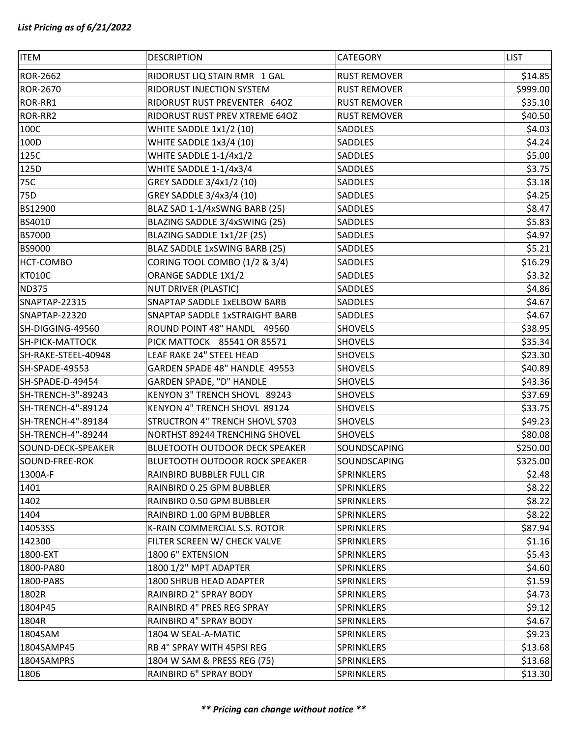*List Pricing as of 6/21/2022*

| ITEM | DESCRIPTION | CATEGORY | LIST |
|---|---|---|---|
| ROR-2662 | RIDORUST LIQ STAIN RMR 1 GAL | RUST REMOVER | $14.85 |
| ROR-2670 | RIDORUST INJECTION SYSTEM | RUST REMOVER | $999.00 |
| ROR-RR1 | RIDORUST RUST PREVENTER 64OZ | RUST REMOVER | $35.10 |
| ROR-RR2 | RIDORUST RUST PREV XTREME 64OZ | RUST REMOVER | $40.50 |
| 100C | WHITE SADDLE 1x1/2 (10) | SADDLES | $4.03 |
| 100D | WHITE SADDLE 1x3/4 (10) | SADDLES | $4.24 |
| 125C | WHITE SADDLE 1-1/4x1/2 | SADDLES | $5.00 |
| 125D | WHITE SADDLE 1-1/4x3/4 | SADDLES | $3.75 |
| 75C | GREY SADDLE 3/4x1/2 (10) | SADDLES | $3.18 |
| 75D | GREY SADDLE 3/4x3/4 (10) | SADDLES | $4.25 |
| BS12900 | BLAZ SAD 1-1/4xSWNG BARB (25) | SADDLES | $8.47 |
| BS4010 | BLAZING SADDLE 3/4xSWING (25) | SADDLES | $5.83 |
| BS7000 | BLAZING SADDLE 1x1/2F (25) | SADDLES | $4.97 |
| BS9000 | BLAZ SADDLE 1xSWING BARB (25) | SADDLES | $5.21 |
| HCT-COMBO | CORING TOOL COMBO (1/2 & 3/4) | SADDLES | $16.29 |
| KT010C | ORANGE SADDLE 1X1/2 | SADDLES | $3.32 |
| ND375 | NUT DRIVER (PLASTIC) | SADDLES | $4.86 |
| SNAPTAP-22315 | SNAPTAP SADDLE 1xELBOW BARB | SADDLES | $4.67 |
| SNAPTAP-22320 | SNAPTAP SADDLE 1xSTRAIGHT BARB | SADDLES | $4.67 |
| SH-DIGGING-49560 | ROUND POINT 48" HANDL 49560 | SHOVELS | $38.95 |
| SH-PICK-MATTOCK | PICK MATTOCK 85541 OR 85571 | SHOVELS | $35.34 |
| SH-RAKE-STEEL-40948 | LEAF RAKE 24" STEEL HEAD | SHOVELS | $23.30 |
| SH-SPADE-49553 | GARDEN SPADE 48" HANDLE 49553 | SHOVELS | $40.89 |
| SH-SPADE-D-49454 | GARDEN SPADE, "D" HANDLE | SHOVELS | $43.36 |
| SH-TRENCH-3"-89243 | KENYON 3" TRENCH SHOVL 89243 | SHOVELS | $37.69 |
| SH-TRENCH-4"-89124 | KENYON 4" TRENCH SHOVL 89124 | SHOVELS | $33.75 |
| SH-TRENCH-4"-89184 | STRUCTRON 4" TRENCH SHOVL S703 | SHOVELS | $49.23 |
| SH-TRENCH-4"-89244 | NORTHST 89244 TRENCHING SHOVEL | SHOVELS | $80.08 |
| SOUND-DECK-SPEAKER | BLUETOOTH OUTDOOR DECK SPEAKER | SOUNDSCAPING | $250.00 |
| SOUND-FREE-ROK | BLUETOOTH OUTDOOR ROCK SPEAKER | SOUNDSCAPING | $325.00 |
| 1300A-F | RAINBIRD BUBBLER FULL CIR | SPRINKLERS | $2.48 |
| 1401 | RAINBIRD 0.25 GPM BUBBLER | SPRINKLERS | $8.22 |
| 1402 | RAINBIRD 0.50 GPM BUBBLER | SPRINKLERS | $8.22 |
| 1404 | RAINBIRD 1.00 GPM BUBBLER | SPRINKLERS | $8.22 |
| 14053SS | K-RAIN COMMERCIAL S.S. ROTOR | SPRINKLERS | $87.94 |
| 142300 | FILTER SCREEN W/ CHECK VALVE | SPRINKLERS | $1.16 |
| 1800-EXT | 1800 6" EXTENSION | SPRINKLERS | $5.43 |
| 1800-PA80 | 1800 1/2" MPT ADAPTER | SPRINKLERS | $4.60 |
| 1800-PA8S | 1800 SHRUB HEAD ADAPTER | SPRINKLERS | $1.59 |
| 1802R | RAINBIRD 2" SPRAY BODY | SPRINKLERS | $4.73 |
| 1804P45 | RAINBIRD 4" PRES REG SPRAY | SPRINKLERS | $9.12 |
| 1804R | RAINBIRD 4" SPRAY BODY | SPRINKLERS | $4.67 |
| 1804SAM | 1804 W SEAL-A-MATIC | SPRINKLERS | $9.23 |
| 1804SAMP45 | RB 4" SPRAY WITH 45PSI REG | SPRINKLERS | $13.68 |
| 1804SAMPRS | 1804 W SAM & PRESS REG (75) | SPRINKLERS | $13.68 |
| 1806 | RAINBIRD 6" SPRAY BODY | SPRINKLERS | $13.30 |

***\*\* Pricing can change without notice \*\****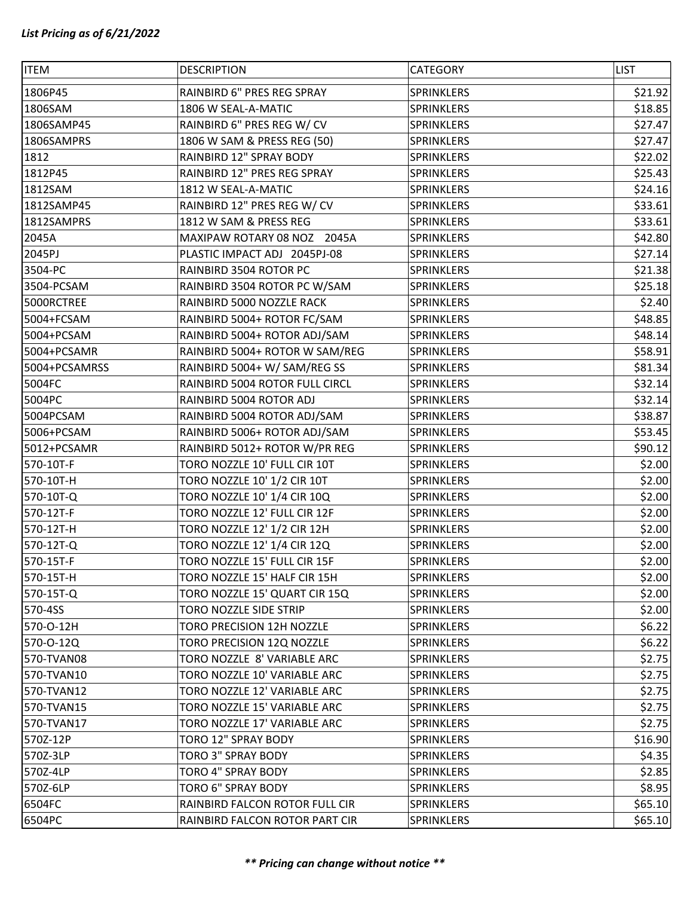*List Pricing as of 6/21/2022*

| ITEM | DESCRIPTION | CATEGORY | LIST |
|---|---|---|---|
| 1806P45 | RAINBIRD 6" PRES REG SPRAY | SPRINKLERS | $21.92 |
| 1806SAM | 1806 W SEAL-A-MATIC | SPRINKLERS | $18.85 |
| 1806SAMP45 | RAINBIRD 6" PRES REG W/ CV | SPRINKLERS | $27.47 |
| 1806SAMPRS | 1806 W SAM & PRESS REG (50) | SPRINKLERS | $27.47 |
| 1812 | RAINBIRD 12" SPRAY BODY | SPRINKLERS | $22.02 |
| 1812P45 | RAINBIRD 12" PRES REG SPRAY | SPRINKLERS | $25.43 |
| 1812SAM | 1812 W SEAL-A-MATIC | SPRINKLERS | $24.16 |
| 1812SAMP45 | RAINBIRD 12" PRES REG W/ CV | SPRINKLERS | $33.61 |
| 1812SAMPRS | 1812 W SAM & PRESS REG | SPRINKLERS | $33.61 |
| 2045A | MAXIPAW ROTARY 08 NOZ 2045A | SPRINKLERS | $42.80 |
| 2045PJ | PLASTIC IMPACT ADJ 2045PJ-08 | SPRINKLERS | $27.14 |
| 3504-PC | RAINBIRD 3504 ROTOR PC | SPRINKLERS | $21.38 |
| 3504-PCSAM | RAINBIRD 3504 ROTOR PC W/SAM | SPRINKLERS | $25.18 |
| 5000RCTREE | RAINBIRD 5000 NOZZLE RACK | SPRINKLERS | $2.40 |
| 5004+FCSAM | RAINBIRD 5004+ ROTOR FC/SAM | SPRINKLERS | $48.85 |
| 5004+PCSAM | RAINBIRD 5004+ ROTOR ADJ/SAM | SPRINKLERS | $48.14 |
| 5004+PCSAMR | RAINBIRD 5004+ ROTOR W SAM/REG | SPRINKLERS | $58.91 |
| 5004+PCSAMRSS | RAINBIRD 5004+ W/ SAM/REG SS | SPRINKLERS | $81.34 |
| 5004FC | RAINBIRD 5004 ROTOR FULL CIRCL | SPRINKLERS | $32.14 |
| 5004PC | RAINBIRD 5004 ROTOR ADJ | SPRINKLERS | $32.14 |
| 5004PCSAM | RAINBIRD 5004 ROTOR ADJ/SAM | SPRINKLERS | $38.87 |
| 5006+PCSAM | RAINBIRD 5006+ ROTOR ADJ/SAM | SPRINKLERS | $53.45 |
| 5012+PCSAMR | RAINBIRD 5012+ ROTOR W/PR REG | SPRINKLERS | $90.12 |
| 570-10T-F | TORO NOZZLE 10' FULL CIR 10T | SPRINKLERS | $2.00 |
| 570-10T-H | TORO NOZZLE 10' 1/2 CIR 10T | SPRINKLERS | $2.00 |
| 570-10T-Q | TORO NOZZLE 10' 1/4 CIR 10Q | SPRINKLERS | $2.00 |
| 570-12T-F | TORO NOZZLE 12' FULL CIR 12F | SPRINKLERS | $2.00 |
| 570-12T-H | TORO NOZZLE 12' 1/2 CIR 12H | SPRINKLERS | $2.00 |
| 570-12T-Q | TORO NOZZLE 12' 1/4 CIR 12Q | SPRINKLERS | $2.00 |
| 570-15T-F | TORO NOZZLE 15' FULL CIR 15F | SPRINKLERS | $2.00 |
| 570-15T-H | TORO NOZZLE 15' HALF CIR 15H | SPRINKLERS | $2.00 |
| 570-15T-Q | TORO NOZZLE 15' QUART CIR 15Q | SPRINKLERS | $2.00 |
| 570-4SS | TORO NOZZLE SIDE STRIP | SPRINKLERS | $2.00 |
| 570-O-12H | TORO PRECISION 12H NOZZLE | SPRINKLERS | $6.22 |
| 570-O-12Q | TORO PRECISION 12Q NOZZLE | SPRINKLERS | $6.22 |
| 570-TVAN08 | TORO NOZZLE 8' VARIABLE ARC | SPRINKLERS | $2.75 |
| 570-TVAN10 | TORO NOZZLE 10' VARIABLE ARC | SPRINKLERS | $2.75 |
| 570-TVAN12 | TORO NOZZLE 12' VARIABLE ARC | SPRINKLERS | $2.75 |
| 570-TVAN15 | TORO NOZZLE 15' VARIABLE ARC | SPRINKLERS | $2.75 |
| 570-TVAN17 | TORO NOZZLE 17' VARIABLE ARC | SPRINKLERS | $2.75 |
| 570Z-12P | TORO 12" SPRAY BODY | SPRINKLERS | $16.90 |
| 570Z-3LP | TORO 3" SPRAY BODY | SPRINKLERS | $4.35 |
| 570Z-4LP | TORO 4" SPRAY BODY | SPRINKLERS | $2.85 |
| 570Z-6LP | TORO 6" SPRAY BODY | SPRINKLERS | $8.95 |
| 6504FC | RAINBIRD FALCON ROTOR FULL CIR | SPRINKLERS | $65.10 |
| 6504PC | RAINBIRD FALCON ROTOR PART CIR | SPRINKLERS | $65.10 |

***** Pricing can change without notice *****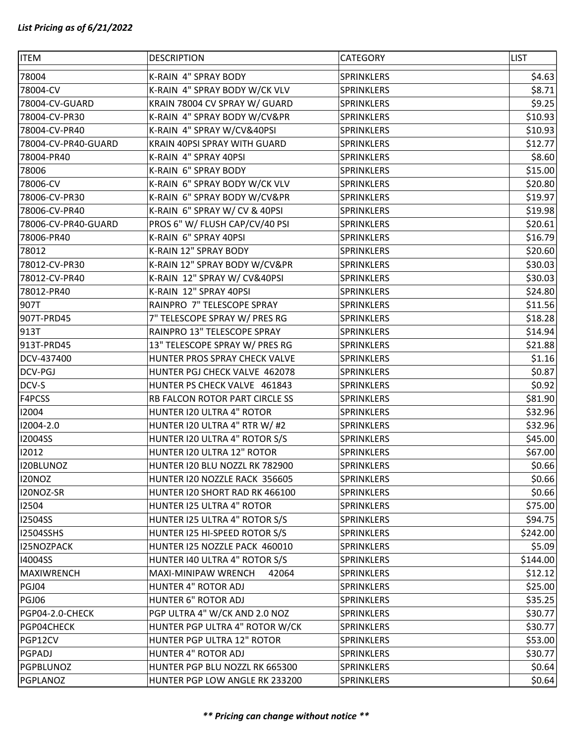*List Pricing as of 6/21/2022*

| ITEM | DESCRIPTION | CATEGORY | LIST |
|---|---|---|---|
| 78004 | K-RAIN 4" SPRAY BODY | SPRINKLERS | $4.63 |
| 78004-CV | K-RAIN 4" SPRAY BODY W/CK VLV | SPRINKLERS | $8.71 |
| 78004-CV-GUARD | KRAIN 78004 CV SPRAY W/ GUARD | SPRINKLERS | $9.25 |
| 78004-CV-PR30 | K-RAIN 4" SPRAY BODY W/CV&PR | SPRINKLERS | $10.93 |
| 78004-CV-PR40 | K-RAIN 4" SPRAY W/CV&40PSI | SPRINKLERS | $10.93 |
| 78004-CV-PR40-GUARD | KRAIN 40PSI SPRAY WITH GUARD | SPRINKLERS | $12.77 |
| 78004-PR40 | K-RAIN 4" SPRAY 40PSI | SPRINKLERS | $8.60 |
| 78006 | K-RAIN 6" SPRAY BODY | SPRINKLERS | $15.00 |
| 78006-CV | K-RAIN 6" SPRAY BODY W/CK VLV | SPRINKLERS | $20.80 |
| 78006-CV-PR30 | K-RAIN 6" SPRAY BODY W/CV&PR | SPRINKLERS | $19.97 |
| 78006-CV-PR40 | K-RAIN 6" SPRAY W/ CV & 40PSI | SPRINKLERS | $19.98 |
| 78006-CV-PR40-GUARD | PROS 6" W/ FLUSH CAP/CV/40 PSI | SPRINKLERS | $20.61 |
| 78006-PR40 | K-RAIN 6" SPRAY 40PSI | SPRINKLERS | $16.79 |
| 78012 | K-RAIN 12" SPRAY BODY | SPRINKLERS | $20.60 |
| 78012-CV-PR30 | K-RAIN 12" SPRAY BODY W/CV&PR | SPRINKLERS | $30.03 |
| 78012-CV-PR40 | K-RAIN 12" SPRAY W/ CV&40PSI | SPRINKLERS | $30.03 |
| 78012-PR40 | K-RAIN 12" SPRAY 40PSI | SPRINKLERS | $24.80 |
| 907T | RAINPRO 7" TELESCOPE SPRAY | SPRINKLERS | $11.56 |
| 907T-PRD45 | 7" TELESCOPE SPRAY W/ PRES RG | SPRINKLERS | $18.28 |
| 913T | RAINPRO 13" TELESCOPE SPRAY | SPRINKLERS | $14.94 |
| 913T-PRD45 | 13" TELESCOPE SPRAY W/ PRES RG | SPRINKLERS | $21.88 |
| DCV-437400 | HUNTER PROS SPRAY CHECK VALVE | SPRINKLERS | $1.16 |
| DCV-PGJ | HUNTER PGJ CHECK VALVE 462078 | SPRINKLERS | $0.87 |
| DCV-S | HUNTER PS CHECK VALVE 461843 | SPRINKLERS | $0.92 |
| F4PCSS | RB FALCON ROTOR PART CIRCLE SS | SPRINKLERS | $81.90 |
| I2004 | HUNTER I20 ULTRA 4" ROTOR | SPRINKLERS | $32.96 |
| I2004-2.0 | HUNTER I20 ULTRA 4" RTR W/ #2 | SPRINKLERS | $32.96 |
| I2004SS | HUNTER I20 ULTRA 4" ROTOR S/S | SPRINKLERS | $45.00 |
| I2012 | HUNTER I20 ULTRA 12" ROTOR | SPRINKLERS | $67.00 |
| I20BLUNOZ | HUNTER I20 BLU NOZZL RK 782900 | SPRINKLERS | $0.66 |
| I20NOZ | HUNTER I20 NOZZLE RACK 356605 | SPRINKLERS | $0.66 |
| I20NOZ-SR | HUNTER I20 SHORT RAD RK 466100 | SPRINKLERS | $0.66 |
| I2504 | HUNTER I25 ULTRA 4" ROTOR | SPRINKLERS | $75.00 |
| I2504SS | HUNTER I25 ULTRA 4" ROTOR S/S | SPRINKLERS | $94.75 |
| I2504SSHS | HUNTER I25 HI-SPEED ROTOR S/S | SPRINKLERS | $242.00 |
| I25NOZPACK | HUNTER I25 NOZZLE PACK 460010 | SPRINKLERS | $5.09 |
| I4004SS | HUNTER I40 ULTRA 4" ROTOR S/S | SPRINKLERS | $144.00 |
| MAXIWRENCH | MAXI-MINIPAW WRENCH 42064 | SPRINKLERS | $12.12 |
| PGJ04 | HUNTER 4" ROTOR ADJ | SPRINKLERS | $25.00 |
| PGJ06 | HUNTER 6" ROTOR ADJ | SPRINKLERS | $35.25 |
| PGP04-2.0-CHECK | PGP ULTRA 4" W/CK AND 2.0 NOZ | SPRINKLERS | $30.77 |
| PGP04CHECK | HUNTER PGP ULTRA 4" ROTOR W/CK | SPRINKLERS | $30.77 |
| PGP12CV | HUNTER PGP ULTRA 12" ROTOR | SPRINKLERS | $53.00 |
| PGPADJ | HUNTER 4" ROTOR ADJ | SPRINKLERS | $30.77 |
| PGPBLUNOZ | HUNTER PGP BLU NOZZL RK 665300 | SPRINKLERS | $0.64 |
| PGPLANOZ | HUNTER PGP LOW ANGLE RK 233200 | SPRINKLERS | $0.64 |

***\*\* Pricing can change without notice \*\****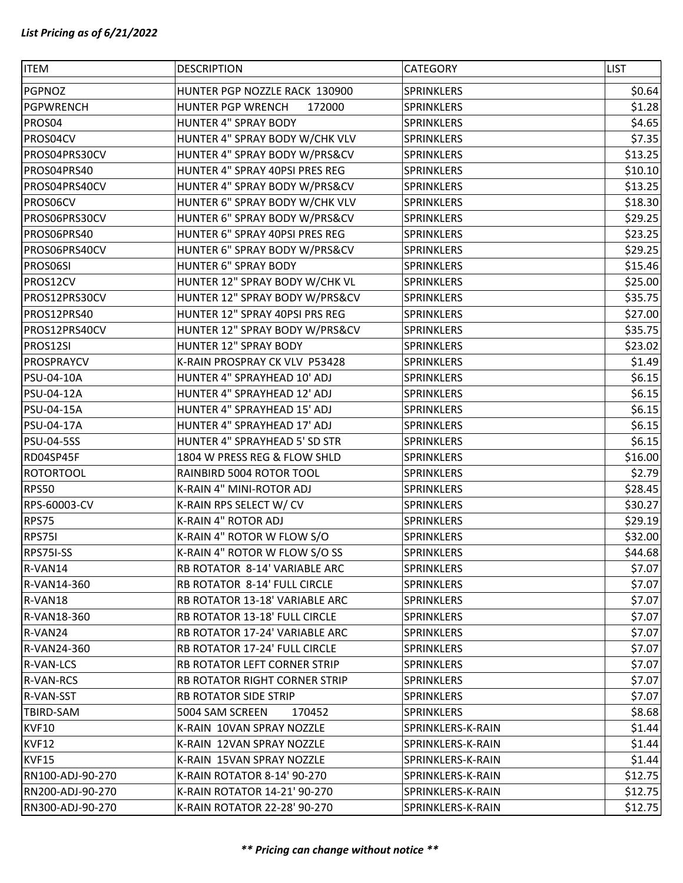*List Pricing as of 6/21/2022*

| ITEM | DESCRIPTION | CATEGORY | LIST |
|---|---|---|---|
| PGPNOZ | HUNTER PGP NOZZLE RACK 130900 | SPRINKLERS | $0.64 |
| PGPWRENCH | HUNTER PGP WRENCH 172000 | SPRINKLERS | $1.28 |
| PROS04 | HUNTER 4" SPRAY BODY | SPRINKLERS | $4.65 |
| PROS04CV | HUNTER 4" SPRAY BODY W/CHK VLV | SPRINKLERS | $7.35 |
| PROS04PRS30CV | HUNTER 4" SPRAY BODY W/PRS&CV | SPRINKLERS | $13.25 |
| PROS04PRS40 | HUNTER 4" SPRAY 40PSI PRES REG | SPRINKLERS | $10.10 |
| PROS04PRS40CV | HUNTER 4" SPRAY BODY W/PRS&CV | SPRINKLERS | $13.25 |
| PROS06CV | HUNTER 6" SPRAY BODY W/CHK VLV | SPRINKLERS | $18.30 |
| PROS06PRS30CV | HUNTER 6" SPRAY BODY W/PRS&CV | SPRINKLERS | $29.25 |
| PROS06PRS40 | HUNTER 6" SPRAY 40PSI PRES REG | SPRINKLERS | $23.25 |
| PROS06PRS40CV | HUNTER 6" SPRAY BODY W/PRS&CV | SPRINKLERS | $29.25 |
| PROS06SI | HUNTER 6" SPRAY BODY | SPRINKLERS | $15.46 |
| PROS12CV | HUNTER 12" SPRAY BODY W/CHK VL | SPRINKLERS | $25.00 |
| PROS12PRS30CV | HUNTER 12" SPRAY BODY W/PRS&CV | SPRINKLERS | $35.75 |
| PROS12PRS40 | HUNTER 12" SPRAY 40PSI PRS REG | SPRINKLERS | $27.00 |
| PROS12PRS40CV | HUNTER 12" SPRAY BODY W/PRS&CV | SPRINKLERS | $35.75 |
| PROS12SI | HUNTER 12" SPRAY BODY | SPRINKLERS | $23.02 |
| PROSPRAYCV | K-RAIN PROSPRAY CK VLV P53428 | SPRINKLERS | $1.49 |
| PSU-04-10A | HUNTER 4" SPRAYHEAD 10' ADJ | SPRINKLERS | $6.15 |
| PSU-04-12A | HUNTER 4" SPRAYHEAD 12' ADJ | SPRINKLERS | $6.15 |
| PSU-04-15A | HUNTER 4" SPRAYHEAD 15' ADJ | SPRINKLERS | $6.15 |
| PSU-04-17A | HUNTER 4" SPRAYHEAD 17' ADJ | SPRINKLERS | $6.15 |
| PSU-04-5SS | HUNTER 4" SPRAYHEAD 5' SD STR | SPRINKLERS | $6.15 |
| RD04SP45F | 1804 W PRESS REG & FLOW SHLD | SPRINKLERS | $16.00 |
| ROTORTOOL | RAINBIRD 5004 ROTOR TOOL | SPRINKLERS | $2.79 |
| RPS50 | K-RAIN 4" MINI-ROTOR ADJ | SPRINKLERS | $28.45 |
| RPS-60003-CV | K-RAIN RPS SELECT W/ CV | SPRINKLERS | $30.27 |
| RPS75 | K-RAIN 4" ROTOR ADJ | SPRINKLERS | $29.19 |
| RPS75I | K-RAIN 4" ROTOR W FLOW S/O | SPRINKLERS | $32.00 |
| RPS75I-SS | K-RAIN 4" ROTOR W FLOW S/O SS | SPRINKLERS | $44.68 |
| R-VAN14 | RB ROTATOR 8-14' VARIABLE ARC | SPRINKLERS | $7.07 |
| R-VAN14-360 | RB ROTATOR 8-14' FULL CIRCLE | SPRINKLERS | $7.07 |
| R-VAN18 | RB ROTATOR 13-18' VARIABLE ARC | SPRINKLERS | $7.07 |
| R-VAN18-360 | RB ROTATOR 13-18' FULL CIRCLE | SPRINKLERS | $7.07 |
| R-VAN24 | RB ROTATOR 17-24' VARIABLE ARC | SPRINKLERS | $7.07 |
| R-VAN24-360 | RB ROTATOR 17-24' FULL CIRCLE | SPRINKLERS | $7.07 |
| R-VAN-LCS | RB ROTATOR LEFT CORNER STRIP | SPRINKLERS | $7.07 |
| R-VAN-RCS | RB ROTATOR RIGHT CORNER STRIP | SPRINKLERS | $7.07 |
| R-VAN-SST | RB ROTATOR SIDE STRIP | SPRINKLERS | $7.07 |
| TBIRD-SAM | 5004 SAM SCREEN 170452 | SPRINKLERS | $8.68 |
| KVF10 | K-RAIN 10VAN SPRAY NOZZLE | SPRINKLERS-K-RAIN | $1.44 |
| KVF12 | K-RAIN 12VAN SPRAY NOZZLE | SPRINKLERS-K-RAIN | $1.44 |
| KVF15 | K-RAIN 15VAN SPRAY NOZZLE | SPRINKLERS-K-RAIN | $1.44 |
| RN100-ADJ-90-270 | K-RAIN ROTATOR 8-14' 90-270 | SPRINKLERS-K-RAIN | $12.75 |
| RN200-ADJ-90-270 | K-RAIN ROTATOR 14-21' 90-270 | SPRINKLERS-K-RAIN | $12.75 |
| RN300-ADJ-90-270 | K-RAIN ROTATOR 22-28' 90-270 | SPRINKLERS-K-RAIN | $12.75 |

***\*\* Pricing can change without notice \*\****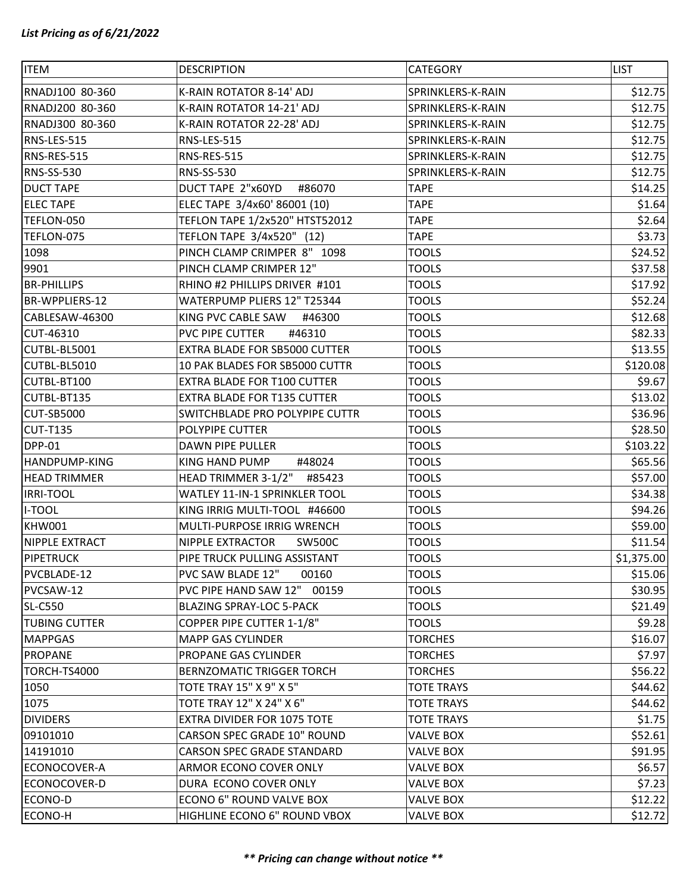*List Pricing as of 6/21/2022*

| ITEM | DESCRIPTION | CATEGORY | LIST |
|---|---|---|---|
| RNADJ100 80-360 | K-RAIN ROTATOR 8-14' ADJ | SPRINKLERS-K-RAIN | $12.75 |
| RNADJ200 80-360 | K-RAIN ROTATOR 14-21' ADJ | SPRINKLERS-K-RAIN | $12.75 |
| RNADJ300 80-360 | K-RAIN ROTATOR 22-28' ADJ | SPRINKLERS-K-RAIN | $12.75 |
| RNS-LES-515 | RNS-LES-515 | SPRINKLERS-K-RAIN | $12.75 |
| RNS-RES-515 | RNS-RES-515 | SPRINKLERS-K-RAIN | $12.75 |
| RNS-SS-530 | RNS-SS-530 | SPRINKLERS-K-RAIN | $12.75 |
| DUCT TAPE | DUCT TAPE 2"x60YD #86070 | TAPE | $14.25 |
| ELEC TAPE | ELEC TAPE 3/4x60' 86001 (10) | TAPE | $1.64 |
| TEFLON-050 | TEFLON TAPE 1/2x520" HTST52012 | TAPE | $2.64 |
| TEFLON-075 | TEFLON TAPE 3/4x520" (12) | TAPE | $3.73 |
| 1098 | PINCH CLAMP CRIMPER 8" 1098 | TOOLS | $24.52 |
| 9901 | PINCH CLAMP CRIMPER 12" | TOOLS | $37.58 |
| BR-PHILLIPS | RHINO #2 PHILLIPS DRIVER #101 | TOOLS | $17.92 |
| BR-WPPLIERS-12 | WATERPUMP PLIERS 12" T25344 | TOOLS | $52.24 |
| CABLESAW-46300 | KING PVC CABLE SAW #46300 | TOOLS | $12.68 |
| CUT-46310 | PVC PIPE CUTTER #46310 | TOOLS | $82.33 |
| CUTBL-BL5001 | EXTRA BLADE FOR SB5000 CUTTER | TOOLS | $13.55 |
| CUTBL-BL5010 | 10 PAK BLADES FOR SB5000 CUTTR | TOOLS | $120.08 |
| CUTBL-BT100 | EXTRA BLADE FOR T100 CUTTER | TOOLS | $9.67 |
| CUTBL-BT135 | EXTRA BLADE FOR T135 CUTTER | TOOLS | $13.02 |
| CUT-SB5000 | SWITCHBLADE PRO POLYPIPE CUTTR | TOOLS | $36.96 |
| CUT-T135 | POLYPIPE CUTTER | TOOLS | $28.50 |
| DPP-01 | DAWN PIPE PULLER | TOOLS | $103.22 |
| HANDPUMP-KING | KING HAND PUMP #48024 | TOOLS | $65.56 |
| HEAD TRIMMER | HEAD TRIMMER 3-1/2" #85423 | TOOLS | $57.00 |
| IRRI-TOOL | WATLEY 11-IN-1 SPRINKLER TOOL | TOOLS | $34.38 |
| I-TOOL | KING IRRIG MULTI-TOOL #46600 | TOOLS | $94.26 |
| KHW001 | MULTI-PURPOSE IRRIG WRENCH | TOOLS | $59.00 |
| NIPPLE EXTRACT | NIPPLE EXTRACTOR SW500C | TOOLS | $11.54 |
| PIPETRUCK | PIPE TRUCK PULLING ASSISTANT | TOOLS | $1,375.00 |
| PVCBLADE-12 | PVC SAW BLADE 12" 00160 | TOOLS | $15.06 |
| PVCSAW-12 | PVC PIPE HAND SAW 12" 00159 | TOOLS | $30.95 |
| SL-C550 | BLAZING SPRAY-LOC 5-PACK | TOOLS | $21.49 |
| TUBING CUTTER | COPPER PIPE CUTTER 1-1/8" | TOOLS | $9.28 |
| MAPPGAS | MAPP GAS CYLINDER | TORCHES | $16.07 |
| PROPANE | PROPANE GAS CYLINDER | TORCHES | $7.97 |
| TORCH-TS4000 | BERNZOMATIC TRIGGER TORCH | TORCHES | $56.22 |
| 1050 | TOTE TRAY 15" X 9" X 5" | TOTE TRAYS | $44.62 |
| 1075 | TOTE TRAY 12" X 24" X 6" | TOTE TRAYS | $44.62 |
| DIVIDERS | EXTRA DIVIDER FOR 1075 TOTE | TOTE TRAYS | $1.75 |
| 09101010 | CARSON SPEC GRADE 10" ROUND | VALVE BOX | $52.61 |
| 14191010 | CARSON SPEC GRADE STANDARD | VALVE BOX | $91.95 |
| ECONOCOVER-A | ARMOR ECONO COVER ONLY | VALVE BOX | $6.57 |
| ECONOCOVER-D | DURA ECONO COVER ONLY | VALVE BOX | $7.23 |
| ECONO-D | ECONO 6" ROUND VALVE BOX | VALVE BOX | $12.22 |
| ECONO-H | HIGHLINE ECONO 6" ROUND VBOX | VALVE BOX | $12.72 |

***\*\* Pricing can change without notice \*\****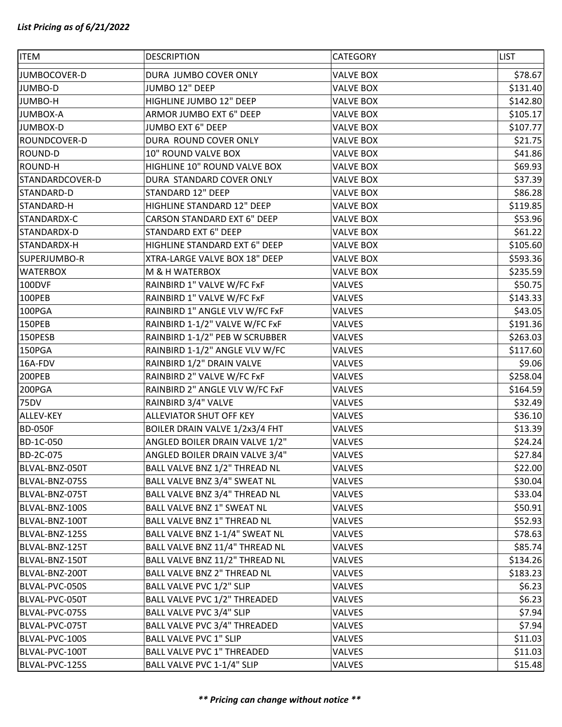*List Pricing as of 6/21/2022*

| ITEM | DESCRIPTION | CATEGORY | LIST |
|---|---|---|---|
| JUMBOCOVER-D | DURA JUMBO COVER ONLY | VALVE BOX | $78.67 |
| JUMBO-D | JUMBO 12" DEEP | VALVE BOX | $131.40 |
| JUMBO-H | HIGHLINE JUMBO 12" DEEP | VALVE BOX | $142.80 |
| JUMBOX-A | ARMOR JUMBO EXT 6" DEEP | VALVE BOX | $105.17 |
| JUMBOX-D | JUMBO EXT 6" DEEP | VALVE BOX | $107.77 |
| ROUNDCOVER-D | DURA ROUND COVER ONLY | VALVE BOX | $21.75 |
| ROUND-D | 10" ROUND VALVE BOX | VALVE BOX | $41.86 |
| ROUND-H | HIGHLINE 10" ROUND VALVE BOX | VALVE BOX | $69.93 |
| STANDARDCOVER-D | DURA STANDARD COVER ONLY | VALVE BOX | $37.39 |
| STANDARD-D | STANDARD 12" DEEP | VALVE BOX | $86.28 |
| STANDARD-H | HIGHLINE STANDARD 12" DEEP | VALVE BOX | $119.85 |
| STANDARDX-C | CARSON STANDARD EXT 6" DEEP | VALVE BOX | $53.96 |
| STANDARDX-D | STANDARD EXT 6" DEEP | VALVE BOX | $61.22 |
| STANDARDX-H | HIGHLINE STANDARD EXT 6" DEEP | VALVE BOX | $105.60 |
| SUPERJUMBO-R | XTRA-LARGE VALVE BOX 18" DEEP | VALVE BOX | $593.36 |
| WATERBOX | M & H WATERBOX | VALVE BOX | $235.59 |
| 100DVF | RAINBIRD 1" VALVE W/FC FxF | VALVES | $50.75 |
| 100PEB | RAINBIRD 1" VALVE W/FC FxF | VALVES | $143.33 |
| 100PGA | RAINBIRD 1" ANGLE VLV W/FC FxF | VALVES | $43.05 |
| 150PEB | RAINBIRD 1-1/2" VALVE W/FC FxF | VALVES | $191.36 |
| 150PESB | RAINBIRD 1-1/2" PEB W SCRUBBER | VALVES | $263.03 |
| 150PGA | RAINBIRD 1-1/2" ANGLE VLV W/FC | VALVES | $117.60 |
| 16A-FDV | RAINBIRD 1/2" DRAIN VALVE | VALVES | $9.06 |
| 200PEB | RAINBIRD 2" VALVE W/FC FxF | VALVES | $258.04 |
| 200PGA | RAINBIRD 2" ANGLE VLV W/FC FxF | VALVES | $164.59 |
| 75DV | RAINBIRD 3/4" VALVE | VALVES | $32.49 |
| ALLEV-KEY | ALLEVIATOR SHUT OFF KEY | VALVES | $36.10 |
| BD-050F | BOILER DRAIN VALVE 1/2x3/4 FHT | VALVES | $13.39 |
| BD-1C-050 | ANGLED BOILER DRAIN VALVE 1/2" | VALVES | $24.24 |
| BD-2C-075 | ANGLED BOILER DRAIN VALVE 3/4" | VALVES | $27.84 |
| BLVAL-BNZ-050T | BALL VALVE BNZ 1/2" THREAD NL | VALVES | $22.00 |
| BLVAL-BNZ-075S | BALL VALVE BNZ 3/4" SWEAT NL | VALVES | $30.04 |
| BLVAL-BNZ-075T | BALL VALVE BNZ 3/4" THREAD NL | VALVES | $33.04 |
| BLVAL-BNZ-100S | BALL VALVE BNZ 1" SWEAT NL | VALVES | $50.91 |
| BLVAL-BNZ-100T | BALL VALVE BNZ 1" THREAD NL | VALVES | $52.93 |
| BLVAL-BNZ-125S | BALL VALVE BNZ 1-1/4" SWEAT NL | VALVES | $78.63 |
| BLVAL-BNZ-125T | BALL VALVE BNZ 11/4" THREAD NL | VALVES | $85.74 |
| BLVAL-BNZ-150T | BALL VALVE BNZ 11/2" THREAD NL | VALVES | $134.26 |
| BLVAL-BNZ-200T | BALL VALVE BNZ 2" THREAD NL | VALVES | $183.23 |
| BLVAL-PVC-050S | BALL VALVE PVC 1/2" SLIP | VALVES | $6.23 |
| BLVAL-PVC-050T | BALL VALVE PVC 1/2" THREADED | VALVES | $6.23 |
| BLVAL-PVC-075S | BALL VALVE PVC 3/4" SLIP | VALVES | $7.94 |
| BLVAL-PVC-075T | BALL VALVE PVC 3/4" THREADED | VALVES | $7.94 |
| BLVAL-PVC-100S | BALL VALVE PVC 1" SLIP | VALVES | $11.03 |
| BLVAL-PVC-100T | BALL VALVE PVC 1" THREADED | VALVES | $11.03 |
| BLVAL-PVC-125S | BALL VALVE PVC 1-1/4" SLIP | VALVES | $15.48 |

***** Pricing can change without notice *****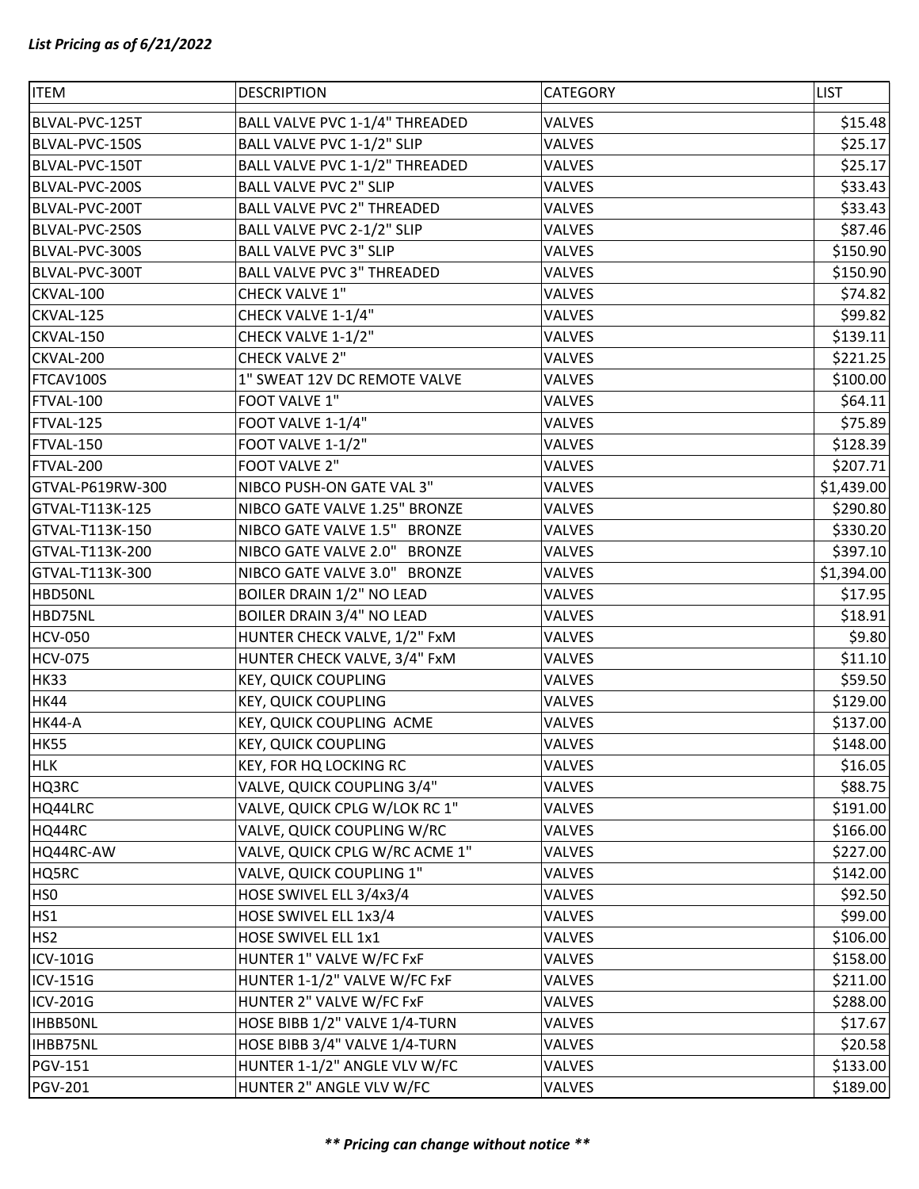***List Pricing as of 6/21/2022***

| ITEM | DESCRIPTION | CATEGORY | LIST |
|---|---|---|---|
| BLVAL-PVC-125T | BALL VALVE PVC 1-1/4" THREADED | VALVES | $15.48 |
| BLVAL-PVC-150S | BALL VALVE PVC 1-1/2" SLIP | VALVES | $25.17 |
| BLVAL-PVC-150T | BALL VALVE PVC 1-1/2" THREADED | VALVES | $25.17 |
| BLVAL-PVC-200S | BALL VALVE PVC 2" SLIP | VALVES | $33.43 |
| BLVAL-PVC-200T | BALL VALVE PVC 2" THREADED | VALVES | $33.43 |
| BLVAL-PVC-250S | BALL VALVE PVC 2-1/2" SLIP | VALVES | $87.46 |
| BLVAL-PVC-300S | BALL VALVE PVC 3" SLIP | VALVES | $150.90 |
| BLVAL-PVC-300T | BALL VALVE PVC 3" THREADED | VALVES | $150.90 |
| CKVAL-100 | CHECK VALVE 1" | VALVES | $74.82 |
| CKVAL-125 | CHECK VALVE 1-1/4" | VALVES | $99.82 |
| CKVAL-150 | CHECK VALVE 1-1/2" | VALVES | $139.11 |
| CKVAL-200 | CHECK VALVE 2" | VALVES | $221.25 |
| FTCAV100S | 1" SWEAT 12V DC REMOTE VALVE | VALVES | $100.00 |
| FTVAL-100 | FOOT VALVE 1" | VALVES | $64.11 |
| FTVAL-125 | FOOT VALVE 1-1/4" | VALVES | $75.89 |
| FTVAL-150 | FOOT VALVE 1-1/2" | VALVES | $128.39 |
| FTVAL-200 | FOOT VALVE 2" | VALVES | $207.71 |
| GTVAL-P619RW-300 | NIBCO PUSH-ON GATE VAL 3" | VALVES | $1,439.00 |
| GTVAL-T113K-125 | NIBCO GATE VALVE 1.25" BRONZE | VALVES | $290.80 |
| GTVAL-T113K-150 | NIBCO GATE VALVE 1.5" BRONZE | VALVES | $330.20 |
| GTVAL-T113K-200 | NIBCO GATE VALVE 2.0" BRONZE | VALVES | $397.10 |
| GTVAL-T113K-300 | NIBCO GATE VALVE 3.0" BRONZE | VALVES | $1,394.00 |
| HBD50NL | BOILER DRAIN 1/2" NO LEAD | VALVES | $17.95 |
| HBD75NL | BOILER DRAIN 3/4" NO LEAD | VALVES | $18.91 |
| HCV-050 | HUNTER CHECK VALVE, 1/2" FxM | VALVES | $9.80 |
| HCV-075 | HUNTER CHECK VALVE, 3/4" FxM | VALVES | $11.10 |
| HK33 | KEY, QUICK COUPLING | VALVES | $59.50 |
| HK44 | KEY, QUICK COUPLING | VALVES | $129.00 |
| HK44-A | KEY, QUICK COUPLING ACME | VALVES | $137.00 |
| HK55 | KEY, QUICK COUPLING | VALVES | $148.00 |
| HLK | KEY, FOR HQ LOCKING RC | VALVES | $16.05 |
| HQ3RC | VALVE, QUICK COUPLING 3/4" | VALVES | $88.75 |
| HQ44LRC | VALVE, QUICK CPLG W/LOK RC 1" | VALVES | $191.00 |
| HQ44RC | VALVE, QUICK COUPLING W/RC | VALVES | $166.00 |
| HQ44RC-AW | VALVE, QUICK CPLG W/RC ACME 1" | VALVES | $227.00 |
| HQ5RC | VALVE, QUICK COUPLING 1" | VALVES | $142.00 |
| HS0 | HOSE SWIVEL ELL 3/4x3/4 | VALVES | $92.50 |
| HS1 | HOSE SWIVEL ELL 1x3/4 | VALVES | $99.00 |
| HS2 | HOSE SWIVEL ELL 1x1 | VALVES | $106.00 |
| ICV-101G | HUNTER 1" VALVE W/FC FxF | VALVES | $158.00 |
| ICV-151G | HUNTER 1-1/2" VALVE W/FC FxF | VALVES | $211.00 |
| ICV-201G | HUNTER 2" VALVE W/FC FxF | VALVES | $288.00 |
| IHBB50NL | HOSE BIBB 1/2" VALVE 1/4-TURN | VALVES | $17.67 |
| IHBB75NL | HOSE BIBB 3/4" VALVE 1/4-TURN | VALVES | $20.58 |
| PGV-151 | HUNTER 1-1/2" ANGLE VLV W/FC | VALVES | $133.00 |
| PGV-201 | HUNTER 2" ANGLE VLV W/FC | VALVES | $189.00 |

***\*\* Pricing can change without notice \*\****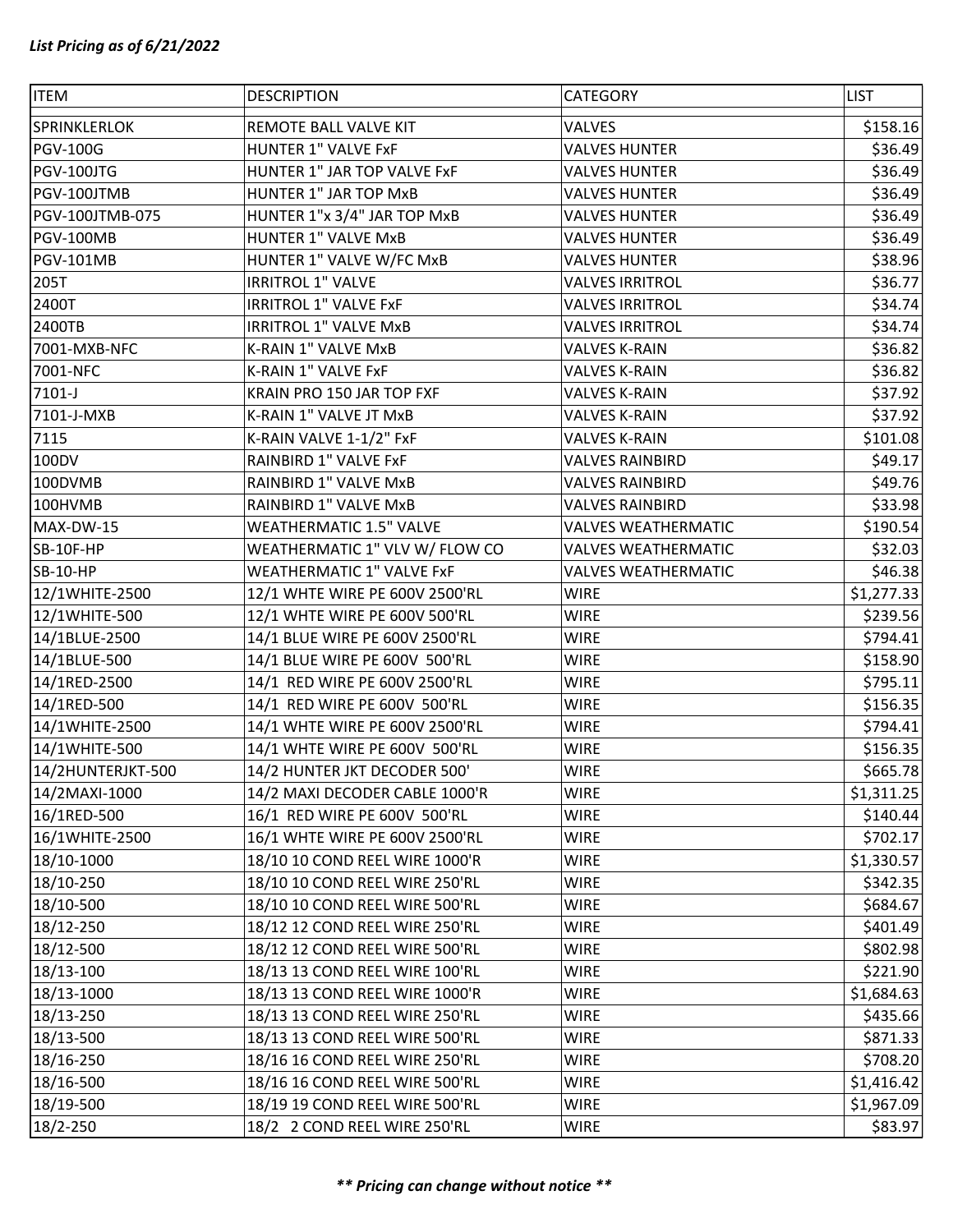*List Pricing as of 6/21/2022*

| ITEM | DESCRIPTION | CATEGORY | LIST |
|---|---|---|---|
| SPRINKLERLOK | REMOTE BALL VALVE KIT | VALVES | $158.16 |
| PGV-100G | HUNTER 1" VALVE FxF | VALVES HUNTER | $36.49 |
| PGV-100JTG | HUNTER 1" JAR TOP VALVE FxF | VALVES HUNTER | $36.49 |
| PGV-100JTMB | HUNTER 1" JAR TOP MxB | VALVES HUNTER | $36.49 |
| PGV-100JTMB-075 | HUNTER 1"x 3/4" JAR TOP MxB | VALVES HUNTER | $36.49 |
| PGV-100MB | HUNTER 1" VALVE MxB | VALVES HUNTER | $36.49 |
| PGV-101MB | HUNTER 1" VALVE W/FC MxB | VALVES HUNTER | $38.96 |
| 205T | IRRITROL 1" VALVE | VALVES IRRITROL | $36.77 |
| 2400T | IRRITROL 1" VALVE FxF | VALVES IRRITROL | $34.74 |
| 2400TB | IRRITROL 1" VALVE MxB | VALVES IRRITROL | $34.74 |
| 7001-MXB-NFC | K-RAIN 1" VALVE MxB | VALVES K-RAIN | $36.82 |
| 7001-NFC | K-RAIN 1" VALVE FxF | VALVES K-RAIN | $36.82 |
| 7101-J | KRAIN PRO 150 JAR TOP FXF | VALVES K-RAIN | $37.92 |
| 7101-J-MXB | K-RAIN 1" VALVE JT MxB | VALVES K-RAIN | $37.92 |
| 7115 | K-RAIN VALVE 1-1/2" FxF | VALVES K-RAIN | $101.08 |
| 100DV | RAINBIRD 1" VALVE FxF | VALVES RAINBIRD | $49.17 |
| 100DVMB | RAINBIRD 1" VALVE MxB | VALVES RAINBIRD | $49.76 |
| 100HVMB | RAINBIRD 1" VALVE MxB | VALVES RAINBIRD | $33.98 |
| MAX-DW-15 | WEATHERMATIC 1.5" VALVE | VALVES WEATHERMATIC | $190.54 |
| SB-10F-HP | WEATHERMATIC 1" VLV W/ FLOW CO | VALVES WEATHERMATIC | $32.03 |
| SB-10-HP | WEATHERMATIC 1" VALVE FxF | VALVES WEATHERMATIC | $46.38 |
| 12/1WHITE-2500 | 12/1 WHTE WIRE PE 600V 2500'RL | WIRE | $1,277.33 |
| 12/1WHITE-500 | 12/1 WHTE WIRE PE 600V 500'RL | WIRE | $239.56 |
| 14/1BLUE-2500 | 14/1 BLUE WIRE PE 600V 2500'RL | WIRE | $794.41 |
| 14/1BLUE-500 | 14/1 BLUE WIRE PE 600V 500'RL | WIRE | $158.90 |
| 14/1RED-2500 | 14/1 RED WIRE PE 600V 2500'RL | WIRE | $795.11 |
| 14/1RED-500 | 14/1 RED WIRE PE 600V 500'RL | WIRE | $156.35 |
| 14/1WHITE-2500 | 14/1 WHTE WIRE PE 600V 2500'RL | WIRE | $794.41 |
| 14/1WHITE-500 | 14/1 WHTE WIRE PE 600V 500'RL | WIRE | $156.35 |
| 14/2HUNTERJKT-500 | 14/2 HUNTER JKT DECODER 500' | WIRE | $665.78 |
| 14/2MAXI-1000 | 14/2 MAXI DECODER CABLE 1000'R | WIRE | $1,311.25 |
| 16/1RED-500 | 16/1 RED WIRE PE 600V 500'RL | WIRE | $140.44 |
| 16/1WHITE-2500 | 16/1 WHTE WIRE PE 600V 2500'RL | WIRE | $702.17 |
| 18/10-1000 | 18/10 10 COND REEL WIRE 1000'R | WIRE | $1,330.57 |
| 18/10-250 | 18/10 10 COND REEL WIRE 250'RL | WIRE | $342.35 |
| 18/10-500 | 18/10 10 COND REEL WIRE 500'RL | WIRE | $684.67 |
| 18/12-250 | 18/12 12 COND REEL WIRE 250'RL | WIRE | $401.49 |
| 18/12-500 | 18/12 12 COND REEL WIRE 500'RL | WIRE | $802.98 |
| 18/13-100 | 18/13 13 COND REEL WIRE 100'RL | WIRE | $221.90 |
| 18/13-1000 | 18/13 13 COND REEL WIRE 1000'R | WIRE | $1,684.63 |
| 18/13-250 | 18/13 13 COND REEL WIRE 250'RL | WIRE | $435.66 |
| 18/13-500 | 18/13 13 COND REEL WIRE 500'RL | WIRE | $871.33 |
| 18/16-250 | 18/16 16 COND REEL WIRE 250'RL | WIRE | $708.20 |
| 18/16-500 | 18/16 16 COND REEL WIRE 500'RL | WIRE | $1,416.42 |
| 18/19-500 | 18/19 19 COND REEL WIRE 500'RL | WIRE | $1,967.09 |
| 18/2-250 | 18/2 2 COND REEL WIRE 250'RL | WIRE | $83.97 |

*** Pricing can change without notice ***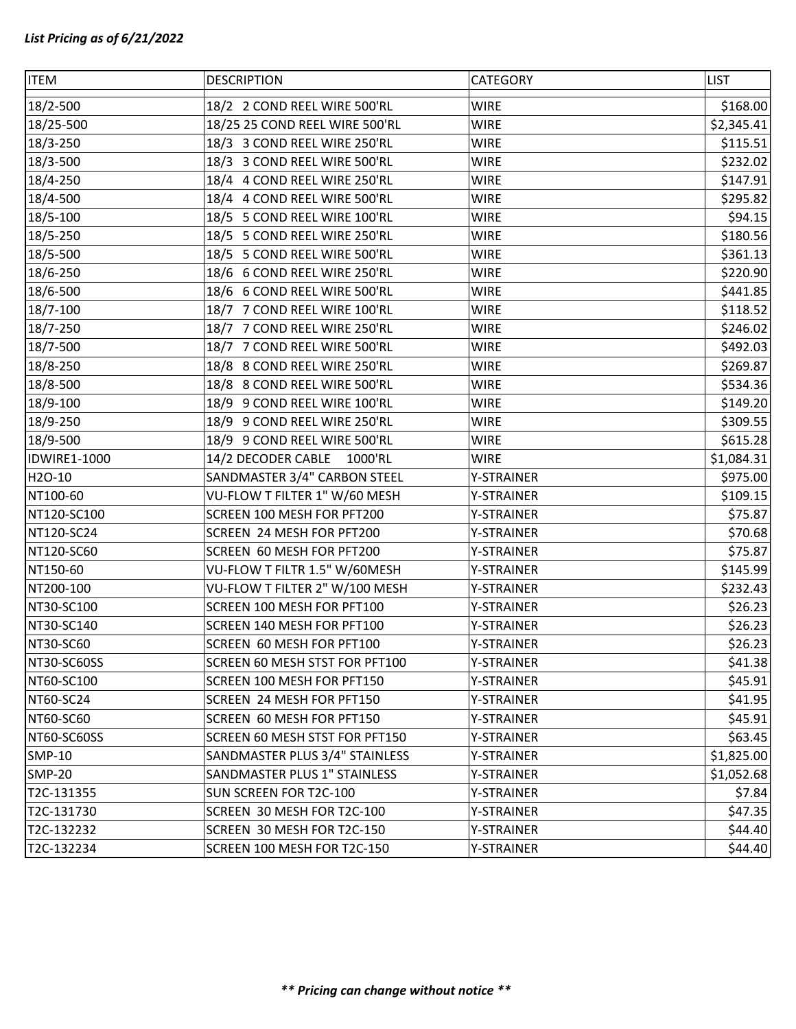*List Pricing as of 6/21/2022*

| ITEM | DESCRIPTION | CATEGORY | LIST |
|---|---|---|---|
| 18/2-500 | 18/2 2 COND REEL WIRE 500'RL | WIRE | $168.00 |
| 18/25-500 | 18/25 25 COND REEL WIRE 500'RL | WIRE | $2,345.41 |
| 18/3-250 | 18/3 3 COND REEL WIRE 250'RL | WIRE | $115.51 |
| 18/3-500 | 18/3 3 COND REEL WIRE 500'RL | WIRE | $232.02 |
| 18/4-250 | 18/4 4 COND REEL WIRE 250'RL | WIRE | $147.91 |
| 18/4-500 | 18/4 4 COND REEL WIRE 500'RL | WIRE | $295.82 |
| 18/5-100 | 18/5 5 COND REEL WIRE 100'RL | WIRE | $94.15 |
| 18/5-250 | 18/5 5 COND REEL WIRE 250'RL | WIRE | $180.56 |
| 18/5-500 | 18/5 5 COND REEL WIRE 500'RL | WIRE | $361.13 |
| 18/6-250 | 18/6 6 COND REEL WIRE 250'RL | WIRE | $220.90 |
| 18/6-500 | 18/6 6 COND REEL WIRE 500'RL | WIRE | $441.85 |
| 18/7-100 | 18/7 7 COND REEL WIRE 100'RL | WIRE | $118.52 |
| 18/7-250 | 18/7 7 COND REEL WIRE 250'RL | WIRE | $246.02 |
| 18/7-500 | 18/7 7 COND REEL WIRE 500'RL | WIRE | $492.03 |
| 18/8-250 | 18/8 8 COND REEL WIRE 250'RL | WIRE | $269.87 |
| 18/8-500 | 18/8 8 COND REEL WIRE 500'RL | WIRE | $534.36 |
| 18/9-100 | 18/9 9 COND REEL WIRE 100'RL | WIRE | $149.20 |
| 18/9-250 | 18/9 9 COND REEL WIRE 250'RL | WIRE | $309.55 |
| 18/9-500 | 18/9 9 COND REEL WIRE 500'RL | WIRE | $615.28 |
| IDWIRE1-1000 | 14/2 DECODER CABLE 1000'RL | WIRE | $1,084.31 |
| H2O-10 | SANDMASTER 3/4" CARBON STEEL | Y-STRAINER | $975.00 |
| NT100-60 | VU-FLOW T FILTER 1" W/60 MESH | Y-STRAINER | $109.15 |
| NT120-SC100 | SCREEN 100 MESH FOR PFT200 | Y-STRAINER | $75.87 |
| NT120-SC24 | SCREEN 24 MESH FOR PFT200 | Y-STRAINER | $70.68 |
| NT120-SC60 | SCREEN 60 MESH FOR PFT200 | Y-STRAINER | $75.87 |
| NT150-60 | VU-FLOW T FILTR 1.5" W/60MESH | Y-STRAINER | $145.99 |
| NT200-100 | VU-FLOW T FILTER 2" W/100 MESH | Y-STRAINER | $232.43 |
| NT30-SC100 | SCREEN 100 MESH FOR PFT100 | Y-STRAINER | $26.23 |
| NT30-SC140 | SCREEN 140 MESH FOR PFT100 | Y-STRAINER | $26.23 |
| NT30-SC60 | SCREEN 60 MESH FOR PFT100 | Y-STRAINER | $26.23 |
| NT30-SC60SS | SCREEN 60 MESH STST FOR PFT100 | Y-STRAINER | $41.38 |
| NT60-SC100 | SCREEN 100 MESH FOR PFT150 | Y-STRAINER | $45.91 |
| NT60-SC24 | SCREEN 24 MESH FOR PFT150 | Y-STRAINER | $41.95 |
| NT60-SC60 | SCREEN 60 MESH FOR PFT150 | Y-STRAINER | $45.91 |
| NT60-SC60SS | SCREEN 60 MESH STST FOR PFT150 | Y-STRAINER | $63.45 |
| SMP-10 | SANDMASTER PLUS 3/4" STAINLESS | Y-STRAINER | $1,825.00 |
| SMP-20 | SANDMASTER PLUS 1" STAINLESS | Y-STRAINER | $1,052.68 |
| T2C-131355 | SUN SCREEN FOR T2C-100 | Y-STRAINER | $7.84 |
| T2C-131730 | SCREEN 30 MESH FOR T2C-100 | Y-STRAINER | $47.35 |
| T2C-132232 | SCREEN 30 MESH FOR T2C-150 | Y-STRAINER | $44.40 |
| T2C-132234 | SCREEN 100 MESH FOR T2C-150 | Y-STRAINER | $44.40 |

***** Pricing can change without notice *****